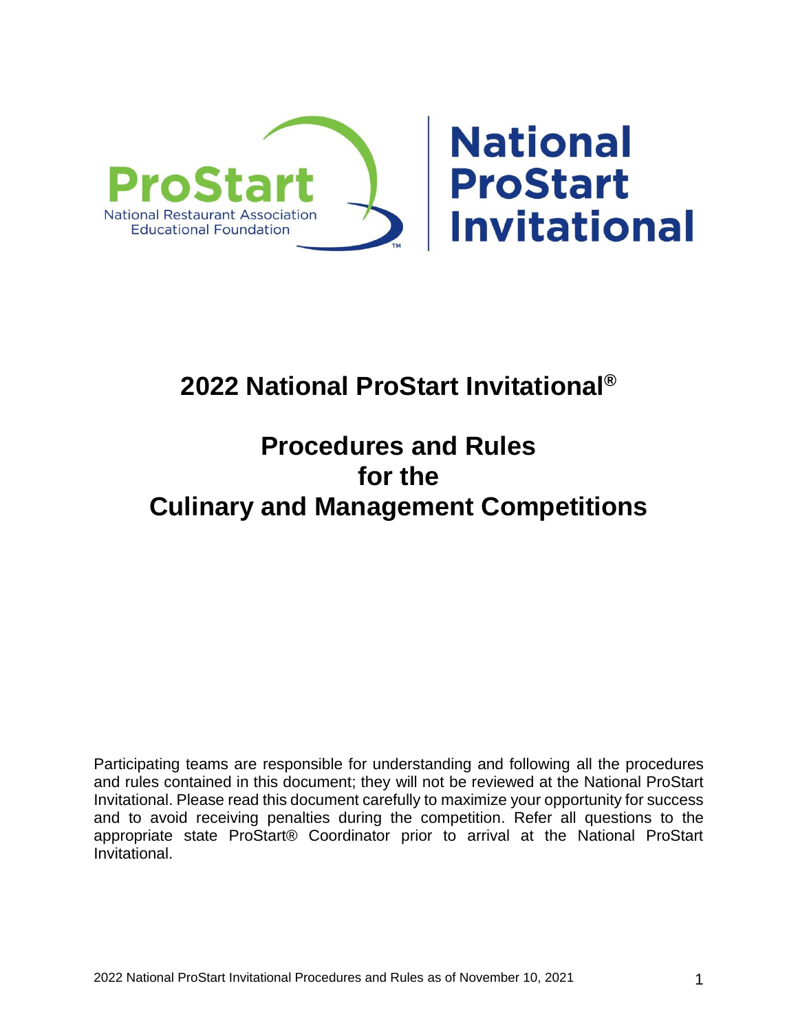# 2022 National ProStart Invitational®

## Procedures and Rules for the Culinary and Management Competitions

Participating teams are responsible for understanding and following all the procedures and rules contained in this document; they will not be reviewed at the National ProStart Invitational. Please read this document carefully to maximize your opportunity for success and to avoid receiving penalties during the competition. Refer all questions to the appropriate state ProStart® Coordinator prior to arrival at the National ProStart Invitational.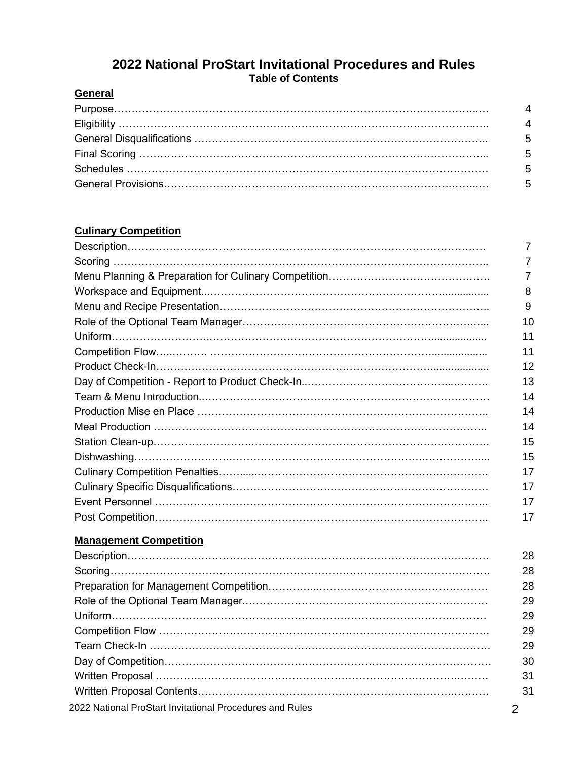# 2022 National ProStart Invitational Procedures and Rules

**Table of Contents**

**General**

| | |
|---|---|
| Purpose | 4 |
| Eligibility | 4 |
| General Disqualifications | 5 |
| Final Scoring | 5 |
| Schedules | 5 |
| General Provisions | 5 |

**Culinary Competition**

| | |
|---|---|
| Description | 7 |
| Scoring | 7 |
| Menu Planning & Preparation for Culinary Competition | 7 |
| Workspace and Equipment | 8 |
| Menu and Recipe Presentation | 9 |
| Role of the Optional Team Manager | 10 |
| Uniform | 11 |
| Competition Flow | 11 |
| Product Check-In | 12 |
| Day of Competition - Report to Product Check-In | 13 |
| Team & Menu Introduction | 14 |
| Production Mise en Place | 14 |
| Meal Production | 14 |
| Station Clean-up | 15 |
| Dishwashing | 15 |
| Culinary Competition Penalties | 17 |
| Culinary Specific Disqualifications | 17 |
| Event Personnel | 17 |
| Post Competition | 17 |

**Management Competition**

| | |
|---|---|
| Description | 28 |
| Scoring | 28 |
| Preparation for Management Competition | 28 |
| Role of the Optional Team Manager | 29 |
| Uniform | 29 |
| Competition Flow | 29 |
| Team Check-In | 29 |
| Day of Competition | 30 |
| Written Proposal | 31 |
| Written Proposal Contents | 31 |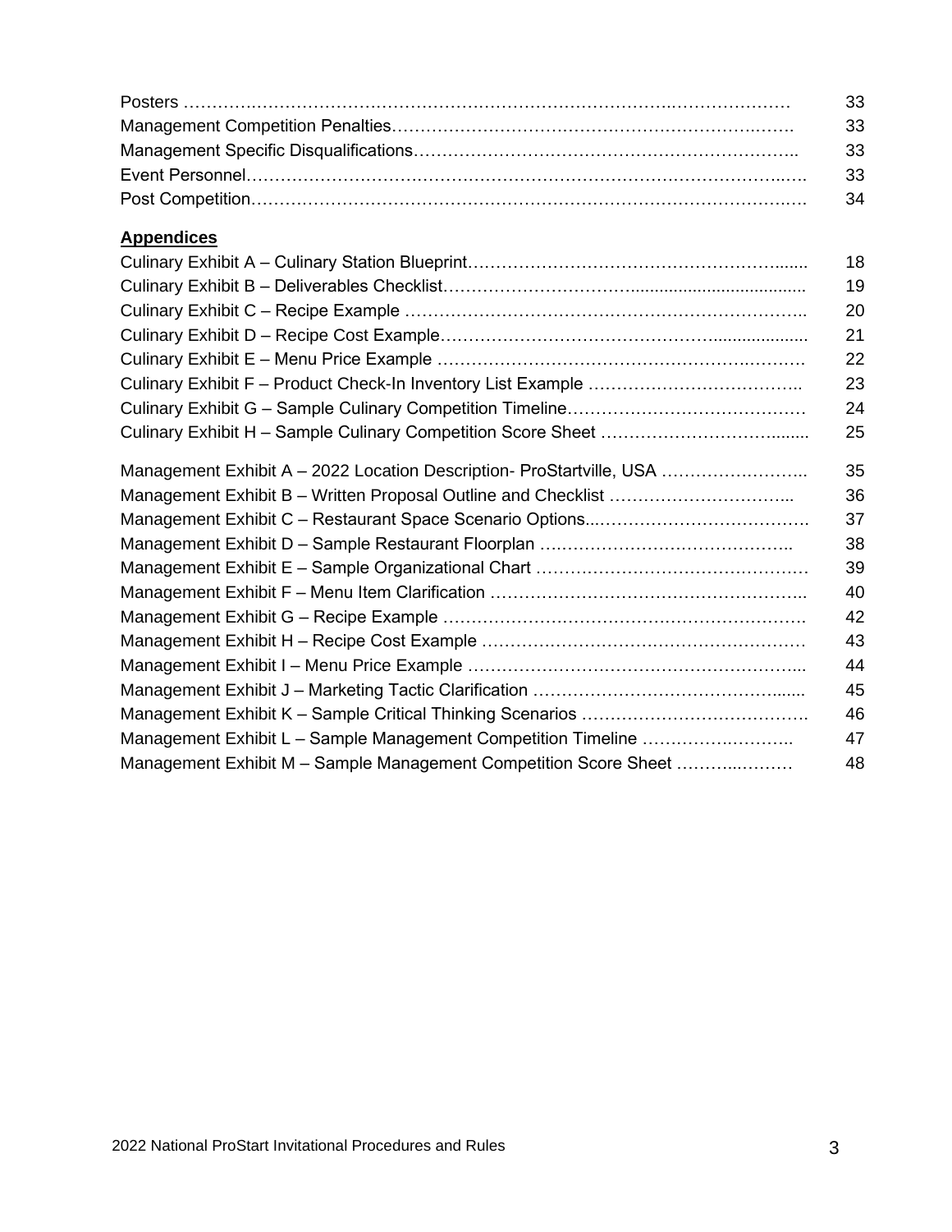Posters …………………………………………………………………………………………… 33
Management Competition Penalties…………………………………………………………… 33
Management Specific Disqualifications……………………………………………………….. 33
Event Personnel………………………………………………………………………………… 33
Post Competition………………………………………………………………………………… 34

**Appendices**

Culinary Exhibit A – Culinary Station Blueprint………………………………………………....... 18
Culinary Exhibit B – Deliverables Checklist……………………………..................................... 19
Culinary Exhibit C – Recipe Example …………………………………………………………….. 20
Culinary Exhibit D – Recipe Cost Example……………………………………….................... 21
Culinary Exhibit E – Menu Price Example ………………………………………………..……… 22
Culinary Exhibit F – Product Check-In Inventory List Example ……………………………….. 23
Culinary Exhibit G – Sample Culinary Competition Timeline…………………………………… 24
Culinary Exhibit H – Sample Culinary Competition Score Sheet ……………………………....... 25

Management Exhibit A – 2022 Location Description- ProStartville, USA …………………….. 35
Management Exhibit B – Written Proposal Outline and Checklist ………………………….. 36
Management Exhibit C – Restaurant Space Scenario Options...………………………………. 37
Management Exhibit D – Sample Restaurant Floorplan …………………………………….. 38
Management Exhibit E – Sample Organizational Chart ………………………………………… 39
Management Exhibit F – Menu Item Clarification ……………………………………………….. 40
Management Exhibit G – Recipe Example ……………………………………………………. 42
Management Exhibit H – Recipe Cost Example ………………………………………………… 43
Management Exhibit I – Menu Price Example …………………………………………………... 44
Management Exhibit J – Marketing Tactic Clarification ………………………………………....... 45
Management Exhibit K – Sample Critical Thinking Scenarios …………………………………. 46
Management Exhibit L – Sample Management Competition Timeline ……………….……….. 47
Management Exhibit M – Sample Management Competition Score Sheet ………..……… 48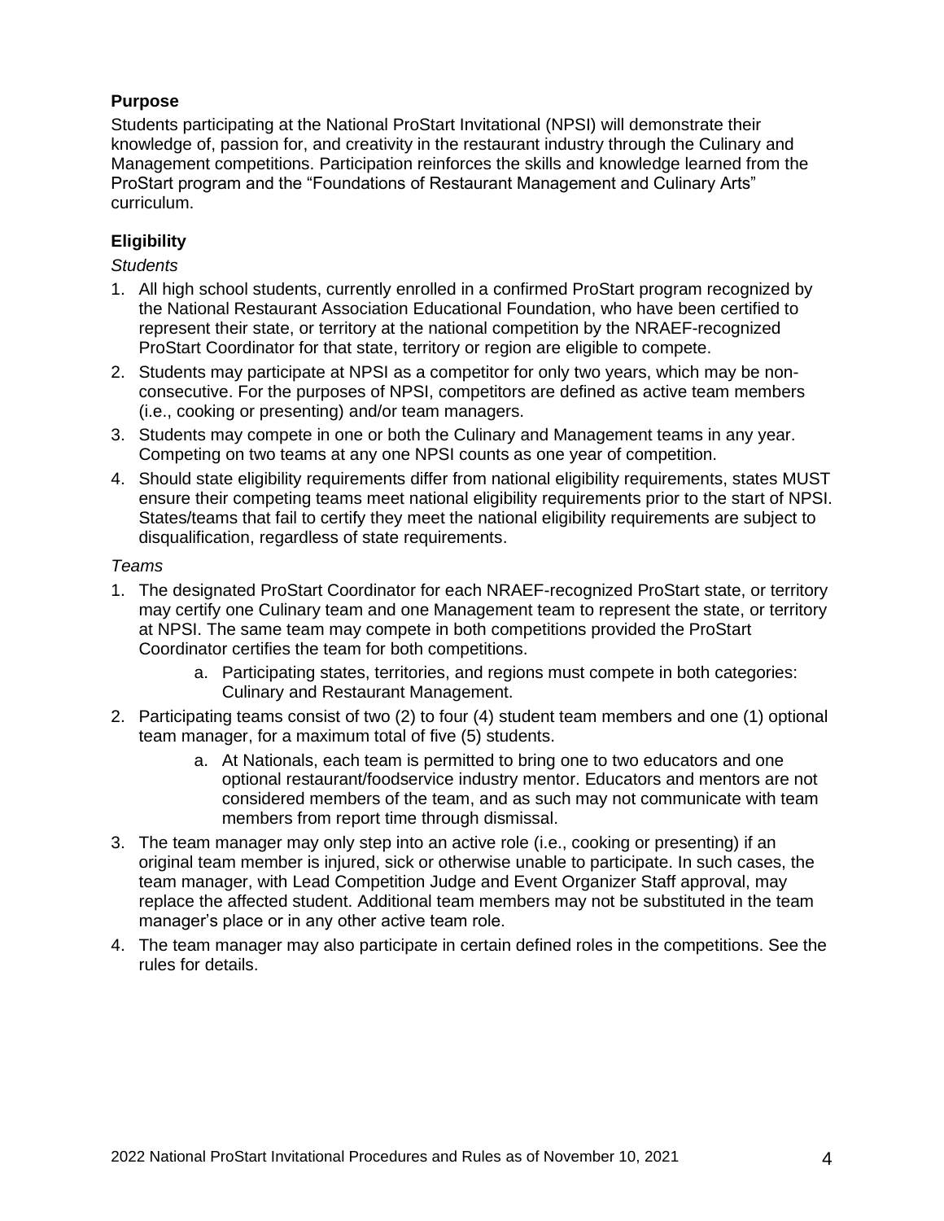## Purpose

Students participating at the National ProStart Invitational (NPSI) will demonstrate their knowledge of, passion for, and creativity in the restaurant industry through the Culinary and Management competitions. Participation reinforces the skills and knowledge learned from the ProStart program and the "Foundations of Restaurant Management and Culinary Arts" curriculum.

## Eligibility

*Students*

1. All high school students, currently enrolled in a confirmed ProStart program recognized by the National Restaurant Association Educational Foundation, who have been certified to represent their state, or territory at the national competition by the NRAEF-recognized ProStart Coordinator for that state, territory or region are eligible to compete.
2. Students may participate at NPSI as a competitor for only two years, which may be non-consecutive. For the purposes of NPSI, competitors are defined as active team members (i.e., cooking or presenting) and/or team managers.
3. Students may compete in one or both the Culinary and Management teams in any year. Competing on two teams at any one NPSI counts as one year of competition.
4. Should state eligibility requirements differ from national eligibility requirements, states MUST ensure their competing teams meet national eligibility requirements prior to the start of NPSI. States/teams that fail to certify they meet the national eligibility requirements are subject to disqualification, regardless of state requirements.

*Teams*

1. The designated ProStart Coordinator for each NRAEF-recognized ProStart state, or territory may certify one Culinary team and one Management team to represent the state, or territory at NPSI. The same team may compete in both competitions provided the ProStart Coordinator certifies the team for both competitions.
    a. Participating states, territories, and regions must compete in both categories: Culinary and Restaurant Management.
2. Participating teams consist of two (2) to four (4) student team members and one (1) optional team manager, for a maximum total of five (5) students.
    a. At Nationals, each team is permitted to bring one to two educators and one optional restaurant/foodservice industry mentor. Educators and mentors are not considered members of the team, and as such may not communicate with team members from report time through dismissal.
3. The team manager may only step into an active role (i.e., cooking or presenting) if an original team member is injured, sick or otherwise unable to participate. In such cases, the team manager, with Lead Competition Judge and Event Organizer Staff approval, may replace the affected student. Additional team members may not be substituted in the team manager's place or in any other active team role.
4. The team manager may also participate in certain defined roles in the competitions. See the rules for details.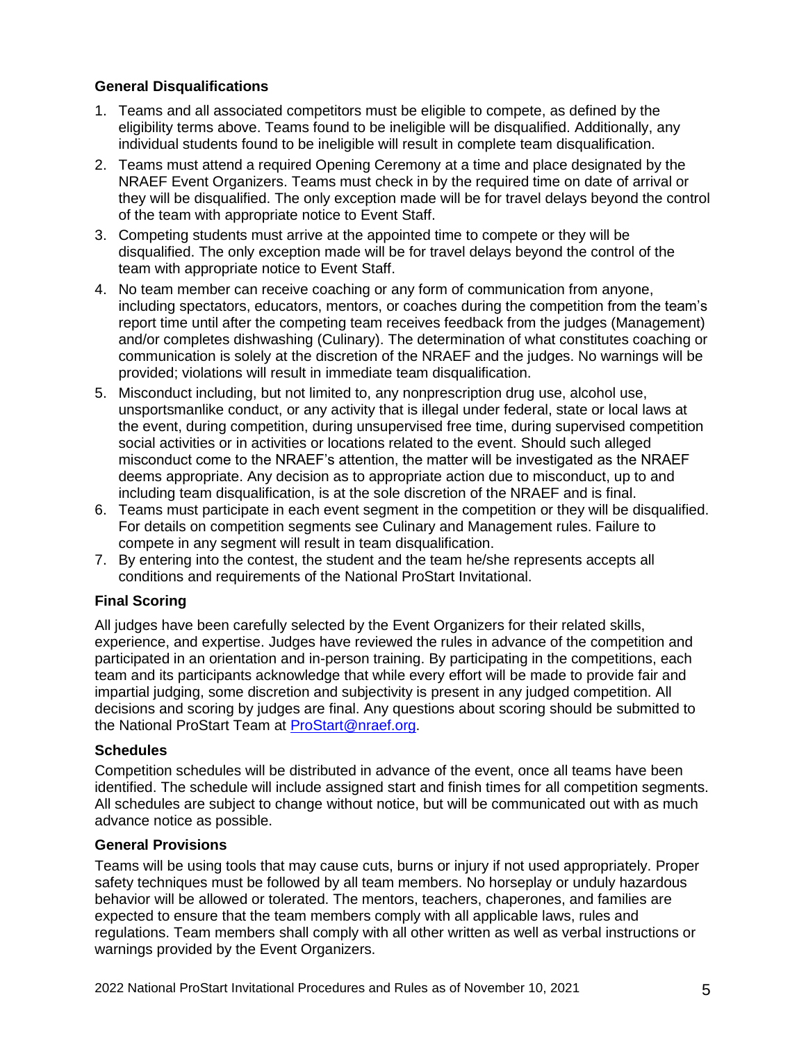## General Disqualifications

1. Teams and all associated competitors must be eligible to compete, as defined by the eligibility terms above. Teams found to be ineligible will be disqualified. Additionally, any individual students found to be ineligible will result in complete team disqualification.
2. Teams must attend a required Opening Ceremony at a time and place designated by the NRAEF Event Organizers. Teams must check in by the required time on date of arrival or they will be disqualified. The only exception made will be for travel delays beyond the control of the team with appropriate notice to Event Staff.
3. Competing students must arrive at the appointed time to compete or they will be disqualified. The only exception made will be for travel delays beyond the control of the team with appropriate notice to Event Staff.
4. No team member can receive coaching or any form of communication from anyone, including spectators, educators, mentors, or coaches during the competition from the team's report time until after the competing team receives feedback from the judges (Management) and/or completes dishwashing (Culinary). The determination of what constitutes coaching or communication is solely at the discretion of the NRAEF and the judges. No warnings will be provided; violations will result in immediate team disqualification.
5. Misconduct including, but not limited to, any nonprescription drug use, alcohol use, unsportsmanlike conduct, or any activity that is illegal under federal, state or local laws at the event, during competition, during unsupervised free time, during supervised competition social activities or in activities or locations related to the event. Should such alleged misconduct come to the NRAEF's attention, the matter will be investigated as the NRAEF deems appropriate. Any decision as to appropriate action due to misconduct, up to and including team disqualification, is at the sole discretion of the NRAEF and is final.
6. Teams must participate in each event segment in the competition or they will be disqualified. For details on competition segments see Culinary and Management rules. Failure to compete in any segment will result in team disqualification.
7. By entering into the contest, the student and the team he/she represents accepts all conditions and requirements of the National ProStart Invitational.

## Final Scoring

All judges have been carefully selected by the Event Organizers for their related skills, experience, and expertise. Judges have reviewed the rules in advance of the competition and participated in an orientation and in-person training. By participating in the competitions, each team and its participants acknowledge that while every effort will be made to provide fair and impartial judging, some discretion and subjectivity is present in any judged competition. All decisions and scoring by judges are final. Any questions about scoring should be submitted to the National ProStart Team at ProStart@nraef.org.

## Schedules

Competition schedules will be distributed in advance of the event, once all teams have been identified. The schedule will include assigned start and finish times for all competition segments. All schedules are subject to change without notice, but will be communicated out with as much advance notice as possible.

## General Provisions

Teams will be using tools that may cause cuts, burns or injury if not used appropriately. Proper safety techniques must be followed by all team members. No horseplay or unduly hazardous behavior will be allowed or tolerated. The mentors, teachers, chaperones, and families are expected to ensure that the team members comply with all applicable laws, rules and regulations. Team members shall comply with all other written as well as verbal instructions or warnings provided by the Event Organizers.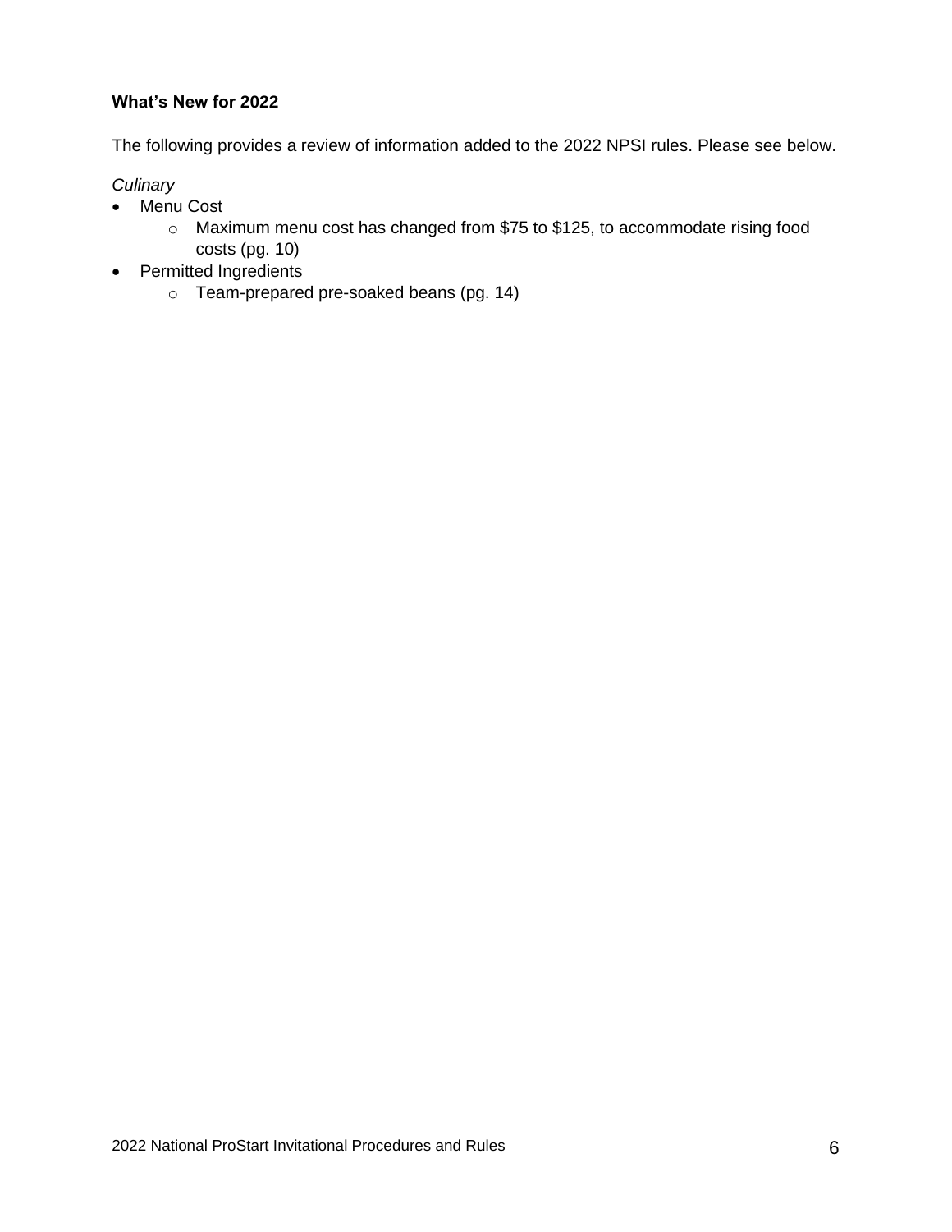**What's New for 2022**

The following provides a review of information added to the 2022 NPSI rules. Please see below.

*Culinary*

- Menu Cost
  - Maximum menu cost has changed from $75 to $125, to accommodate rising food costs (pg. 10)
- Permitted Ingredients
  - Team-prepared pre-soaked beans (pg. 14)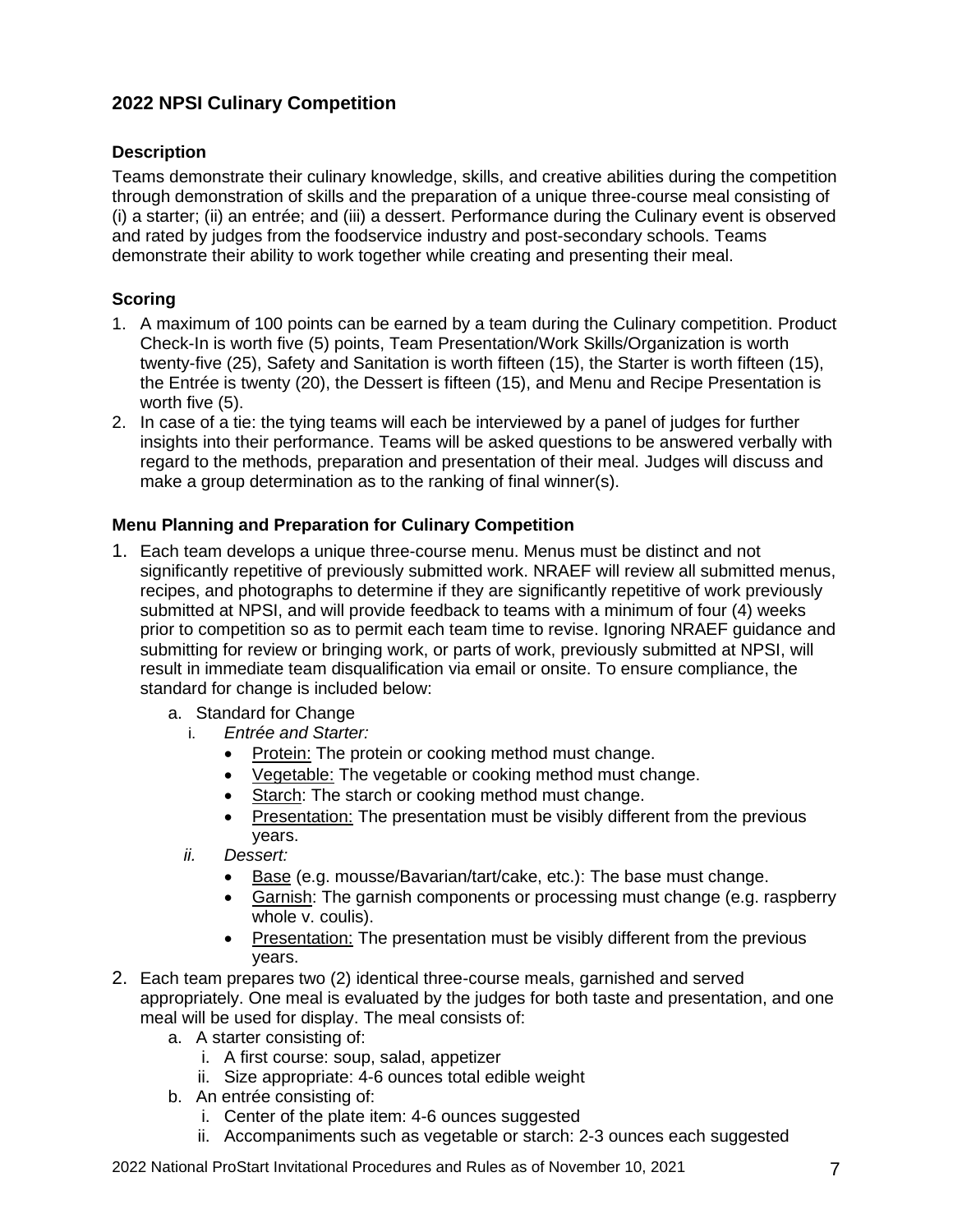## 2022 NPSI Culinary Competition

### Description

Teams demonstrate their culinary knowledge, skills, and creative abilities during the competition through demonstration of skills and the preparation of a unique three-course meal consisting of (i) a starter; (ii) an entrée; and (iii) a dessert. Performance during the Culinary event is observed and rated by judges from the foodservice industry and post-secondary schools. Teams demonstrate their ability to work together while creating and presenting their meal.

### Scoring

1. A maximum of 100 points can be earned by a team during the Culinary competition. Product Check-In is worth five (5) points, Team Presentation/Work Skills/Organization is worth twenty-five (25), Safety and Sanitation is worth fifteen (15), the Starter is worth fifteen (15), the Entrée is twenty (20), the Dessert is fifteen (15), and Menu and Recipe Presentation is worth five (5).
2. In case of a tie: the tying teams will each be interviewed by a panel of judges for further insights into their performance. Teams will be asked questions to be answered verbally with regard to the methods, preparation and presentation of their meal. Judges will discuss and make a group determination as to the ranking of final winner(s).

### Menu Planning and Preparation for Culinary Competition

1. Each team develops a unique three-course menu. Menus must be distinct and not significantly repetitive of previously submitted work. NRAEF will review all submitted menus, recipes, and photographs to determine if they are significantly repetitive of work previously submitted at NPSI, and will provide feedback to teams with a minimum of four (4) weeks prior to competition so as to permit each team time to revise. Ignoring NRAEF guidance and submitting for review or bringing work, or parts of work, previously submitted at NPSI, will result in immediate team disqualification via email or onsite. To ensure compliance, the standard for change is included below:
   a. Standard for Change
      i. *Entrée and Starter:*
         - Protein: The protein or cooking method must change.
         - Vegetable: The vegetable or cooking method must change.
         - Starch: The starch or cooking method must change.
         - Presentation: The presentation must be visibly different from the previous years.
      ii. *Dessert:*
         - Base (e.g. mousse/Bavarian/tart/cake, etc.): The base must change.
         - Garnish: The garnish components or processing must change (e.g. raspberry whole v. coulis).
         - Presentation: The presentation must be visibly different from the previous years.
2. Each team prepares two (2) identical three-course meals, garnished and served appropriately. One meal is evaluated by the judges for both taste and presentation, and one meal will be used for display. The meal consists of:
   a. A starter consisting of:
      i. A first course: soup, salad, appetizer
      ii. Size appropriate: 4-6 ounces total edible weight
   b. An entrée consisting of:
      i. Center of the plate item: 4-6 ounces suggested
      ii. Accompaniments such as vegetable or starch: 2-3 ounces each suggested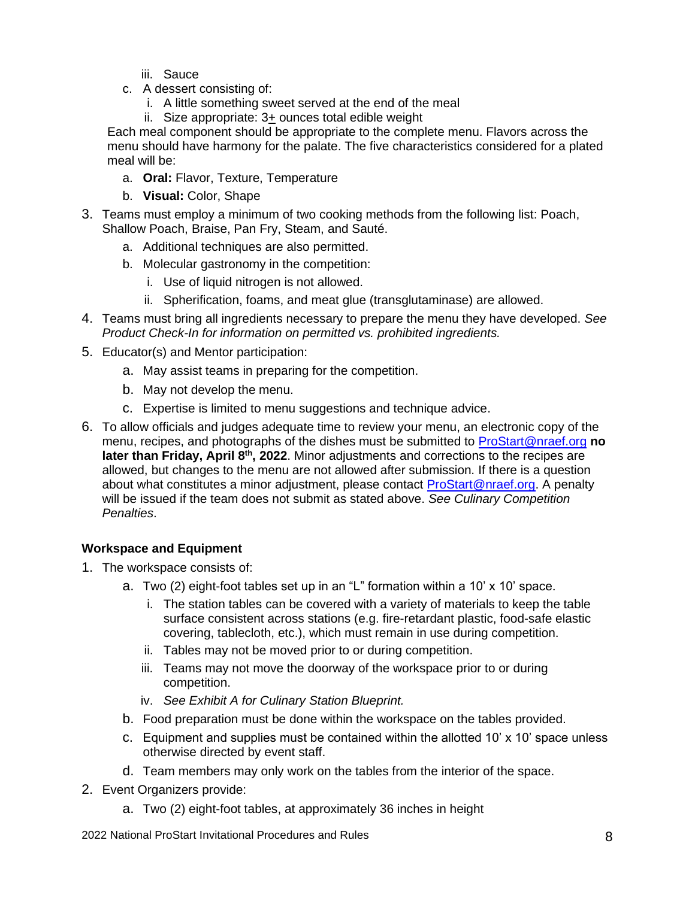iii. Sauce
   c. A dessert consisting of:
      i. A little something sweet served at the end of the meal
      ii. Size appropriate: 3± ounces total edible weight

   Each meal component should be appropriate to the complete menu. Flavors across the menu should have harmony for the palate. The five characteristics considered for a plated meal will be:

   a. **Oral:** Flavor, Texture, Temperature
   b. **Visual:** Color, Shape

3. Teams must employ a minimum of two cooking methods from the following list: Poach, Shallow Poach, Braise, Pan Fry, Steam, and Sauté.
   a. Additional techniques are also permitted.
   b. Molecular gastronomy in the competition:
      i. Use of liquid nitrogen is not allowed.
      ii. Spherification, foams, and meat glue (transglutaminase) are allowed.
4. Teams must bring all ingredients necessary to prepare the menu they have developed. *See Product Check-In for information on permitted vs. prohibited ingredients.*
5. Educator(s) and Mentor participation:
   a. May assist teams in preparing for the competition.
   b. May not develop the menu.
   c. Expertise is limited to menu suggestions and technique advice.
6. To allow officials and judges adequate time to review your menu, an electronic copy of the menu, recipes, and photographs of the dishes must be submitted to ProStart@nraef.org **no later than Friday, April 8th, 2022**. Minor adjustments and corrections to the recipes are allowed, but changes to the menu are not allowed after submission. If there is a question about what constitutes a minor adjustment, please contact ProStart@nraef.org. A penalty will be issued if the team does not submit as stated above. *See Culinary Competition Penalties*.

**Workspace and Equipment**

1. The workspace consists of:
   a. Two (2) eight-foot tables set up in an "L" formation within a 10' x 10' space.
      i. The station tables can be covered with a variety of materials to keep the table surface consistent across stations (e.g. fire-retardant plastic, food-safe elastic covering, tablecloth, etc.), which must remain in use during competition.
      ii. Tables may not be moved prior to or during competition.
      iii. Teams may not move the doorway of the workspace prior to or during competition.
      iv. *See Exhibit A for Culinary Station Blueprint.*
   b. Food preparation must be done within the workspace on the tables provided.
   c. Equipment and supplies must be contained within the allotted 10' x 10' space unless otherwise directed by event staff.
   d. Team members may only work on the tables from the interior of the space.
2. Event Organizers provide:
   a. Two (2) eight-foot tables, at approximately 36 inches in height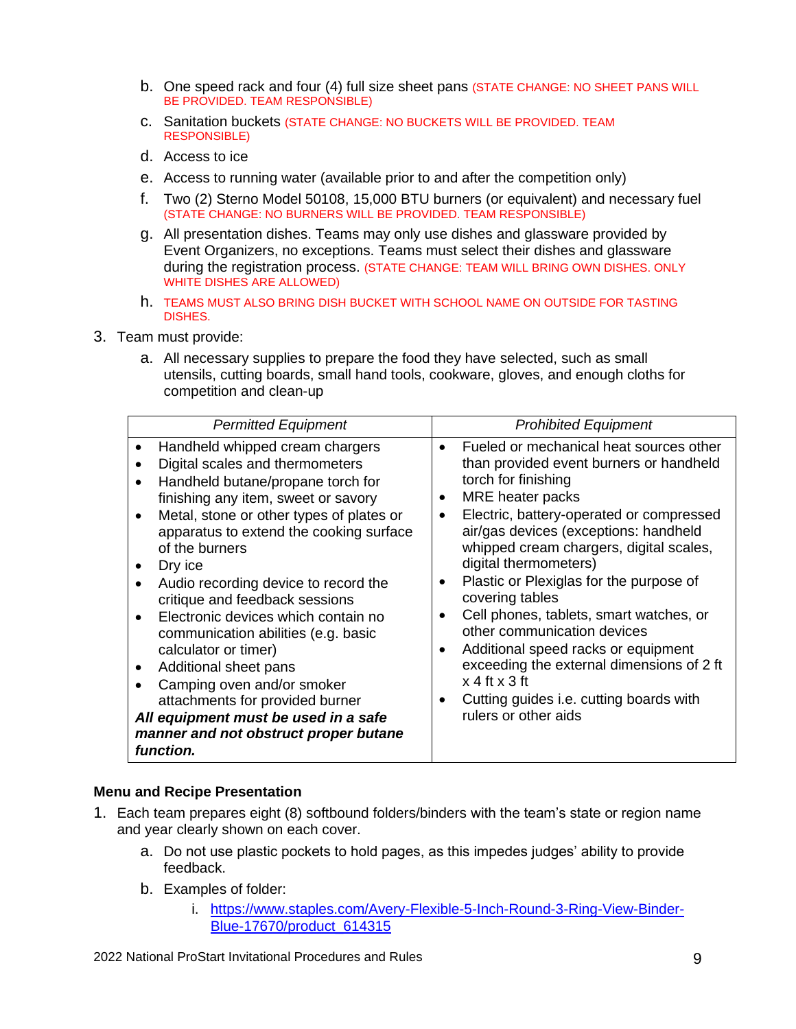b. One speed rack and four (4) full size sheet pans (STATE CHANGE: NO SHEET PANS WILL BE PROVIDED. TEAM RESPONSIBLE)

c. Sanitation buckets (STATE CHANGE: NO BUCKETS WILL BE PROVIDED. TEAM RESPONSIBLE)

d. Access to ice

e. Access to running water (available prior to and after the competition only)

f. Two (2) Sterno Model 50108, 15,000 BTU burners (or equivalent) and necessary fuel (STATE CHANGE: NO BURNERS WILL BE PROVIDED. TEAM RESPONSIBLE)

g. All presentation dishes. Teams may only use dishes and glassware provided by Event Organizers, no exceptions. Teams must select their dishes and glassware during the registration process. (STATE CHANGE: TEAM WILL BRING OWN DISHES. ONLY WHITE DISHES ARE ALLOWED)

h. TEAMS MUST ALSO BRING DISH BUCKET WITH SCHOOL NAME ON OUTSIDE FOR TASTING DISHES.

3. Team must provide:

   a. All necessary supplies to prepare the food they have selected, such as small utensils, cutting boards, small hand tools, cookware, gloves, and enough cloths for competition and clean-up

| *Permitted Equipment* | *Prohibited Equipment* |
|---|---|
| • Handheld whipped cream chargers<br>• Digital scales and thermometers<br>• Handheld butane/propane torch for finishing any item, sweet or savory<br>• Metal, stone or other types of plates or apparatus to extend the cooking surface of the burners<br>• Dry ice<br>• Audio recording device to record the critique and feedback sessions<br>• Electronic devices which contain no communication abilities (e.g. basic calculator or timer)<br>• Additional sheet pans<br>• Camping oven and/or smoker attachments for provided burner<br>***All equipment must be used in a safe manner and not obstruct proper butane function.*** | • Fueled or mechanical heat sources other than provided event burners or handheld torch for finishing<br>• MRE heater packs<br>• Electric, battery-operated or compressed air/gas devices (exceptions: handheld whipped cream chargers, digital scales, digital thermometers)<br>• Plastic or Plexiglas for the purpose of covering tables<br>• Cell phones, tablets, smart watches, or other communication devices<br>• Additional speed racks or equipment exceeding the external dimensions of 2 ft x 4 ft x 3 ft<br>• Cutting guides i.e. cutting boards with rulers or other aids |

**Menu and Recipe Presentation**

1. Each team prepares eight (8) softbound folders/binders with the team's state or region name and year clearly shown on each cover.

   a. Do not use plastic pockets to hold pages, as this impedes judges' ability to provide feedback.

   b. Examples of folder:

      i. https://www.staples.com/Avery-Flexible-5-Inch-Round-3-Ring-View-Binder-Blue-17670/product_614315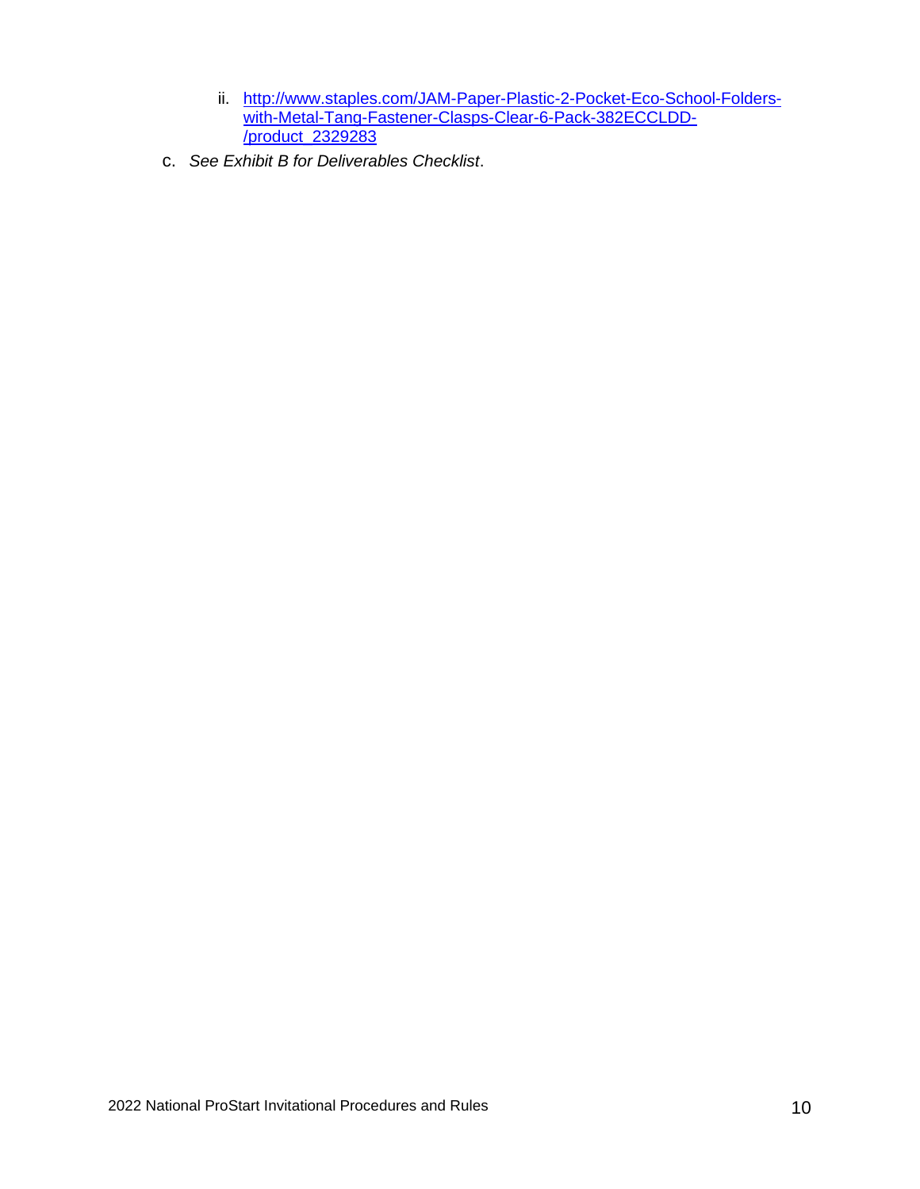ii. [http://www.staples.com/JAM-Paper-Plastic-2-Pocket-Eco-School-Folders-with-Metal-Tang-Fastener-Clasps-Clear-6-Pack-382ECCLDD-/product_2329283](http://www.staples.com/JAM-Paper-Plastic-2-Pocket-Eco-School-Folders-with-Metal-Tang-Fastener-Clasps-Clear-6-Pack-382ECCLDD-/product_2329283)

c. *See Exhibit B for Deliverables Checklist*.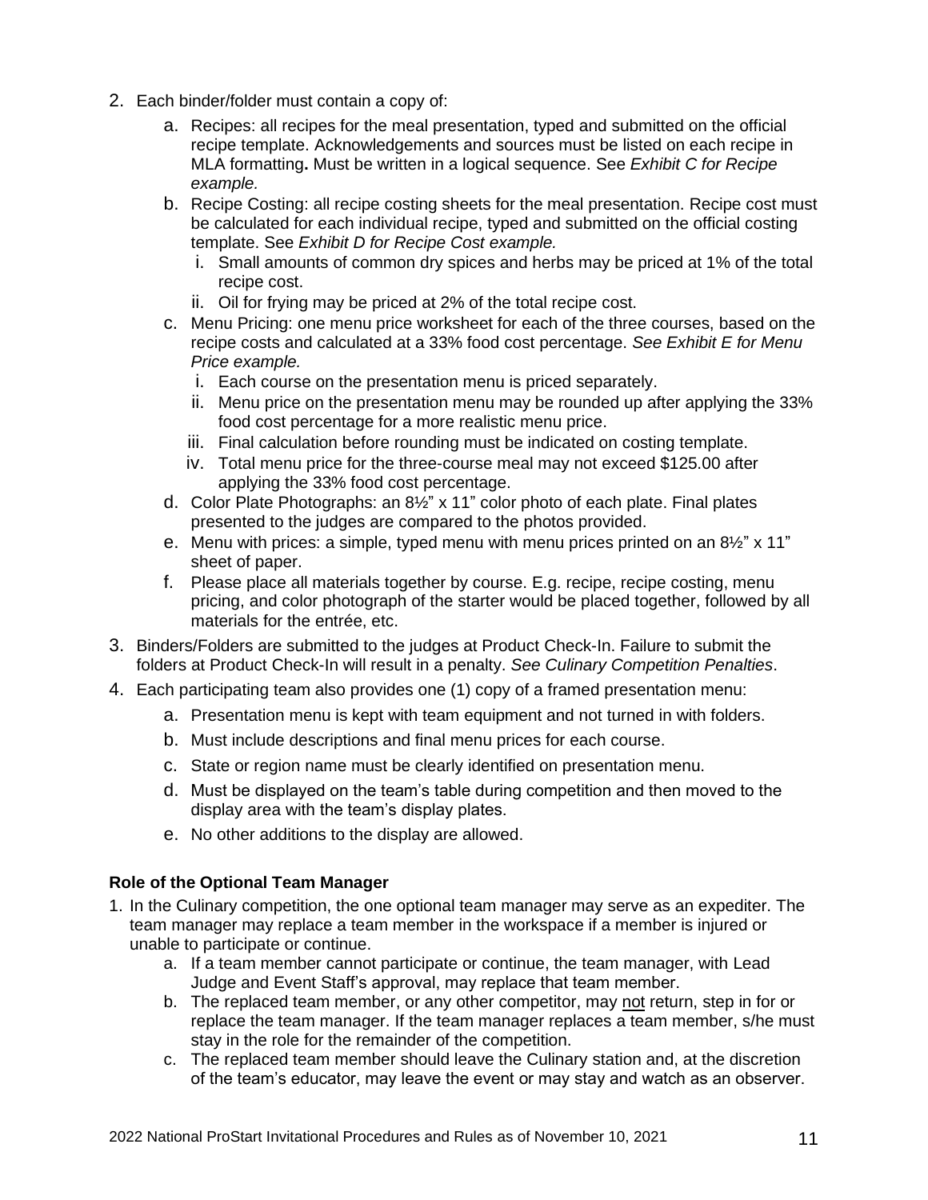2. Each binder/folder must contain a copy of:
    a. Recipes: all recipes for the meal presentation, typed and submitted on the official recipe template. Acknowledgements and sources must be listed on each recipe in MLA formatting**.** Must be written in a logical sequence. See *Exhibit C for Recipe example.*
    b. Recipe Costing: all recipe costing sheets for the meal presentation. Recipe cost must be calculated for each individual recipe, typed and submitted on the official costing template. See *Exhibit D for Recipe Cost example.*
        i. Small amounts of common dry spices and herbs may be priced at 1% of the total recipe cost.
        ii. Oil for frying may be priced at 2% of the total recipe cost.
    c. Menu Pricing: one menu price worksheet for each of the three courses, based on the recipe costs and calculated at a 33% food cost percentage. *See Exhibit E for Menu Price example.*
        i. Each course on the presentation menu is priced separately.
        ii. Menu price on the presentation menu may be rounded up after applying the 33% food cost percentage for a more realistic menu price.
        iii. Final calculation before rounding must be indicated on costing template.
        iv. Total menu price for the three-course meal may not exceed $125.00 after applying the 33% food cost percentage.
    d. Color Plate Photographs: an 8½" x 11" color photo of each plate. Final plates presented to the judges are compared to the photos provided.
    e. Menu with prices: a simple, typed menu with menu prices printed on an 8½" x 11" sheet of paper.
    f. Please place all materials together by course. E.g. recipe, recipe costing, menu pricing, and color photograph of the starter would be placed together, followed by all materials for the entrée, etc.
3. Binders/Folders are submitted to the judges at Product Check-In. Failure to submit the folders at Product Check-In will result in a penalty. *See Culinary Competition Penalties*.
4. Each participating team also provides one (1) copy of a framed presentation menu:
    a. Presentation menu is kept with team equipment and not turned in with folders.
    b. Must include descriptions and final menu prices for each course.
    c. State or region name must be clearly identified on presentation menu.
    d. Must be displayed on the team's table during competition and then moved to the display area with the team's display plates.
    e. No other additions to the display are allowed.

**Role of the Optional Team Manager**

1. In the Culinary competition, the one optional team manager may serve as an expediter. The team manager may replace a team member in the workspace if a member is injured or unable to participate or continue.
    a. If a team member cannot participate or continue, the team manager, with Lead Judge and Event Staff's approval, may replace that team member.
    b. The replaced team member, or any other competitor, may <u>not</u> return, step in for or replace the team manager. If the team manager replaces a team member, s/he must stay in the role for the remainder of the competition.
    c. The replaced team member should leave the Culinary station and, at the discretion of the team's educator, may leave the event or may stay and watch as an observer.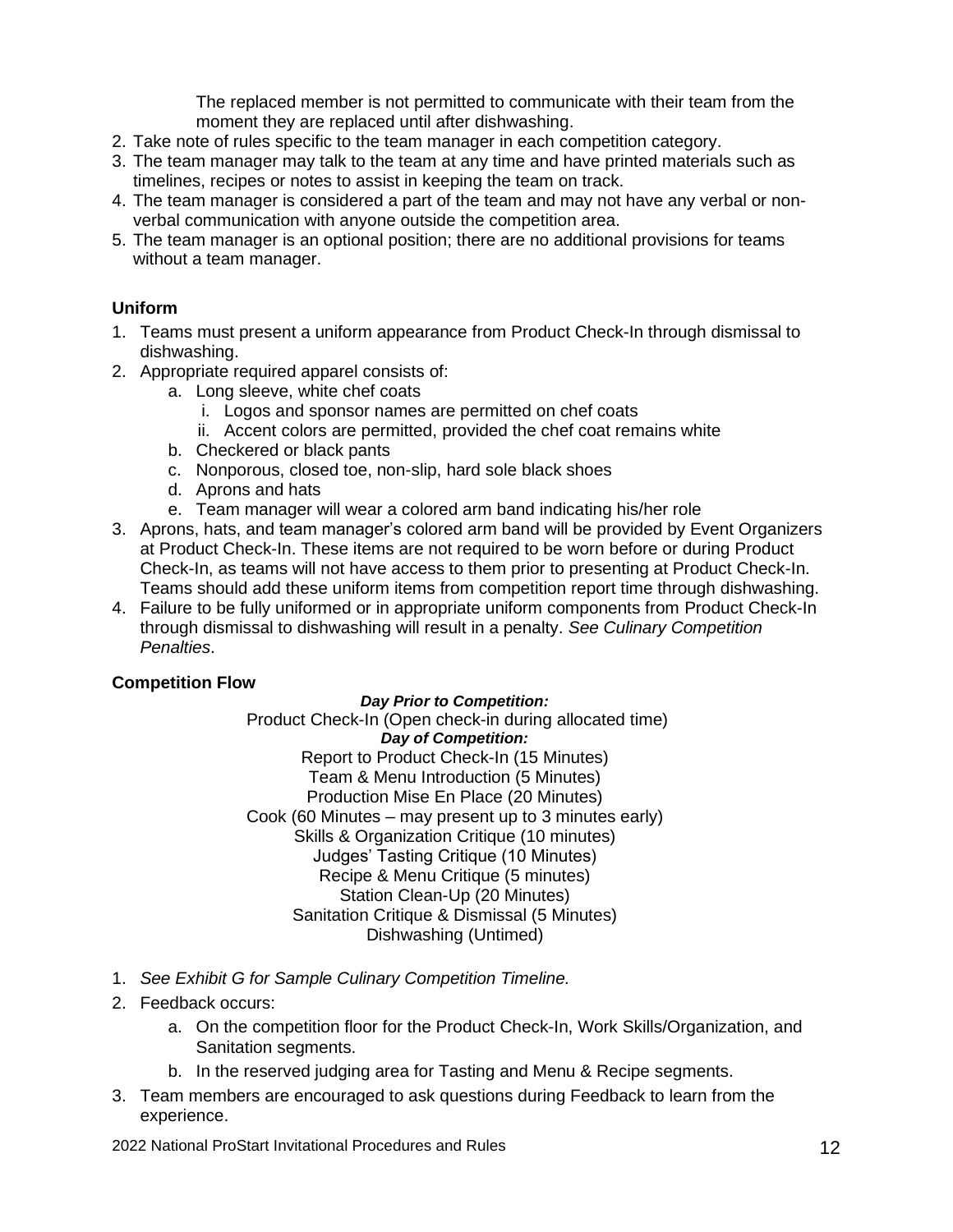The replaced member is not permitted to communicate with their team from the moment they are replaced until after dishwashing.

2. Take note of rules specific to the team manager in each competition category.
3. The team manager may talk to the team at any time and have printed materials such as timelines, recipes or notes to assist in keeping the team on track.
4. The team manager is considered a part of the team and may not have any verbal or non-verbal communication with anyone outside the competition area.
5. The team manager is an optional position; there are no additional provisions for teams without a team manager.

**Uniform**

1. Teams must present a uniform appearance from Product Check-In through dismissal to dishwashing.
2. Appropriate required apparel consists of:
   a. Long sleeve, white chef coats
      i. Logos and sponsor names are permitted on chef coats
      ii. Accent colors are permitted, provided the chef coat remains white
   b. Checkered or black pants
   c. Nonporous, closed toe, non-slip, hard sole black shoes
   d. Aprons and hats
   e. Team manager will wear a colored arm band indicating his/her role
3. Aprons, hats, and team manager's colored arm band will be provided by Event Organizers at Product Check-In. These items are not required to be worn before or during Product Check-In, as teams will not have access to them prior to presenting at Product Check-In. Teams should add these uniform items from competition report time through dishwashing.
4. Failure to be fully uniformed or in appropriate uniform components from Product Check-In through dismissal to dishwashing will result in a penalty. *See Culinary Competition Penalties*.

**Competition Flow**

***Day Prior to Competition:***
Product Check-In (Open check-in during allocated time)
***Day of Competition:***
Report to Product Check-In (15 Minutes)
Team & Menu Introduction (5 Minutes)
Production Mise En Place (20 Minutes)
Cook (60 Minutes – may present up to 3 minutes early)
Skills & Organization Critique (10 minutes)
Judges' Tasting Critique (10 Minutes)
Recipe & Menu Critique (5 minutes)
Station Clean-Up (20 Minutes)
Sanitation Critique & Dismissal (5 Minutes)
Dishwashing (Untimed)

1. *See Exhibit G for Sample Culinary Competition Timeline.*
2. Feedback occurs:
   a. On the competition floor for the Product Check-In, Work Skills/Organization, and Sanitation segments.
   b. In the reserved judging area for Tasting and Menu & Recipe segments.
3. Team members are encouraged to ask questions during Feedback to learn from the experience.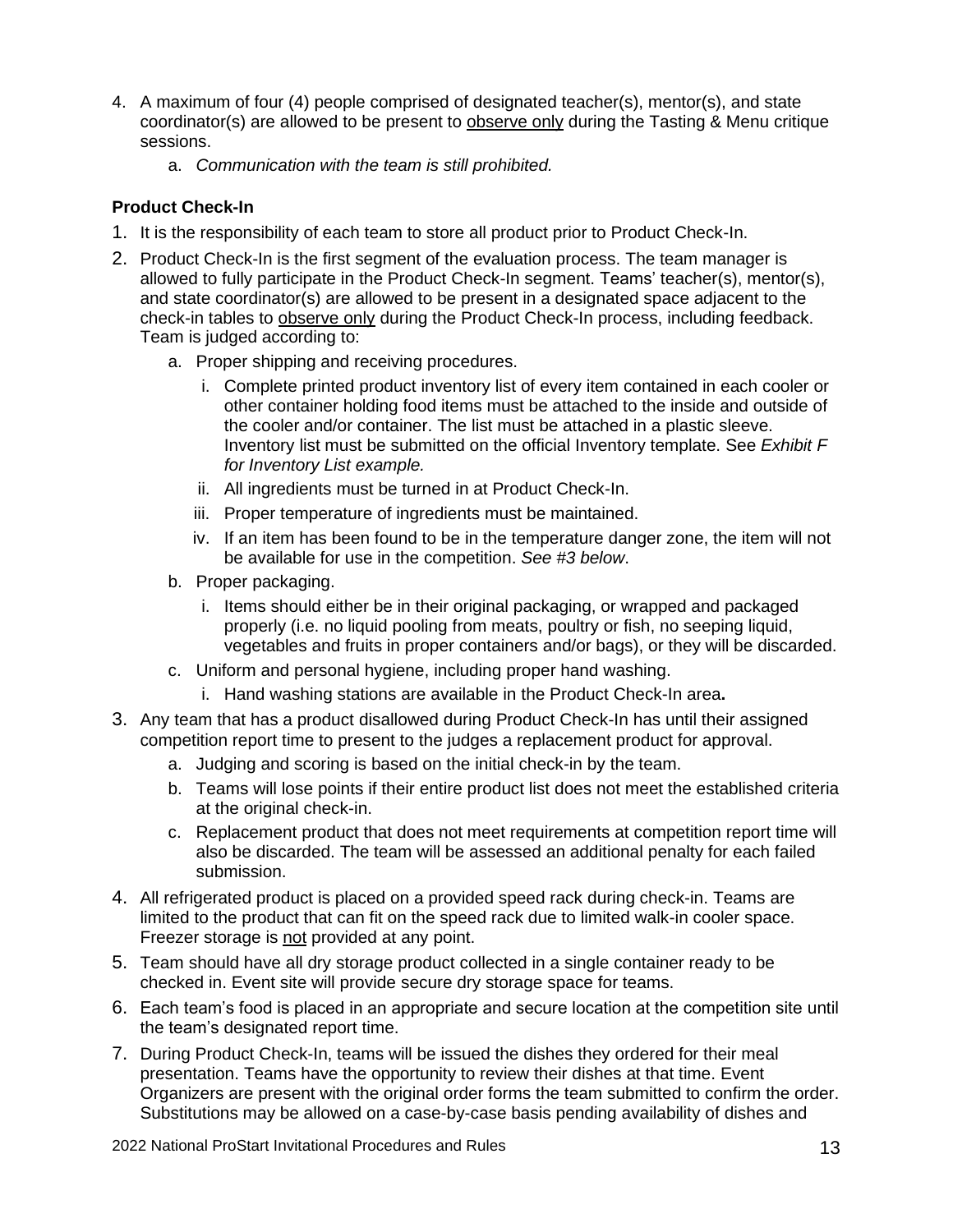4. A maximum of four (4) people comprised of designated teacher(s), mentor(s), and state coordinator(s) are allowed to be present to <u>observe only</u> during the Tasting & Menu critique sessions.
    a. *Communication with the team is still prohibited.*

**Product Check-In**

1. It is the responsibility of each team to store all product prior to Product Check-In.
2. Product Check-In is the first segment of the evaluation process. The team manager is allowed to fully participate in the Product Check-In segment. Teams' teacher(s), mentor(s), and state coordinator(s) are allowed to be present in a designated space adjacent to the check-in tables to <u>observe only</u> during the Product Check-In process, including feedback. Team is judged according to:
    a. Proper shipping and receiving procedures.
        i. Complete printed product inventory list of every item contained in each cooler or other container holding food items must be attached to the inside and outside of the cooler and/or container. The list must be attached in a plastic sleeve. Inventory list must be submitted on the official Inventory template. See *Exhibit F for Inventory List example.*
        ii. All ingredients must be turned in at Product Check-In.
        iii. Proper temperature of ingredients must be maintained.
        iv. If an item has been found to be in the temperature danger zone, the item will not be available for use in the competition. *See #3 below*.
    b. Proper packaging.
        i. Items should either be in their original packaging, or wrapped and packaged properly (i.e. no liquid pooling from meats, poultry or fish, no seeping liquid, vegetables and fruits in proper containers and/or bags), or they will be discarded.
    c. Uniform and personal hygiene, including proper hand washing.
        i. Hand washing stations are available in the Product Check-In area**.**
3. Any team that has a product disallowed during Product Check-In has until their assigned competition report time to present to the judges a replacement product for approval.
    a. Judging and scoring is based on the initial check-in by the team.
    b. Teams will lose points if their entire product list does not meet the established criteria at the original check-in.
    c. Replacement product that does not meet requirements at competition report time will also be discarded. The team will be assessed an additional penalty for each failed submission.
4. All refrigerated product is placed on a provided speed rack during check-in. Teams are limited to the product that can fit on the speed rack due to limited walk-in cooler space. Freezer storage is <u>not</u> provided at any point.
5. Team should have all dry storage product collected in a single container ready to be checked in. Event site will provide secure dry storage space for teams.
6. Each team's food is placed in an appropriate and secure location at the competition site until the team's designated report time.
7. During Product Check-In, teams will be issued the dishes they ordered for their meal presentation. Teams have the opportunity to review their dishes at that time. Event Organizers are present with the original order forms the team submitted to confirm the order. Substitutions may be allowed on a case-by-case basis pending availability of dishes and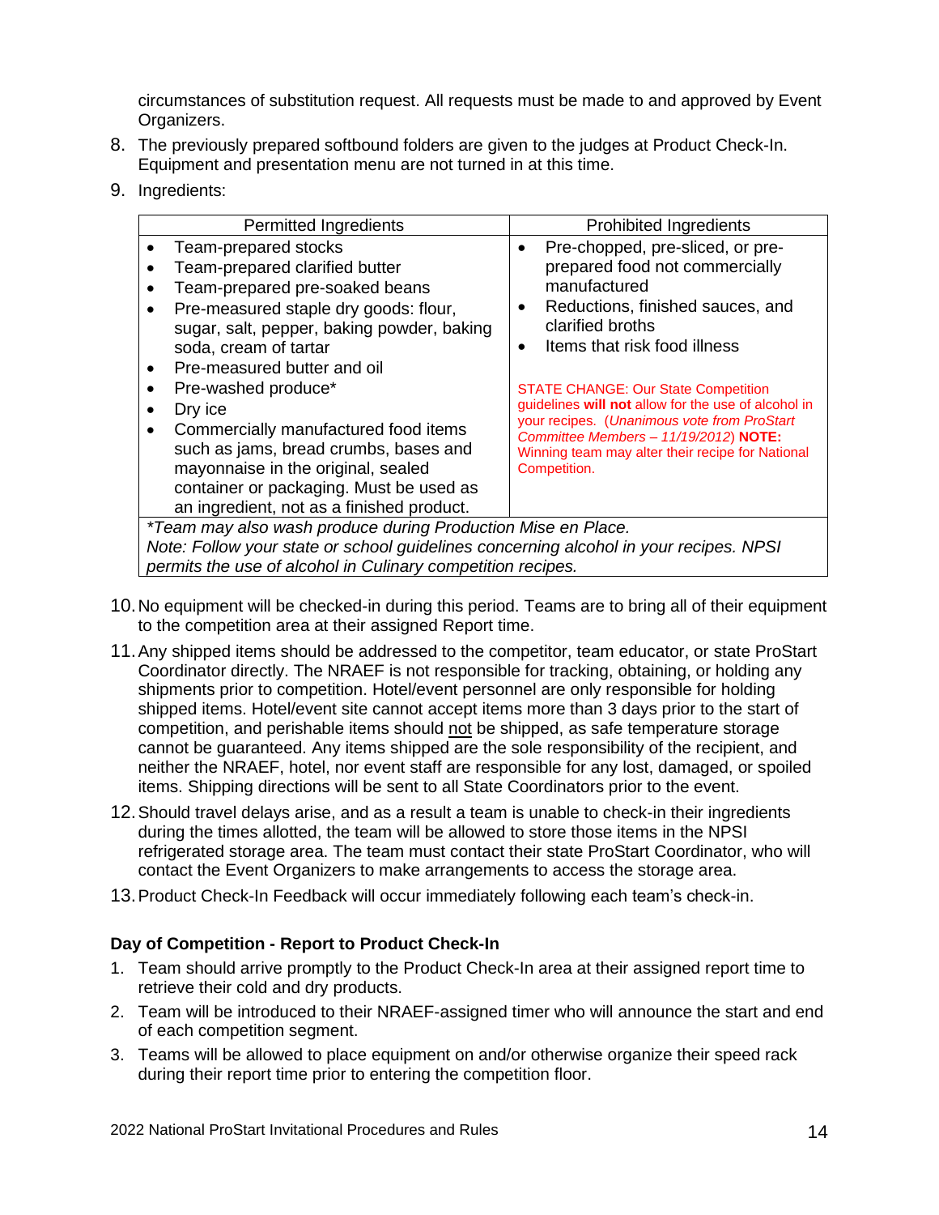circumstances of substitution request. All requests must be made to and approved by Event Organizers.

8. The previously prepared softbound folders are given to the judges at Product Check-In. Equipment and presentation menu are not turned in at this time.
9. Ingredients:

| Permitted Ingredients | Prohibited Ingredients |
|---|---|
| • Team-prepared stocks<br>• Team-prepared clarified butter<br>• Team-prepared pre-soaked beans<br>• Pre-measured staple dry goods: flour, sugar, salt, pepper, baking powder, baking soda, cream of tartar<br>• Pre-measured butter and oil<br>• Pre-washed produce*<br>• Dry ice<br>• Commercially manufactured food items such as jams, bread crumbs, bases and mayonnaise in the original, sealed container or packaging. Must be used as an ingredient, not as a finished product. | • Pre-chopped, pre-sliced, or pre-prepared food not commercially manufactured<br>• Reductions, finished sauces, and clarified broths<br>• Items that risk food illness<br><br>STATE CHANGE: Our State Competition guidelines **will not** allow for the use of alcohol in your recipes. (*Unanimous vote from ProStart Committee Members – 11/19/2012*) **NOTE:** Winning team may alter their recipe for National Competition. |
| *\*Team may also wash produce during Production Mise en Place.*<br>*Note: Follow your state or school guidelines concerning alcohol in your recipes. NPSI permits the use of alcohol in Culinary competition recipes.* | |

10. No equipment will be checked-in during this period. Teams are to bring all of their equipment to the competition area at their assigned Report time.
11. Any shipped items should be addressed to the competitor, team educator, or state ProStart Coordinator directly. The NRAEF is not responsible for tracking, obtaining, or holding any shipments prior to competition. Hotel/event personnel are only responsible for holding shipped items. Hotel/event site cannot accept items more than 3 days prior to the start of competition, and perishable items should not be shipped, as safe temperature storage cannot be guaranteed. Any items shipped are the sole responsibility of the recipient, and neither the NRAEF, hotel, nor event staff are responsible for any lost, damaged, or spoiled items. Shipping directions will be sent to all State Coordinators prior to the event.
12. Should travel delays arise, and as a result a team is unable to check-in their ingredients during the times allotted, the team will be allowed to store those items in the NPSI refrigerated storage area. The team must contact their state ProStart Coordinator, who will contact the Event Organizers to make arrangements to access the storage area.
13. Product Check-In Feedback will occur immediately following each team's check-in.

**Day of Competition - Report to Product Check-In**

1. Team should arrive promptly to the Product Check-In area at their assigned report time to retrieve their cold and dry products.
2. Team will be introduced to their NRAEF-assigned timer who will announce the start and end of each competition segment.
3. Teams will be allowed to place equipment on and/or otherwise organize their speed rack during their report time prior to entering the competition floor.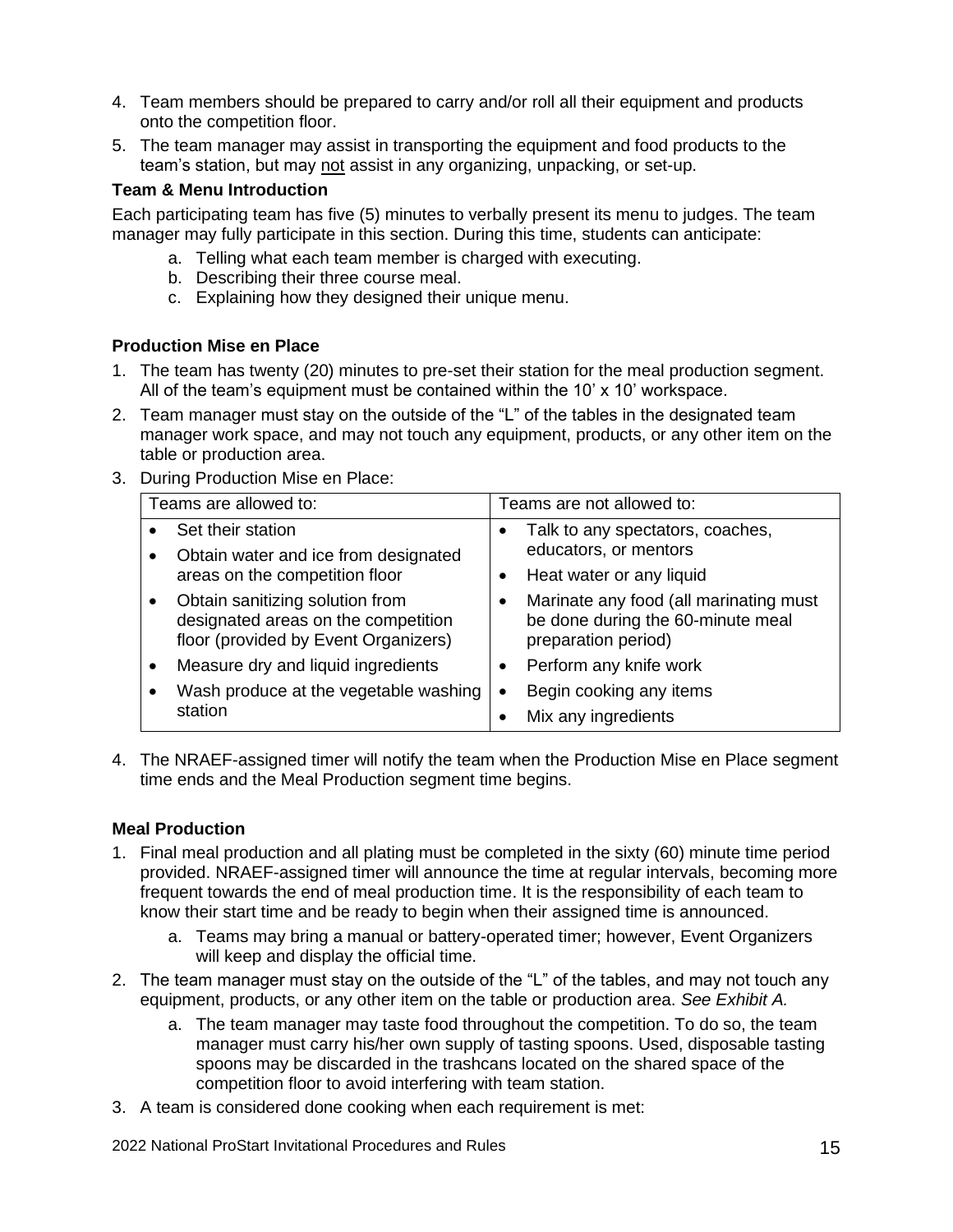4. Team members should be prepared to carry and/or roll all their equipment and products onto the competition floor.
5. The team manager may assist in transporting the equipment and food products to the team's station, but may not assist in any organizing, unpacking, or set-up.

**Team & Menu Introduction**

Each participating team has five (5) minutes to verbally present its menu to judges. The team manager may fully participate in this section. During this time, students can anticipate:

a. Telling what each team member is charged with executing.
b. Describing their three course meal.
c. Explaining how they designed their unique menu.

**Production Mise en Place**

1. The team has twenty (20) minutes to pre-set their station for the meal production segment. All of the team's equipment must be contained within the 10' x 10' workspace.
2. Team manager must stay on the outside of the "L" of the tables in the designated team manager work space, and may not touch any equipment, products, or any other item on the table or production area.
3. During Production Mise en Place:

| Teams are allowed to: | Teams are not allowed to: |
|---|---|
| • Set their station<br>• Obtain water and ice from designated areas on the competition floor<br>• Obtain sanitizing solution from designated areas on the competition floor (provided by Event Organizers)<br>• Measure dry and liquid ingredients<br>• Wash produce at the vegetable washing station | • Talk to any spectators, coaches, educators, or mentors<br>• Heat water or any liquid<br>• Marinate any food (all marinating must be done during the 60-minute meal preparation period)<br>• Perform any knife work<br>• Begin cooking any items<br>• Mix any ingredients |

4. The NRAEF-assigned timer will notify the team when the Production Mise en Place segment time ends and the Meal Production segment time begins.

**Meal Production**

1. Final meal production and all plating must be completed in the sixty (60) minute time period provided. NRAEF-assigned timer will announce the time at regular intervals, becoming more frequent towards the end of meal production time. It is the responsibility of each team to know their start time and be ready to begin when their assigned time is announced.
   a. Teams may bring a manual or battery-operated timer; however, Event Organizers will keep and display the official time.
2. The team manager must stay on the outside of the "L" of the tables, and may not touch any equipment, products, or any other item on the table or production area. *See Exhibit A.*
   a. The team manager may taste food throughout the competition. To do so, the team manager must carry his/her own supply of tasting spoons. Used, disposable tasting spoons may be discarded in the trashcans located on the shared space of the competition floor to avoid interfering with team station.
3. A team is considered done cooking when each requirement is met: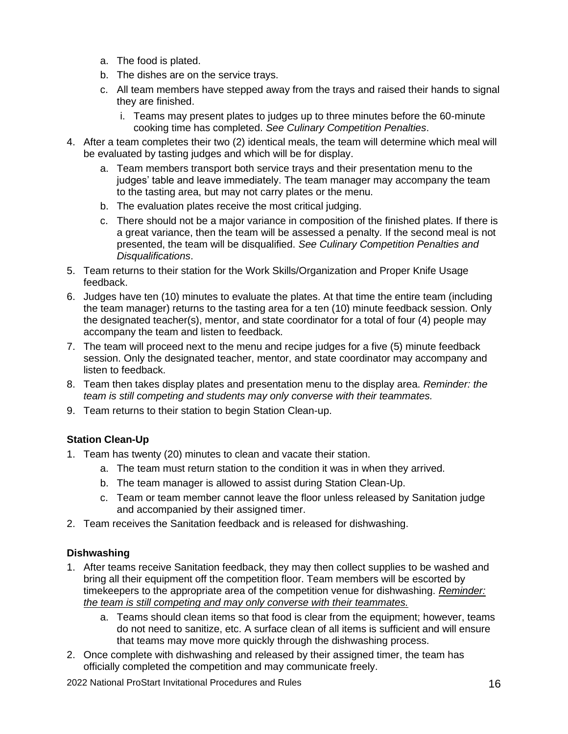a. The food is plated.
   b. The dishes are on the service trays.
   c. All team members have stepped away from the trays and raised their hands to signal they are finished.
      i. Teams may present plates to judges up to three minutes before the 60-minute cooking time has completed. *See Culinary Competition Penalties*.
4. After a team completes their two (2) identical meals, the team will determine which meal will be evaluated by tasting judges and which will be for display.
   a. Team members transport both service trays and their presentation menu to the judges' table and leave immediately. The team manager may accompany the team to the tasting area, but may not carry plates or the menu.
   b. The evaluation plates receive the most critical judging.
   c. There should not be a major variance in composition of the finished plates. If there is a great variance, then the team will be assessed a penalty. If the second meal is not presented, the team will be disqualified. *See Culinary Competition Penalties and Disqualifications*.
5. Team returns to their station for the Work Skills/Organization and Proper Knife Usage feedback.
6. Judges have ten (10) minutes to evaluate the plates. At that time the entire team (including the team manager) returns to the tasting area for a ten (10) minute feedback session. Only the designated teacher(s), mentor, and state coordinator for a total of four (4) people may accompany the team and listen to feedback.
7. The team will proceed next to the menu and recipe judges for a five (5) minute feedback session. Only the designated teacher, mentor, and state coordinator may accompany and listen to feedback.
8. Team then takes display plates and presentation menu to the display area. *Reminder: the team is still competing and students may only converse with their teammates.*
9. Team returns to their station to begin Station Clean-up.

**Station Clean-Up**

1. Team has twenty (20) minutes to clean and vacate their station.
   a. The team must return station to the condition it was in when they arrived.
   b. The team manager is allowed to assist during Station Clean-Up.
   c. Team or team member cannot leave the floor unless released by Sanitation judge and accompanied by their assigned timer.
2. Team receives the Sanitation feedback and is released for dishwashing.

**Dishwashing**

1. After teams receive Sanitation feedback, they may then collect supplies to be washed and bring all their equipment off the competition floor. Team members will be escorted by timekeepers to the appropriate area of the competition venue for dishwashing. <u>*Reminder: the team is still competing and may only converse with their teammates.*</u>
   a. Teams should clean items so that food is clear from the equipment; however, teams do not need to sanitize, etc. A surface clean of all items is sufficient and will ensure that teams may move more quickly through the dishwashing process.
2. Once complete with dishwashing and released by their assigned timer, the team has officially completed the competition and may communicate freely.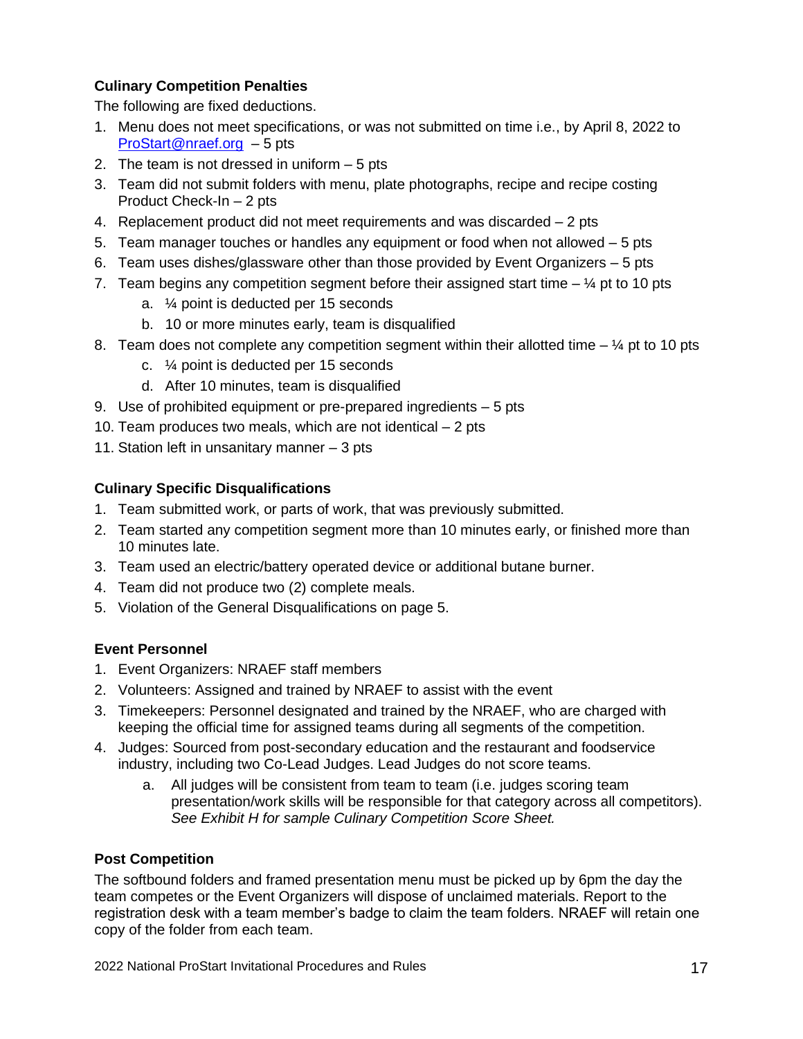**Culinary Competition Penalties**

The following are fixed deductions.

1. Menu does not meet specifications, or was not submitted on time i.e., by April 8, 2022 to [ProStart@nraef.org](mailto:ProStart@nraef.org) – 5 pts
2. The team is not dressed in uniform – 5 pts
3. Team did not submit folders with menu, plate photographs, recipe and recipe costing Product Check-In – 2 pts
4. Replacement product did not meet requirements and was discarded – 2 pts
5. Team manager touches or handles any equipment or food when not allowed – 5 pts
6. Team uses dishes/glassware other than those provided by Event Organizers – 5 pts
7. Team begins any competition segment before their assigned start time – ¼ pt to 10 pts
    a. ¼ point is deducted per 15 seconds
    b. 10 or more minutes early, team is disqualified
8. Team does not complete any competition segment within their allotted time – ¼ pt to 10 pts
    c. ¼ point is deducted per 15 seconds
    d. After 10 minutes, team is disqualified
9. Use of prohibited equipment or pre-prepared ingredients – 5 pts
10. Team produces two meals, which are not identical – 2 pts
11. Station left in unsanitary manner – 3 pts

**Culinary Specific Disqualifications**

1. Team submitted work, or parts of work, that was previously submitted.
2. Team started any competition segment more than 10 minutes early, or finished more than 10 minutes late.
3. Team used an electric/battery operated device or additional butane burner.
4. Team did not produce two (2) complete meals.
5. Violation of the General Disqualifications on page 5.

**Event Personnel**

1. Event Organizers: NRAEF staff members
2. Volunteers: Assigned and trained by NRAEF to assist with the event
3. Timekeepers: Personnel designated and trained by the NRAEF, who are charged with keeping the official time for assigned teams during all segments of the competition.
4. Judges: Sourced from post-secondary education and the restaurant and foodservice industry, including two Co-Lead Judges. Lead Judges do not score teams.
    a. All judges will be consistent from team to team (i.e. judges scoring team presentation/work skills will be responsible for that category across all competitors). *See Exhibit H for sample Culinary Competition Score Sheet.*

**Post Competition**

The softbound folders and framed presentation menu must be picked up by 6pm the day the team competes or the Event Organizers will dispose of unclaimed materials. Report to the registration desk with a team member's badge to claim the team folders. NRAEF will retain one copy of the folder from each team.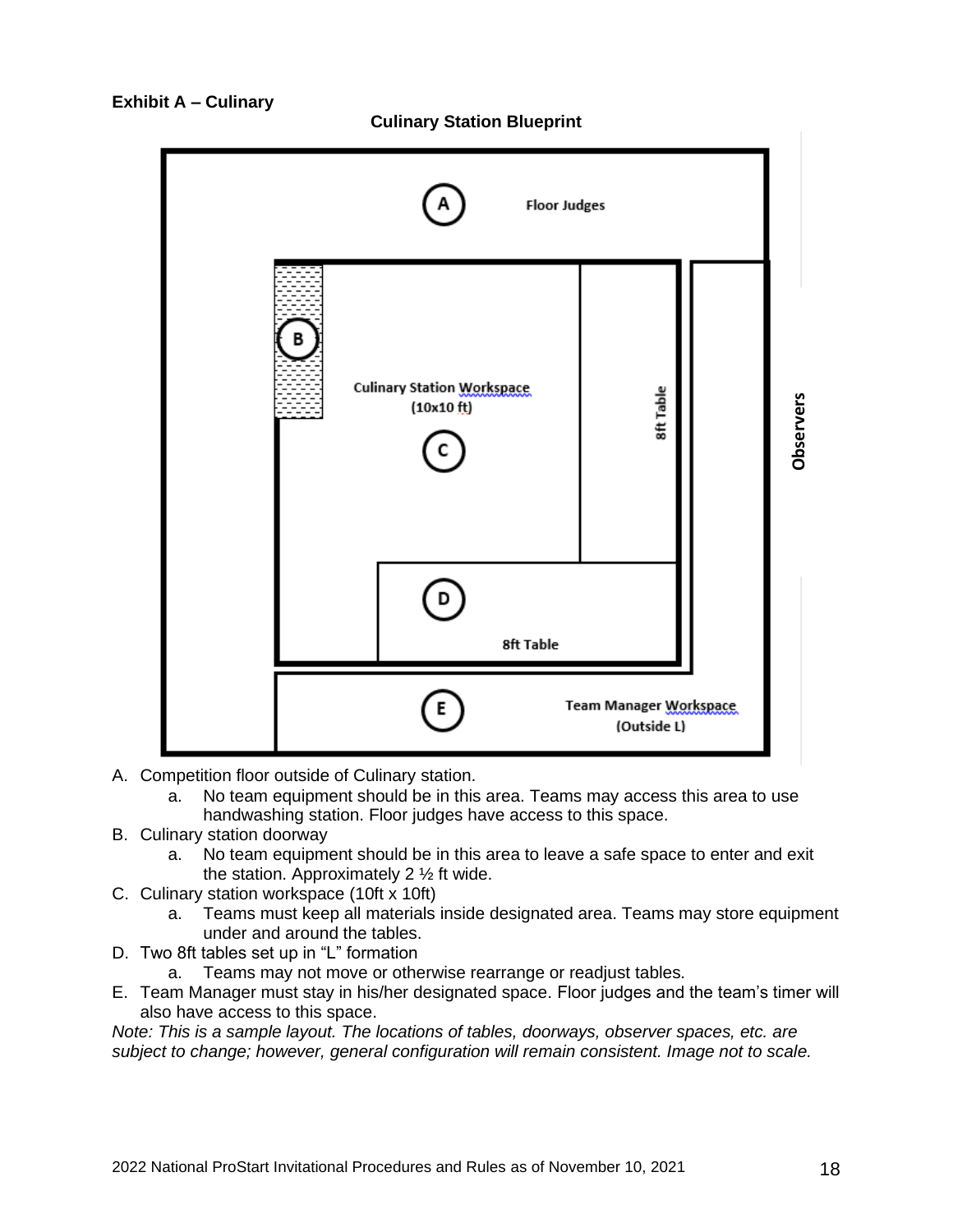**Exhibit A – Culinary**

**Culinary Station Blueprint**

A Floor Judges

B

Culinary Station Workspace (10x10 ft)

C

8ft Table

D

8ft Table

E Team Manager Workspace (Outside L)

Observers

A. Competition floor outside of Culinary station.
    a. No team equipment should be in this area. Teams may access this area to use handwashing station. Floor judges have access to this space.
B. Culinary station doorway
    a. No team equipment should be in this area to leave a safe space to enter and exit the station. Approximately 2 ½ ft wide.
C. Culinary station workspace (10ft x 10ft)
    a. Teams must keep all materials inside designated area. Teams may store equipment under and around the tables.
D. Two 8ft tables set up in "L" formation
    a. Teams may not move or otherwise rearrange or readjust tables.
E. Team Manager must stay in his/her designated space. Floor judges and the team's timer will also have access to this space.

*Note: This is a sample layout. The locations of tables, doorways, observer spaces, etc. are subject to change; however, general configuration will remain consistent. Image not to scale.*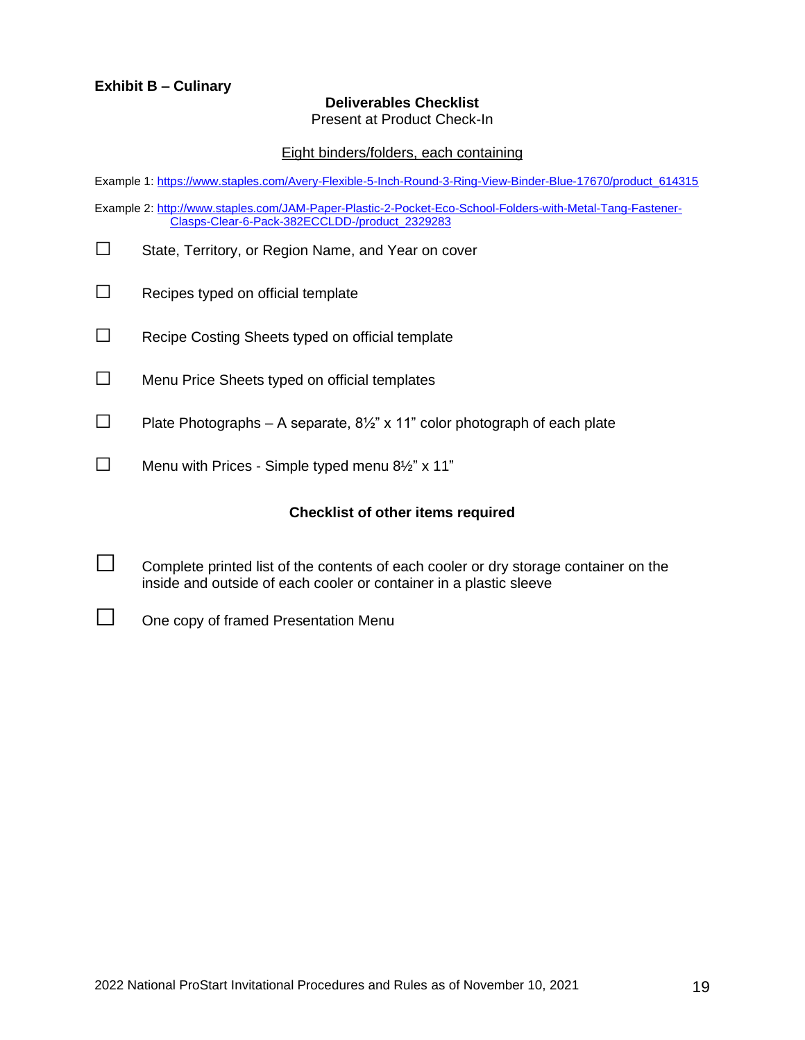**Exhibit B – Culinary**

**Deliverables Checklist**

Present at Product Check-In

Eight binders/folders, each containing

Example 1: https://www.staples.com/Avery-Flexible-5-Inch-Round-3-Ring-View-Binder-Blue-17670/product_614315

Example 2: http://www.staples.com/JAM-Paper-Plastic-2-Pocket-Eco-School-Folders-with-Metal-Tang-Fastener-Clasps-Clear-6-Pack-382ECCLDD-/product_2329283

- ☐ State, Territory, or Region Name, and Year on cover
- ☐ Recipes typed on official template
- ☐ Recipe Costing Sheets typed on official template
- ☐ Menu Price Sheets typed on official templates
- ☐ Plate Photographs – A separate, 8½" x 11" color photograph of each plate
- ☐ Menu with Prices - Simple typed menu 8½" x 11"

**Checklist of other items required**

- ☐ Complete printed list of the contents of each cooler or dry storage container on the inside and outside of each cooler or container in a plastic sleeve
- ☐ One copy of framed Presentation Menu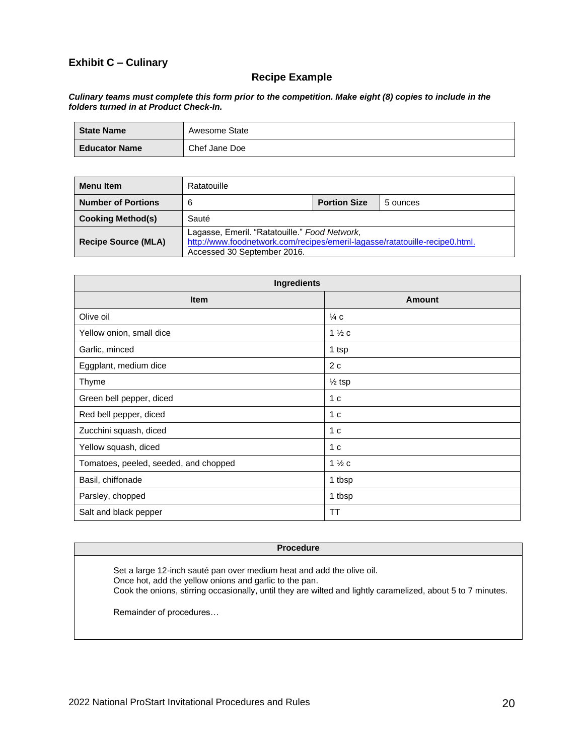### Exhibit C – Culinary

## Recipe Example

***Culinary teams must complete this form prior to the competition. Make eight (8) copies to include in the folders turned in at Product Check-In.***

| **State Name** | Awesome State |
|---|---|
| **Educator Name** | Chef Jane Doe |

| **Menu Item** | Ratatouille | | |
|---|---|---|---|
| **Number of Portions** | 6 | **Portion Size** | 5 ounces |
| **Cooking Method(s)** | Sauté | | |
| **Recipe Source (MLA)** | Lagasse, Emeril. "Ratatouille." *Food Network,* http://www.foodnetwork.com/recipes/emeril-lagasse/ratatouille-recipe0.html. Accessed 30 September 2016. | | |

| **Ingredients** | |
|---|---|
| **Item** | **Amount** |
| Olive oil | ¼ c |
| Yellow onion, small dice | 1 ½ c |
| Garlic, minced | 1 tsp |
| Eggplant, medium dice | 2 c |
| Thyme | ½ tsp |
| Green bell pepper, diced | 1 c |
| Red bell pepper, diced | 1 c |
| Zucchini squash, diced | 1 c |
| Yellow squash, diced | 1 c |
| Tomatoes, peeled, seeded, and chopped | 1 ½ c |
| Basil, chiffonade | 1 tbsp |
| Parsley, chopped | 1 tbsp |
| Salt and black pepper | TT |

| **Procedure** |
|---|
| Set a large 12-inch sauté pan over medium heat and add the olive oil.<br>Once hot, add the yellow onions and garlic to the pan.<br>Cook the onions, stirring occasionally, until they are wilted and lightly caramelized, about 5 to 7 minutes.<br><br>Remainder of procedures… |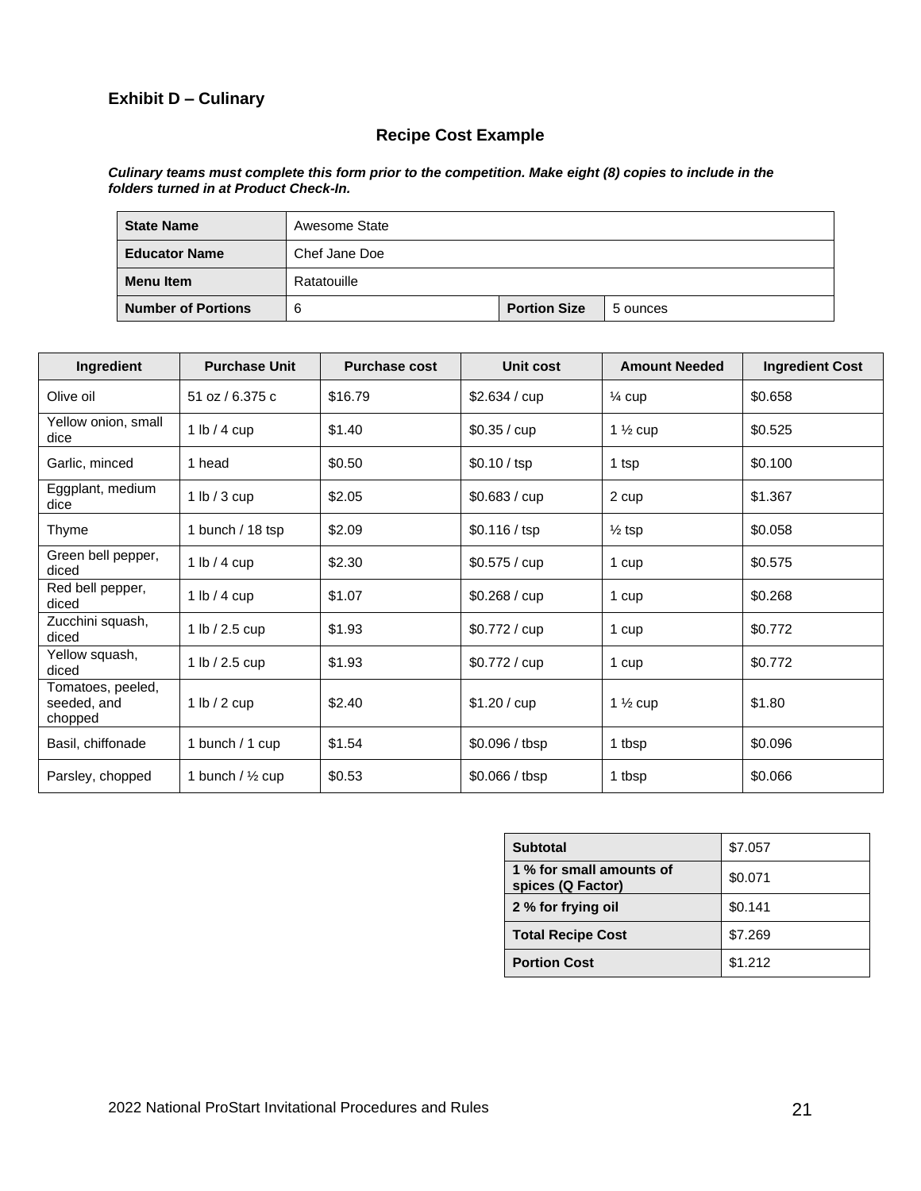### Exhibit D – Culinary

## Recipe Cost Example

***Culinary teams must complete this form prior to the competition. Make eight (8) copies to include in the folders turned in at Product Check-In.***

| **State Name** | Awesome State | | |
|---|---|---|---|
| **Educator Name** | Chef Jane Doe | | |
| **Menu Item** | Ratatouille | | |
| **Number of Portions** | 6 | **Portion Size** | 5 ounces |

| Ingredient | Purchase Unit | Purchase cost | Unit cost | Amount Needed | Ingredient Cost |
|---|---|---|---|---|---|
| Olive oil | 51 oz / 6.375 c | $16.79 | $2.634 / cup | ¼ cup | $0.658 |
| Yellow onion, small dice | 1 lb / 4 cup | $1.40 | $0.35 / cup | 1 ½ cup | $0.525 |
| Garlic, minced | 1 head | $0.50 | $0.10 / tsp | 1 tsp | $0.100 |
| Eggplant, medium dice | 1 lb / 3 cup | $2.05 | $0.683 / cup | 2 cup | $1.367 |
| Thyme | 1 bunch / 18 tsp | $2.09 | $0.116 / tsp | ½ tsp | $0.058 |
| Green bell pepper, diced | 1 lb / 4 cup | $2.30 | $0.575 / cup | 1 cup | $0.575 |
| Red bell pepper, diced | 1 lb / 4 cup | $1.07 | $0.268 / cup | 1 cup | $0.268 |
| Zucchini squash, diced | 1 lb / 2.5 cup | $1.93 | $0.772 / cup | 1 cup | $0.772 |
| Yellow squash, diced | 1 lb / 2.5 cup | $1.93 | $0.772 / cup | 1 cup | $0.772 |
| Tomatoes, peeled, seeded, and chopped | 1 lb / 2 cup | $2.40 | $1.20 / cup | 1 ½ cup | $1.80 |
| Basil, chiffonade | 1 bunch / 1 cup | $1.54 | $0.096 / tbsp | 1 tbsp | $0.096 |
| Parsley, chopped | 1 bunch / ½ cup | $0.53 | $0.066 / tbsp | 1 tbsp | $0.066 |

| **Subtotal** | $7.057 |
|---|---|
| **1 % for small amounts of spices (Q Factor)** | $0.071 |
| **2 % for frying oil** | $0.141 |
| **Total Recipe Cost** | $7.269 |
| **Portion Cost** | $1.212 |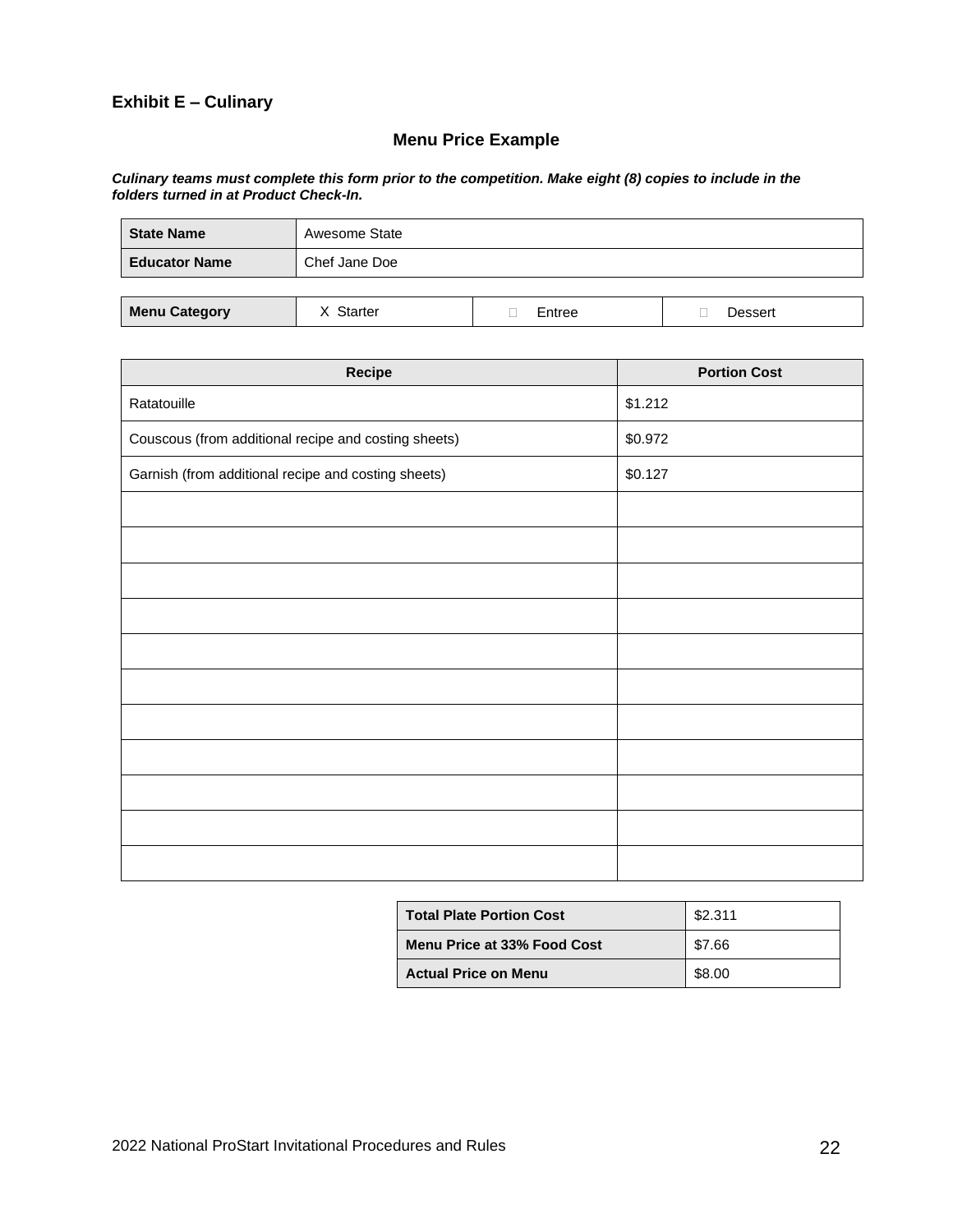### Exhibit E – Culinary

## Menu Price Example

***Culinary teams must complete this form prior to the competition. Make eight (8) copies to include in the folders turned in at Product Check-In.***

| **State Name** | Awesome State |
| --- | --- |
| **Educator Name** | Chef Jane Doe |

| **Menu Category** | X Starter | ☐ Entree | ☐ Dessert |
| --- | --- | --- | --- |

| Recipe | Portion Cost |
| --- | --- |
| Ratatouille | $1.212 |
| Couscous (from additional recipe and costing sheets) | $0.972 |
| Garnish (from additional recipe and costing sheets) | $0.127 |
| | |
| | |
| | |
| | |
| | |
| | |
| | |
| | |
| | |
| | |
| | |

| **Total Plate Portion Cost** | $2.311 |
| --- | --- |
| **Menu Price at 33% Food Cost** | $7.66 |
| **Actual Price on Menu** | $8.00 |

2022 National ProStart Invitational Procedures and Rules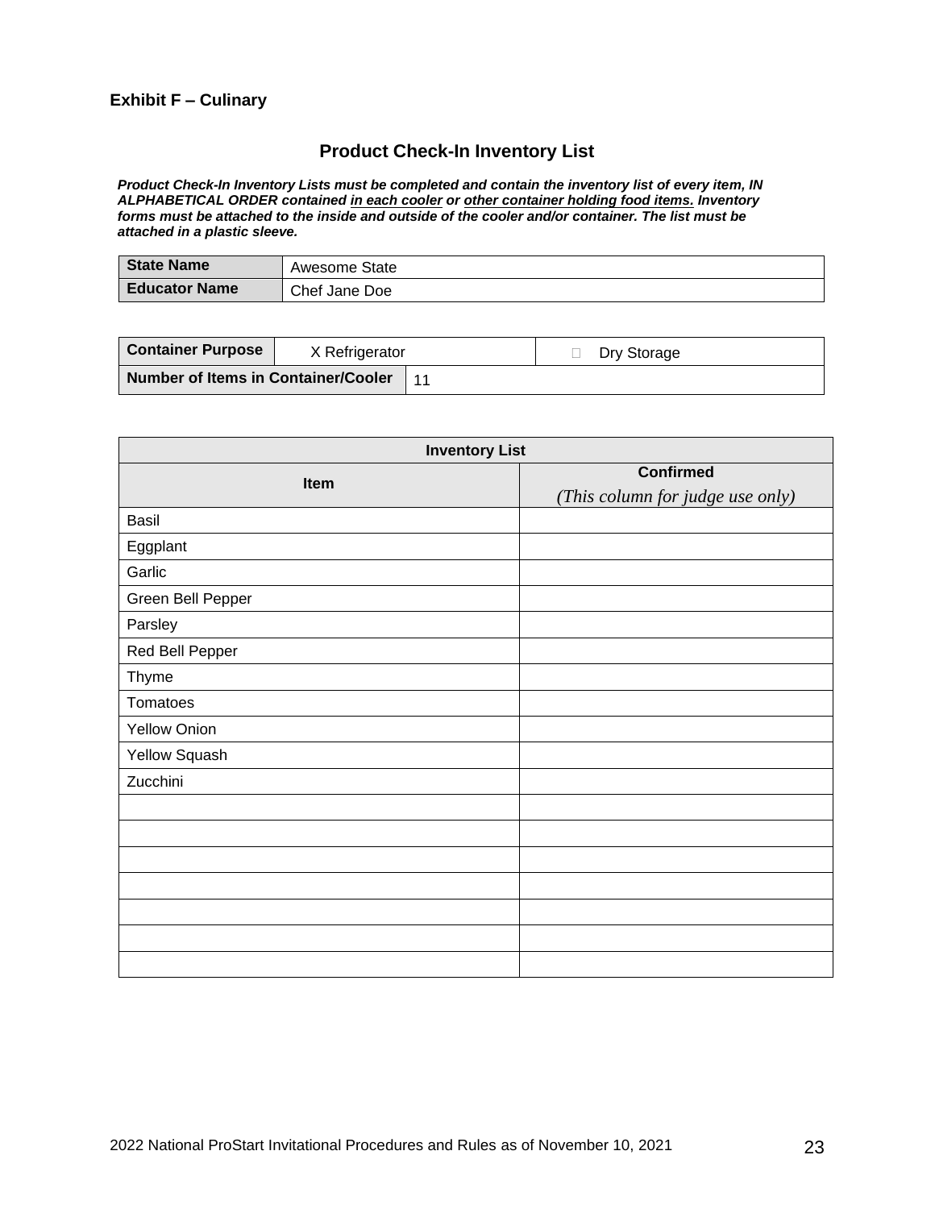**Exhibit F – Culinary**

## Product Check-In Inventory List

***Product Check-In Inventory Lists must be completed and contain the inventory list of every item, IN ALPHABETICAL ORDER contained <u>in each cooler</u> or <u>other container holding food items</u>. Inventory forms must be attached to the inside and outside of the cooler and/or container. The list must be attached in a plastic sleeve.***

| **State Name** | Awesome State |
|---|---|
| **Educator Name** | Chef Jane Doe |

| **Container Purpose** | X Refrigerator | ☐ Dry Storage |
|---|---|---|
| **Number of Items in Container/Cooler** | 11 | |

| **Inventory List** | |
|---|---|
| **Item** | **Confirmed** *(This column for judge use only)* |
| Basil | |
| Eggplant | |
| Garlic | |
| Green Bell Pepper | |
| Parsley | |
| Red Bell Pepper | |
| Thyme | |
| Tomatoes | |
| Yellow Onion | |
| Yellow Squash | |
| Zucchini | |
| | |
| | |
| | |
| | |
| | |
| | |
| | |

2022 National ProStart Invitational Procedures and Rules as of November 10, 2021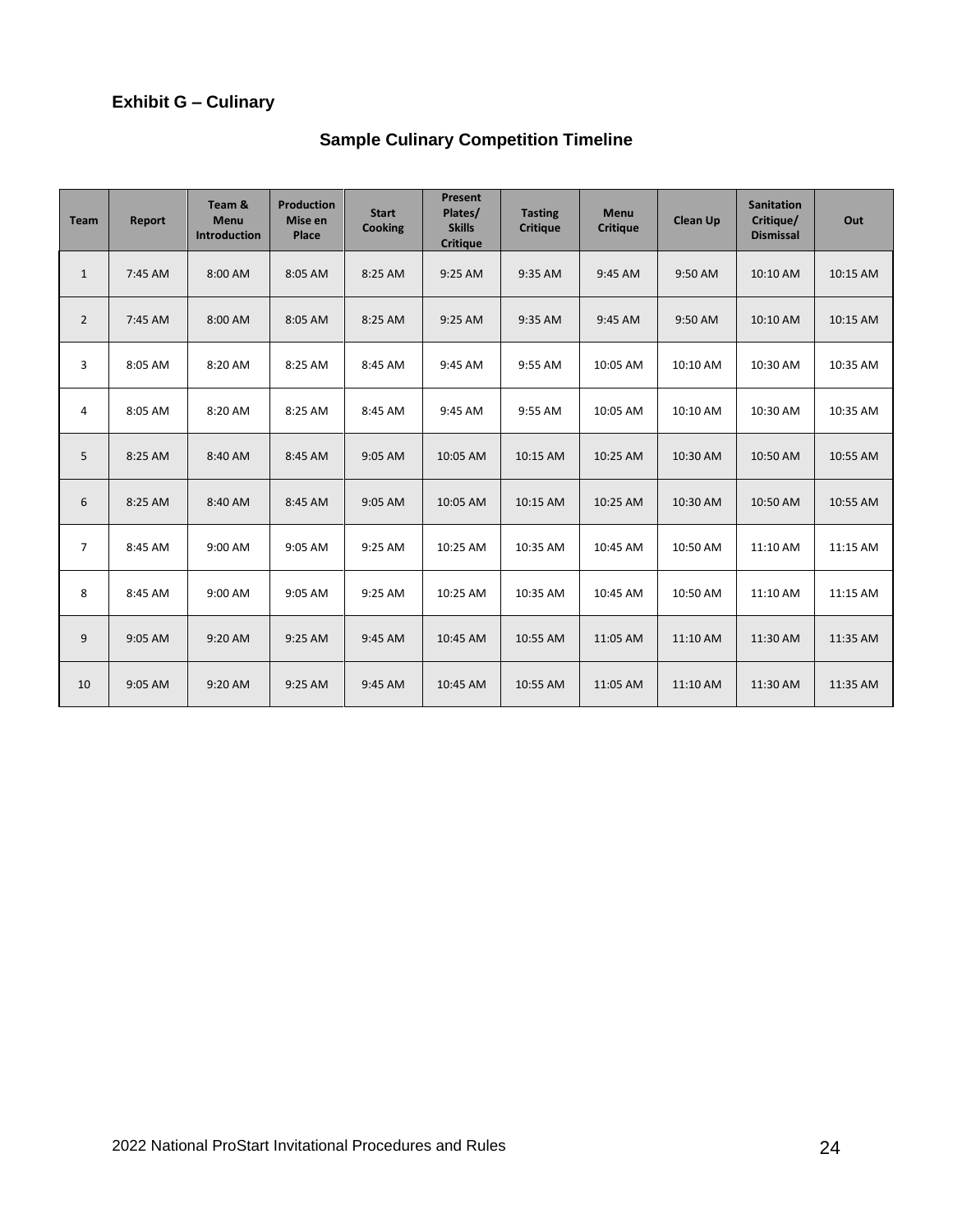## Exhibit G – Culinary

### Sample Culinary Competition Timeline

| Team | Report | Team & Menu Introduction | Production Mise en Place | Start Cooking | Present Plates/ Skills Critique | Tasting Critique | Menu Critique | Clean Up | Sanitation Critique/ Dismissal | Out |
|---|---|---|---|---|---|---|---|---|---|---|
| 1 | 7:45 AM | 8:00 AM | 8:05 AM | 8:25 AM | 9:25 AM | 9:35 AM | 9:45 AM | 9:50 AM | 10:10 AM | 10:15 AM |
| 2 | 7:45 AM | 8:00 AM | 8:05 AM | 8:25 AM | 9:25 AM | 9:35 AM | 9:45 AM | 9:50 AM | 10:10 AM | 10:15 AM |
| 3 | 8:05 AM | 8:20 AM | 8:25 AM | 8:45 AM | 9:45 AM | 9:55 AM | 10:05 AM | 10:10 AM | 10:30 AM | 10:35 AM |
| 4 | 8:05 AM | 8:20 AM | 8:25 AM | 8:45 AM | 9:45 AM | 9:55 AM | 10:05 AM | 10:10 AM | 10:30 AM | 10:35 AM |
| 5 | 8:25 AM | 8:40 AM | 8:45 AM | 9:05 AM | 10:05 AM | 10:15 AM | 10:25 AM | 10:30 AM | 10:50 AM | 10:55 AM |
| 6 | 8:25 AM | 8:40 AM | 8:45 AM | 9:05 AM | 10:05 AM | 10:15 AM | 10:25 AM | 10:30 AM | 10:50 AM | 10:55 AM |
| 7 | 8:45 AM | 9:00 AM | 9:05 AM | 9:25 AM | 10:25 AM | 10:35 AM | 10:45 AM | 10:50 AM | 11:10 AM | 11:15 AM |
| 8 | 8:45 AM | 9:00 AM | 9:05 AM | 9:25 AM | 10:25 AM | 10:35 AM | 10:45 AM | 10:50 AM | 11:10 AM | 11:15 AM |
| 9 | 9:05 AM | 9:20 AM | 9:25 AM | 9:45 AM | 10:45 AM | 10:55 AM | 11:05 AM | 11:10 AM | 11:30 AM | 11:35 AM |
| 10 | 9:05 AM | 9:20 AM | 9:25 AM | 9:45 AM | 10:45 AM | 10:55 AM | 11:05 AM | 11:10 AM | 11:30 AM | 11:35 AM |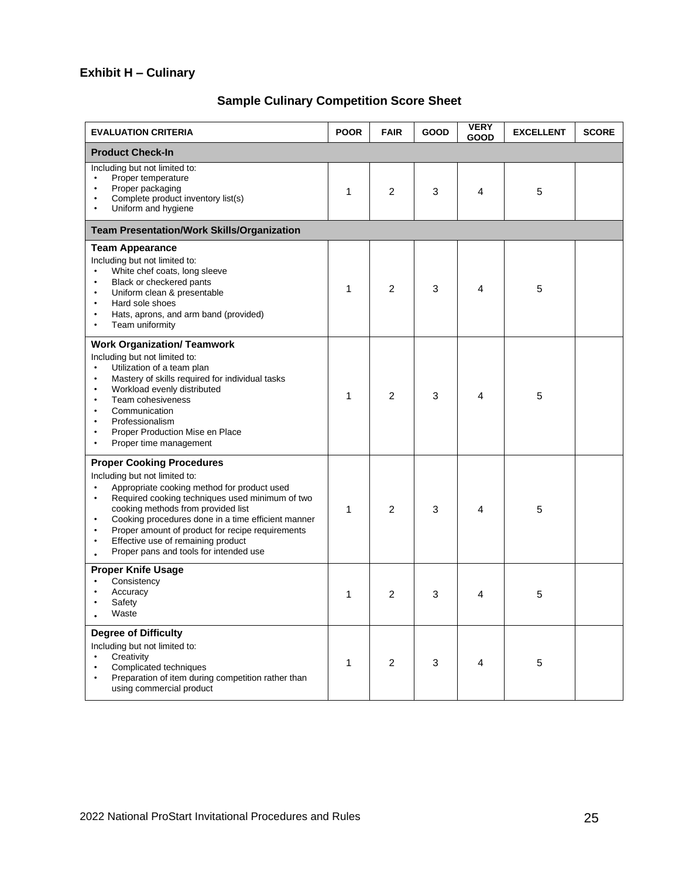## Exhibit H – Culinary

### Sample Culinary Competition Score Sheet

| EVALUATION CRITERIA | POOR | FAIR | GOOD | VERY GOOD | EXCELLENT | SCORE |
|---|---|---|---|---|---|---|
| **Product Check-In** | | | | | | |
| Including but not limited to:<br>• Proper temperature<br>• Proper packaging<br>• Complete product inventory list(s)<br>• Uniform and hygiene | 1 | 2 | 3 | 4 | 5 | |
| **Team Presentation/Work Skills/Organization** | | | | | | |
| **Team Appearance**<br>Including but not limited to:<br>• White chef coats, long sleeve<br>• Black or checkered pants<br>• Uniform clean & presentable<br>• Hard sole shoes<br>• Hats, aprons, and arm band (provided)<br>• Team uniformity | 1 | 2 | 3 | 4 | 5 | |
| **Work Organization/ Teamwork**<br>Including but not limited to:<br>• Utilization of a team plan<br>• Mastery of skills required for individual tasks<br>• Workload evenly distributed<br>• Team cohesiveness<br>• Communication<br>• Professionalism<br>• Proper Production Mise en Place<br>• Proper time management | 1 | 2 | 3 | 4 | 5 | |
| **Proper Cooking Procedures**<br>Including but not limited to:<br>• Appropriate cooking method for product used<br>• Required cooking techniques used minimum of two cooking methods from provided list<br>• Cooking procedures done in a time efficient manner<br>• Proper amount of product for recipe requirements<br>• Effective use of remaining product<br>• Proper pans and tools for intended use | 1 | 2 | 3 | 4 | 5 | |
| **Proper Knife Usage**<br>• Consistency<br>• Accuracy<br>• Safety<br>• Waste | 1 | 2 | 3 | 4 | 5 | |
| **Degree of Difficulty**<br>Including but not limited to:<br>• Creativity<br>• Complicated techniques<br>• Preparation of item during competition rather than using commercial product | 1 | 2 | 3 | 4 | 5 | |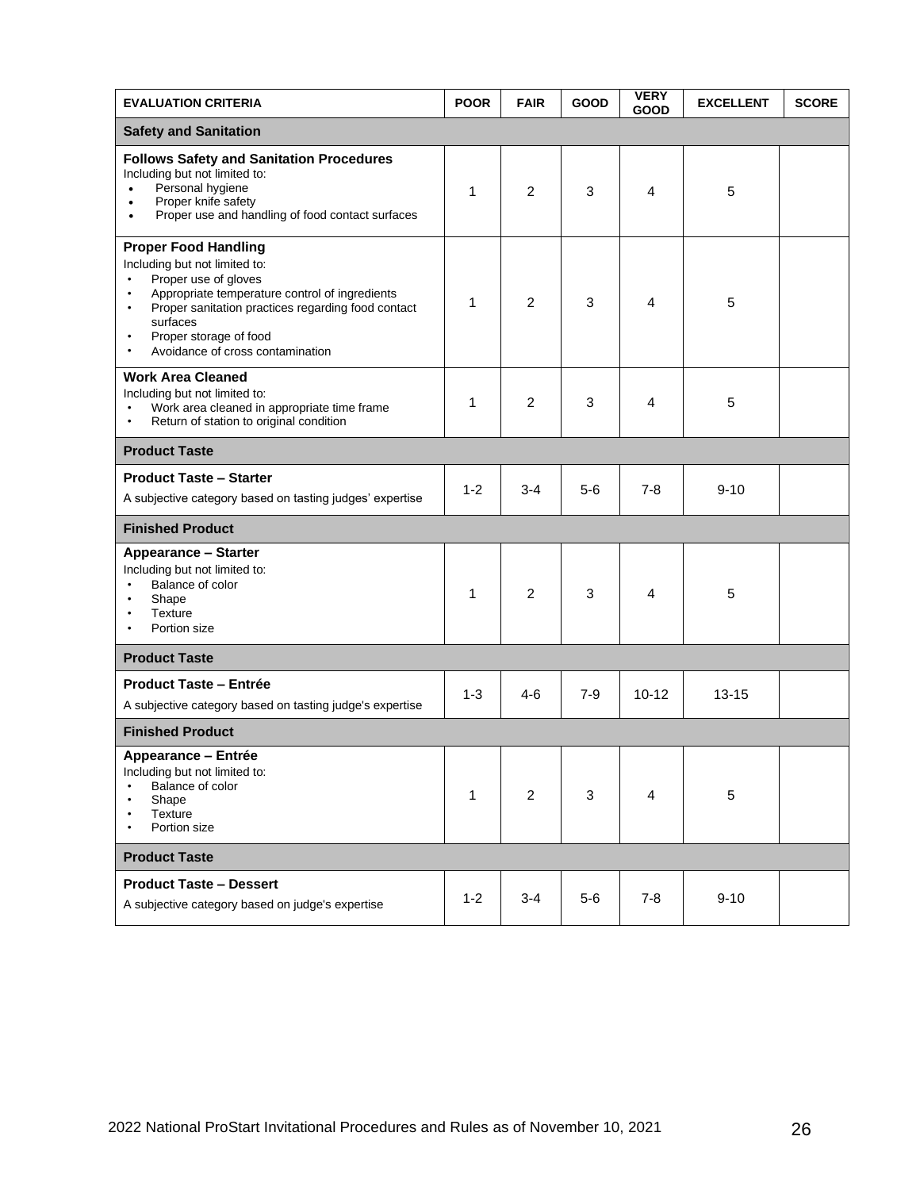| EVALUATION CRITERIA | POOR | FAIR | GOOD | VERY GOOD | EXCELLENT | SCORE |
|---|---|---|---|---|---|---|
| **Safety and Sanitation** | | | | | | |
| **Follows Safety and Sanitation Procedures**<br>Including but not limited to:<br>• Personal hygiene<br>• Proper knife safety<br>• Proper use and handling of food contact surfaces | 1 | 2 | 3 | 4 | 5 | |
| **Proper Food Handling**<br>Including but not limited to:<br>• Proper use of gloves<br>• Appropriate temperature control of ingredients<br>• Proper sanitation practices regarding food contact surfaces<br>• Proper storage of food<br>• Avoidance of cross contamination | 1 | 2 | 3 | 4 | 5 | |
| **Work Area Cleaned**<br>Including but not limited to:<br>• Work area cleaned in appropriate time frame<br>• Return of station to original condition | 1 | 2 | 3 | 4 | 5 | |
| **Product Taste** | | | | | | |
| **Product Taste – Starter**<br>A subjective category based on tasting judges' expertise | 1-2 | 3-4 | 5-6 | 7-8 | 9-10 | |
| **Finished Product** | | | | | | |
| **Appearance – Starter**<br>Including but not limited to:<br>• Balance of color<br>• Shape<br>• Texture<br>• Portion size | 1 | 2 | 3 | 4 | 5 | |
| **Product Taste** | | | | | | |
| **Product Taste – Entrée**<br>A subjective category based on tasting judge's expertise | 1-3 | 4-6 | 7-9 | 10-12 | 13-15 | |
| **Finished Product** | | | | | | |
| **Appearance – Entrée**<br>Including but not limited to:<br>• Balance of color<br>• Shape<br>• Texture<br>• Portion size | 1 | 2 | 3 | 4 | 5 | |
| **Product Taste** | | | | | | |
| **Product Taste – Dessert**<br>A subjective category based on judge's expertise | 1-2 | 3-4 | 5-6 | 7-8 | 9-10 | |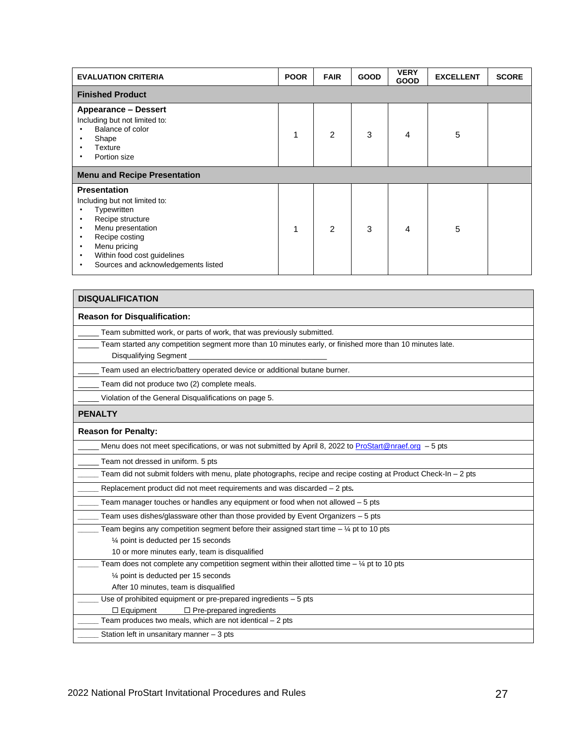| EVALUATION CRITERIA | POOR | FAIR | GOOD | VERY GOOD | EXCELLENT | SCORE |
|---|---|---|---|---|---|---|
| **Finished Product** | | | | | | |
| **Appearance – Dessert**<br>Including but not limited to:<br>• Balance of color<br>• Shape<br>• Texture<br>• Portion size | 1 | 2 | 3 | 4 | 5 | |
| **Menu and Recipe Presentation** | | | | | | |
| **Presentation**<br>Including but not limited to:<br>• Typewritten<br>• Recipe structure<br>• Menu presentation<br>• Recipe costing<br>• Menu pricing<br>• Within food cost guidelines<br>• Sources and acknowledgements listed | 1 | 2 | 3 | 4 | 5 | |

| DISQUALIFICATION |
|---|
| **Reason for Disqualification:** |
| _____ Team submitted work, or parts of work, that was previously submitted. |
| _____ Team started any competition segment more than 10 minutes early, or finished more than 10 minutes late.<br>Disqualifying Segment _______________________________ |
| _____ Team used an electric/battery operated device or additional butane burner. |
| _____ Team did not produce two (2) complete meals. |
| _____ Violation of the General Disqualifications on page 5. |
| **PENALTY** |
| **Reason for Penalty:** |
| _____ Menu does not meet specifications, or was not submitted by April 8, 2022 to ProStart@nraef.org – 5 pts |
| _____ Team not dressed in uniform. 5 pts |
| _____ Team did not submit folders with menu, plate photographs, recipe and recipe costing at Product Check-In – 2 pts |
| _____ Replacement product did not meet requirements and was discarded – 2 pts. |
| _____ Team manager touches or handles any equipment or food when not allowed – 5 pts |
| _____ Team uses dishes/glassware other than those provided by Event Organizers – 5 pts |
| _____ Team begins any competition segment before their assigned start time – ¼ pt to 10 pts<br>¼ point is deducted per 15 seconds<br>10 or more minutes early, team is disqualified |
| _____ Team does not complete any competition segment within their allotted time – ¼ pt to 10 pts<br>¼ point is deducted per 15 seconds<br>After 10 minutes, team is disqualified |
| _____ Use of prohibited equipment or pre-prepared ingredients – 5 pts<br>☐ Equipment ☐ Pre-prepared ingredients |
| _____ Team produces two meals, which are not identical – 2 pts |
| _____ Station left in unsanitary manner – 3 pts |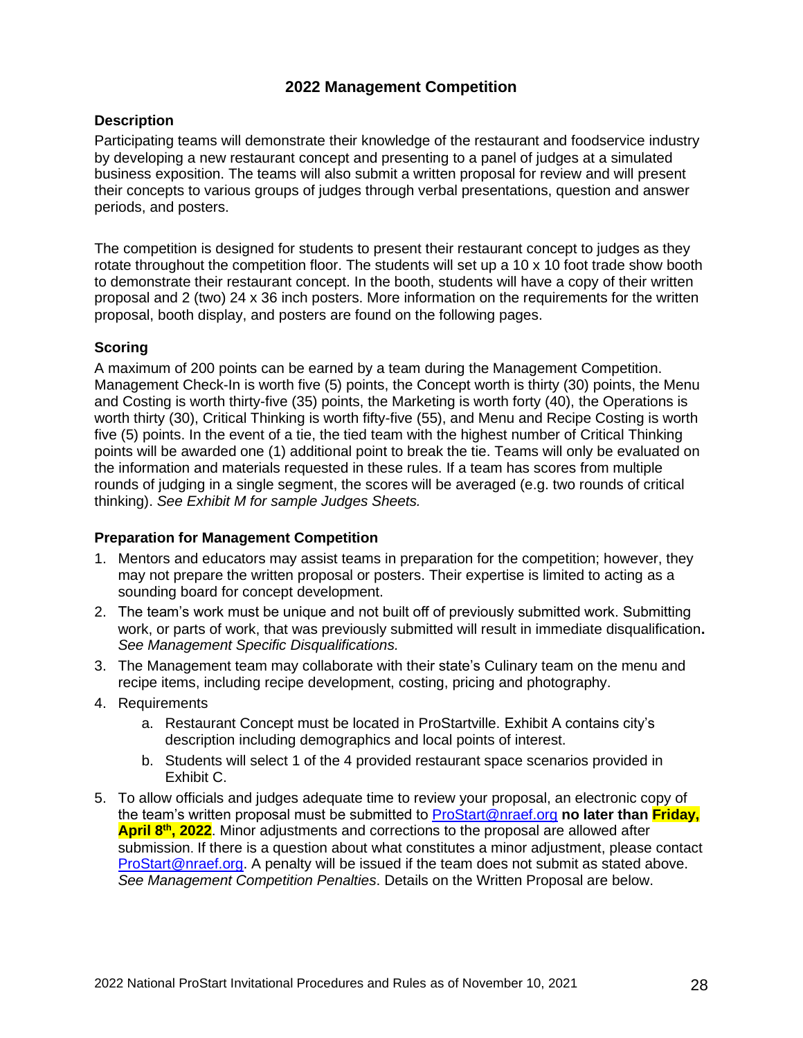## 2022 Management Competition

### Description

Participating teams will demonstrate their knowledge of the restaurant and foodservice industry by developing a new restaurant concept and presenting to a panel of judges at a simulated business exposition. The teams will also submit a written proposal for review and will present their concepts to various groups of judges through verbal presentations, question and answer periods, and posters.

The competition is designed for students to present their restaurant concept to judges as they rotate throughout the competition floor. The students will set up a 10 x 10 foot trade show booth to demonstrate their restaurant concept. In the booth, students will have a copy of their written proposal and 2 (two) 24 x 36 inch posters. More information on the requirements for the written proposal, booth display, and posters are found on the following pages.

### Scoring

A maximum of 200 points can be earned by a team during the Management Competition. Management Check-In is worth five (5) points, the Concept worth is thirty (30) points, the Menu and Costing is worth thirty-five (35) points, the Marketing is worth forty (40), the Operations is worth thirty (30), Critical Thinking is worth fifty-five (55), and Menu and Recipe Costing is worth five (5) points. In the event of a tie, the tied team with the highest number of Critical Thinking points will be awarded one (1) additional point to break the tie. Teams will only be evaluated on the information and materials requested in these rules. If a team has scores from multiple rounds of judging in a single segment, the scores will be averaged (e.g. two rounds of critical thinking). *See Exhibit M for sample Judges Sheets.*

### Preparation for Management Competition

1. Mentors and educators may assist teams in preparation for the competition; however, they may not prepare the written proposal or posters. Their expertise is limited to acting as a sounding board for concept development.
2. The team's work must be unique and not built off of previously submitted work. Submitting work, or parts of work, that was previously submitted will result in immediate disqualification**.** *See Management Specific Disqualifications.*
3. The Management team may collaborate with their state's Culinary team on the menu and recipe items, including recipe development, costing, pricing and photography.
4. Requirements
   a. Restaurant Concept must be located in ProStartville. Exhibit A contains city's description including demographics and local points of interest.
   b. Students will select 1 of the 4 provided restaurant space scenarios provided in Exhibit C.
5. To allow officials and judges adequate time to review your proposal, an electronic copy of the team's written proposal must be submitted to ProStart@nraef.org **no later than Friday, April 8th, 2022**. Minor adjustments and corrections to the proposal are allowed after submission. If there is a question about what constitutes a minor adjustment, please contact ProStart@nraef.org. A penalty will be issued if the team does not submit as stated above. *See Management Competition Penalties*. Details on the Written Proposal are below.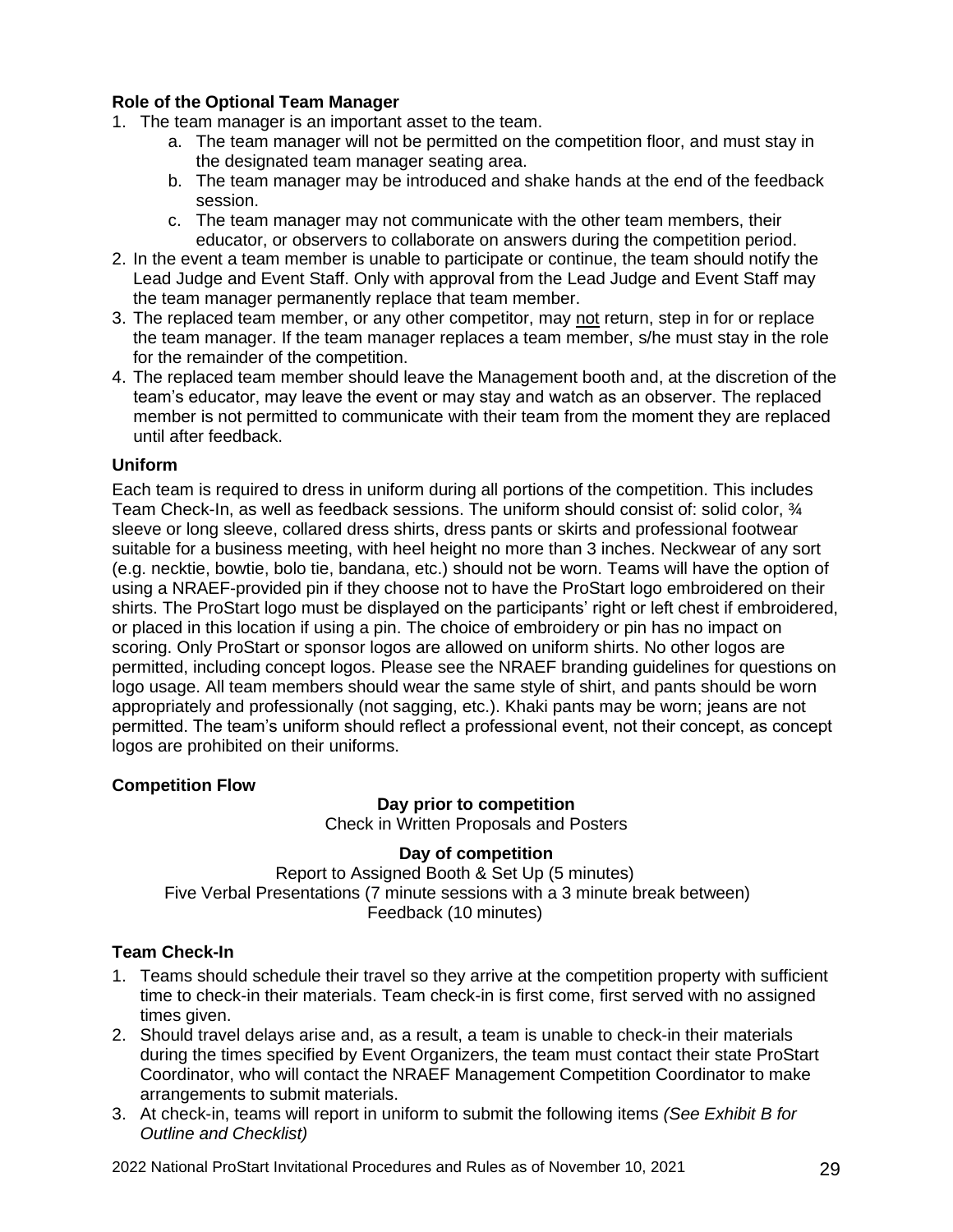**Role of the Optional Team Manager**

1. The team manager is an important asset to the team.
   a. The team manager will not be permitted on the competition floor, and must stay in the designated team manager seating area.
   b. The team manager may be introduced and shake hands at the end of the feedback session.
   c. The team manager may not communicate with the other team members, their educator, or observers to collaborate on answers during the competition period.
2. In the event a team member is unable to participate or continue, the team should notify the Lead Judge and Event Staff. Only with approval from the Lead Judge and Event Staff may the team manager permanently replace that team member.
3. The replaced team member, or any other competitor, may not return, step in for or replace the team manager. If the team manager replaces a team member, s/he must stay in the role for the remainder of the competition.
4. The replaced team member should leave the Management booth and, at the discretion of the team's educator, may leave the event or may stay and watch as an observer. The replaced member is not permitted to communicate with their team from the moment they are replaced until after feedback.

**Uniform**

Each team is required to dress in uniform during all portions of the competition. This includes Team Check-In, as well as feedback sessions. The uniform should consist of: solid color, ¾ sleeve or long sleeve, collared dress shirts, dress pants or skirts and professional footwear suitable for a business meeting, with heel height no more than 3 inches. Neckwear of any sort (e.g. necktie, bowtie, bolo tie, bandana, etc.) should not be worn. Teams will have the option of using a NRAEF-provided pin if they choose not to have the ProStart logo embroidered on their shirts. The ProStart logo must be displayed on the participants' right or left chest if embroidered, or placed in this location if using a pin. The choice of embroidery or pin has no impact on scoring. Only ProStart or sponsor logos are allowed on uniform shirts. No other logos are permitted, including concept logos. Please see the NRAEF branding guidelines for questions on logo usage. All team members should wear the same style of shirt, and pants should be worn appropriately and professionally (not sagging, etc.). Khaki pants may be worn; jeans are not permitted. The team's uniform should reflect a professional event, not their concept, as concept logos are prohibited on their uniforms.

**Competition Flow**

**Day prior to competition**
Check in Written Proposals and Posters

**Day of competition**
Report to Assigned Booth & Set Up (5 minutes)
Five Verbal Presentations (7 minute sessions with a 3 minute break between)
Feedback (10 minutes)

**Team Check-In**

1. Teams should schedule their travel so they arrive at the competition property with sufficient time to check-in their materials. Team check-in is first come, first served with no assigned times given.
2. Should travel delays arise and, as a result, a team is unable to check-in their materials during the times specified by Event Organizers, the team must contact their state ProStart Coordinator, who will contact the NRAEF Management Competition Coordinator to make arrangements to submit materials.
3. At check-in, teams will report in uniform to submit the following items *(See Exhibit B for Outline and Checklist)*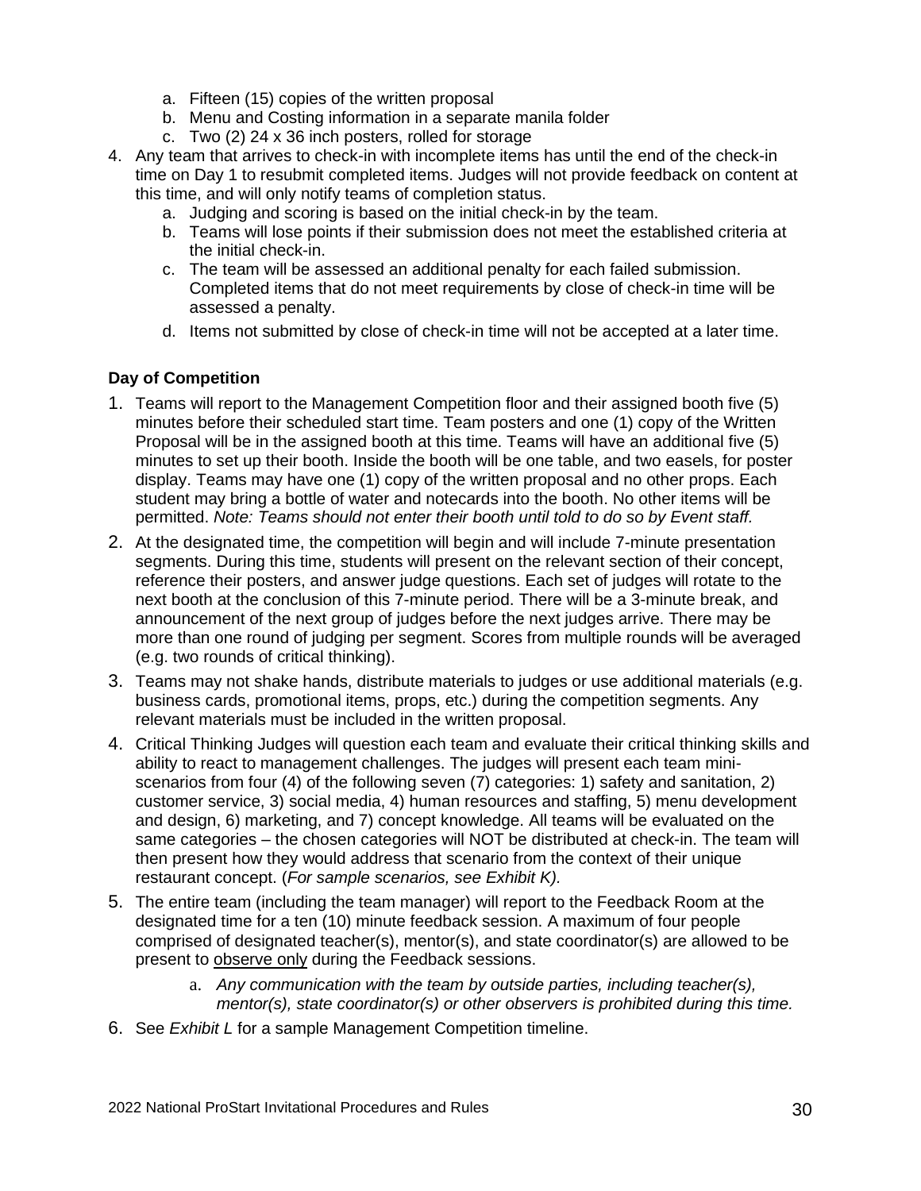a. Fifteen (15) copies of the written proposal
   b. Menu and Costing information in a separate manila folder
   c. Two (2) 24 x 36 inch posters, rolled for storage
4. Any team that arrives to check-in with incomplete items has until the end of the check-in time on Day 1 to resubmit completed items. Judges will not provide feedback on content at this time, and will only notify teams of completion status.
   a. Judging and scoring is based on the initial check-in by the team.
   b. Teams will lose points if their submission does not meet the established criteria at the initial check-in.
   c. The team will be assessed an additional penalty for each failed submission. Completed items that do not meet requirements by close of check-in time will be assessed a penalty.
   d. Items not submitted by close of check-in time will not be accepted at a later time.

**Day of Competition**

1. Teams will report to the Management Competition floor and their assigned booth five (5) minutes before their scheduled start time. Team posters and one (1) copy of the Written Proposal will be in the assigned booth at this time. Teams will have an additional five (5) minutes to set up their booth. Inside the booth will be one table, and two easels, for poster display. Teams may have one (1) copy of the written proposal and no other props. Each student may bring a bottle of water and notecards into the booth. No other items will be permitted. *Note: Teams should not enter their booth until told to do so by Event staff.*
2. At the designated time, the competition will begin and will include 7-minute presentation segments. During this time, students will present on the relevant section of their concept, reference their posters, and answer judge questions. Each set of judges will rotate to the next booth at the conclusion of this 7-minute period. There will be a 3-minute break, and announcement of the next group of judges before the next judges arrive. There may be more than one round of judging per segment. Scores from multiple rounds will be averaged (e.g. two rounds of critical thinking).
3. Teams may not shake hands, distribute materials to judges or use additional materials (e.g. business cards, promotional items, props, etc.) during the competition segments. Any relevant materials must be included in the written proposal.
4. Critical Thinking Judges will question each team and evaluate their critical thinking skills and ability to react to management challenges. The judges will present each team mini-scenarios from four (4) of the following seven (7) categories: 1) safety and sanitation, 2) customer service, 3) social media, 4) human resources and staffing, 5) menu development and design, 6) marketing, and 7) concept knowledge. All teams will be evaluated on the same categories – the chosen categories will NOT be distributed at check-in. The team will then present how they would address that scenario from the context of their unique restaurant concept. (*For sample scenarios, see Exhibit K).*
5. The entire team (including the team manager) will report to the Feedback Room at the designated time for a ten (10) minute feedback session. A maximum of four people comprised of designated teacher(s), mentor(s), and state coordinator(s) are allowed to be present to <u>observe only</u> during the Feedback sessions.
   a. *Any communication with the team by outside parties, including teacher(s), mentor(s), state coordinator(s) or other observers is prohibited during this time.*
6. See *Exhibit L* for a sample Management Competition timeline.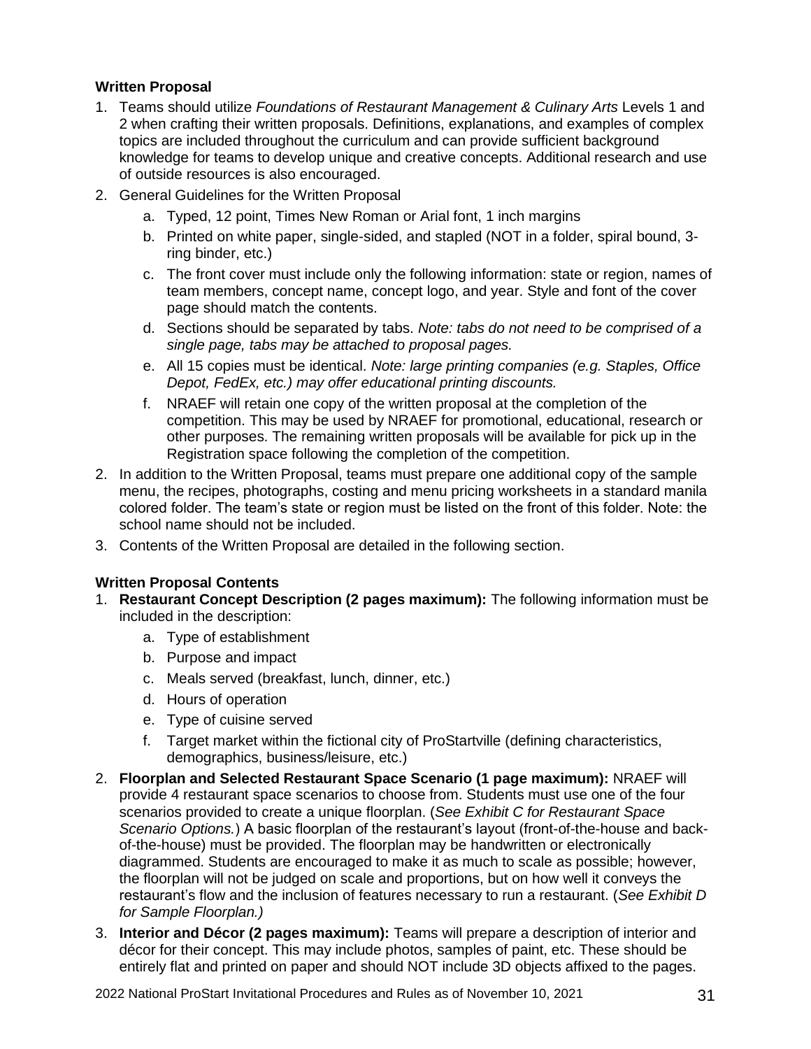**Written Proposal**

1. Teams should utilize *Foundations of Restaurant Management & Culinary Arts* Levels 1 and 2 when crafting their written proposals. Definitions, explanations, and examples of complex topics are included throughout the curriculum and can provide sufficient background knowledge for teams to develop unique and creative concepts. Additional research and use of outside resources is also encouraged.
2. General Guidelines for the Written Proposal
    a. Typed, 12 point, Times New Roman or Arial font, 1 inch margins
    b. Printed on white paper, single-sided, and stapled (NOT in a folder, spiral bound, 3-ring binder, etc.)
    c. The front cover must include only the following information: state or region, names of team members, concept name, concept logo, and year. Style and font of the cover page should match the contents.
    d. Sections should be separated by tabs. *Note: tabs do not need to be comprised of a single page, tabs may be attached to proposal pages.*
    e. All 15 copies must be identical. *Note: large printing companies (e.g. Staples, Office Depot, FedEx, etc.) may offer educational printing discounts.*
    f. NRAEF will retain one copy of the written proposal at the completion of the competition. This may be used by NRAEF for promotional, educational, research or other purposes. The remaining written proposals will be available for pick up in the Registration space following the completion of the competition.
2. In addition to the Written Proposal, teams must prepare one additional copy of the sample menu, the recipes, photographs, costing and menu pricing worksheets in a standard manila colored folder. The team's state or region must be listed on the front of this folder. Note: the school name should not be included.
3. Contents of the Written Proposal are detailed in the following section.

**Written Proposal Contents**

1. **Restaurant Concept Description (2 pages maximum):** The following information must be included in the description:
    a. Type of establishment
    b. Purpose and impact
    c. Meals served (breakfast, lunch, dinner, etc.)
    d. Hours of operation
    e. Type of cuisine served
    f. Target market within the fictional city of ProStartville (defining characteristics, demographics, business/leisure, etc.)
2. **Floorplan and Selected Restaurant Space Scenario (1 page maximum):** NRAEF will provide 4 restaurant space scenarios to choose from. Students must use one of the four scenarios provided to create a unique floorplan. (*See Exhibit C for Restaurant Space Scenario Options.*) A basic floorplan of the restaurant's layout (front-of-the-house and back-of-the-house) must be provided. The floorplan may be handwritten or electronically diagrammed. Students are encouraged to make it as much to scale as possible; however, the floorplan will not be judged on scale and proportions, but on how well it conveys the restaurant's flow and the inclusion of features necessary to run a restaurant. (*See Exhibit D for Sample Floorplan.)*
3. **Interior and Décor (2 pages maximum):** Teams will prepare a description of interior and décor for their concept. This may include photos, samples of paint, etc. These should be entirely flat and printed on paper and should NOT include 3D objects affixed to the pages.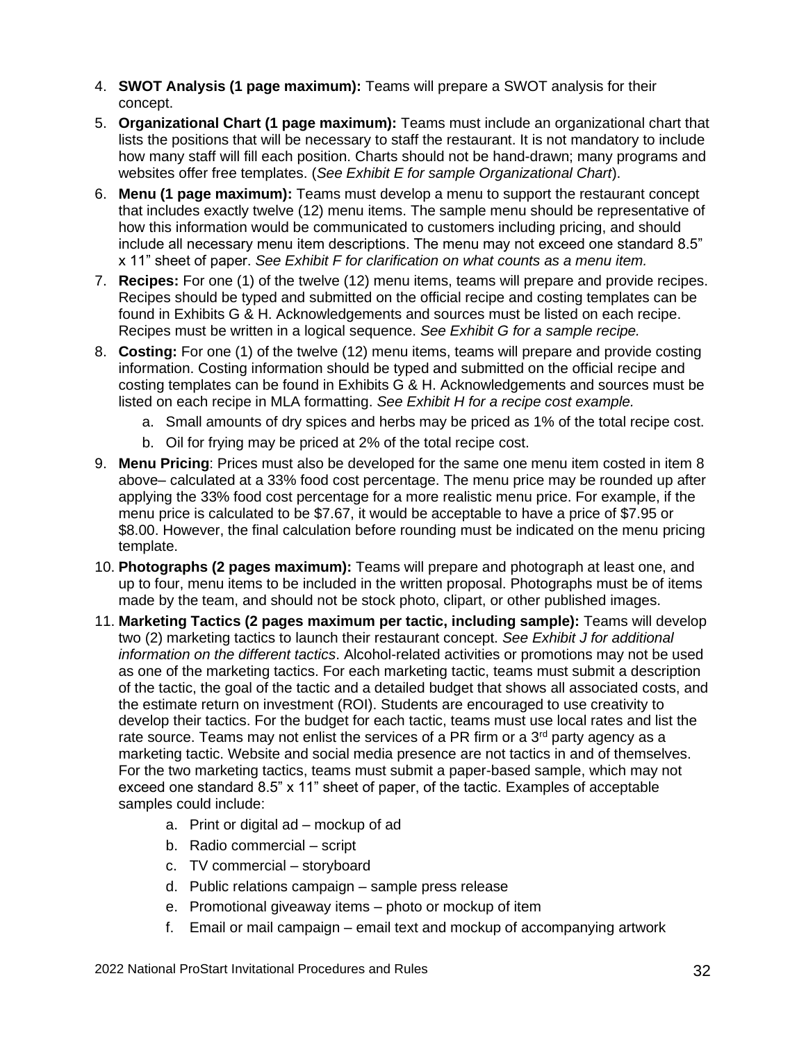4. **SWOT Analysis (1 page maximum):** Teams will prepare a SWOT analysis for their concept.
5. **Organizational Chart (1 page maximum):** Teams must include an organizational chart that lists the positions that will be necessary to staff the restaurant. It is not mandatory to include how many staff will fill each position. Charts should not be hand-drawn; many programs and websites offer free templates. (*See Exhibit E for sample Organizational Chart*).
6. **Menu (1 page maximum):** Teams must develop a menu to support the restaurant concept that includes exactly twelve (12) menu items. The sample menu should be representative of how this information would be communicated to customers including pricing, and should include all necessary menu item descriptions. The menu may not exceed one standard 8.5" x 11" sheet of paper. *See Exhibit F for clarification on what counts as a menu item.*
7. **Recipes:** For one (1) of the twelve (12) menu items, teams will prepare and provide recipes. Recipes should be typed and submitted on the official recipe and costing templates can be found in Exhibits G & H. Acknowledgements and sources must be listed on each recipe. Recipes must be written in a logical sequence. *See Exhibit G for a sample recipe.*
8. **Costing:** For one (1) of the twelve (12) menu items, teams will prepare and provide costing information. Costing information should be typed and submitted on the official recipe and costing templates can be found in Exhibits G & H. Acknowledgements and sources must be listed on each recipe in MLA formatting. *See Exhibit H for a recipe cost example.*
   a. Small amounts of dry spices and herbs may be priced as 1% of the total recipe cost.
   b. Oil for frying may be priced at 2% of the total recipe cost.
9. **Menu Pricing**: Prices must also be developed for the same one menu item costed in item 8 above– calculated at a 33% food cost percentage. The menu price may be rounded up after applying the 33% food cost percentage for a more realistic menu price. For example, if the menu price is calculated to be $7.67, it would be acceptable to have a price of $7.95 or $8.00. However, the final calculation before rounding must be indicated on the menu pricing template.
10. **Photographs (2 pages maximum):** Teams will prepare and photograph at least one, and up to four, menu items to be included in the written proposal. Photographs must be of items made by the team, and should not be stock photo, clipart, or other published images.
11. **Marketing Tactics (2 pages maximum per tactic, including sample):** Teams will develop two (2) marketing tactics to launch their restaurant concept. *See Exhibit J for additional information on the different tactics*. Alcohol-related activities or promotions may not be used as one of the marketing tactics. For each marketing tactic, teams must submit a description of the tactic, the goal of the tactic and a detailed budget that shows all associated costs, and the estimate return on investment (ROI). Students are encouraged to use creativity to develop their tactics. For the budget for each tactic, teams must use local rates and list the rate source. Teams may not enlist the services of a PR firm or a 3rd party agency as a marketing tactic. Website and social media presence are not tactics in and of themselves. For the two marketing tactics, teams must submit a paper-based sample, which may not exceed one standard 8.5" x 11" sheet of paper, of the tactic. Examples of acceptable samples could include:
    a. Print or digital ad – mockup of ad
    b. Radio commercial – script
    c. TV commercial – storyboard
    d. Public relations campaign – sample press release
    e. Promotional giveaway items – photo or mockup of item
    f. Email or mail campaign – email text and mockup of accompanying artwork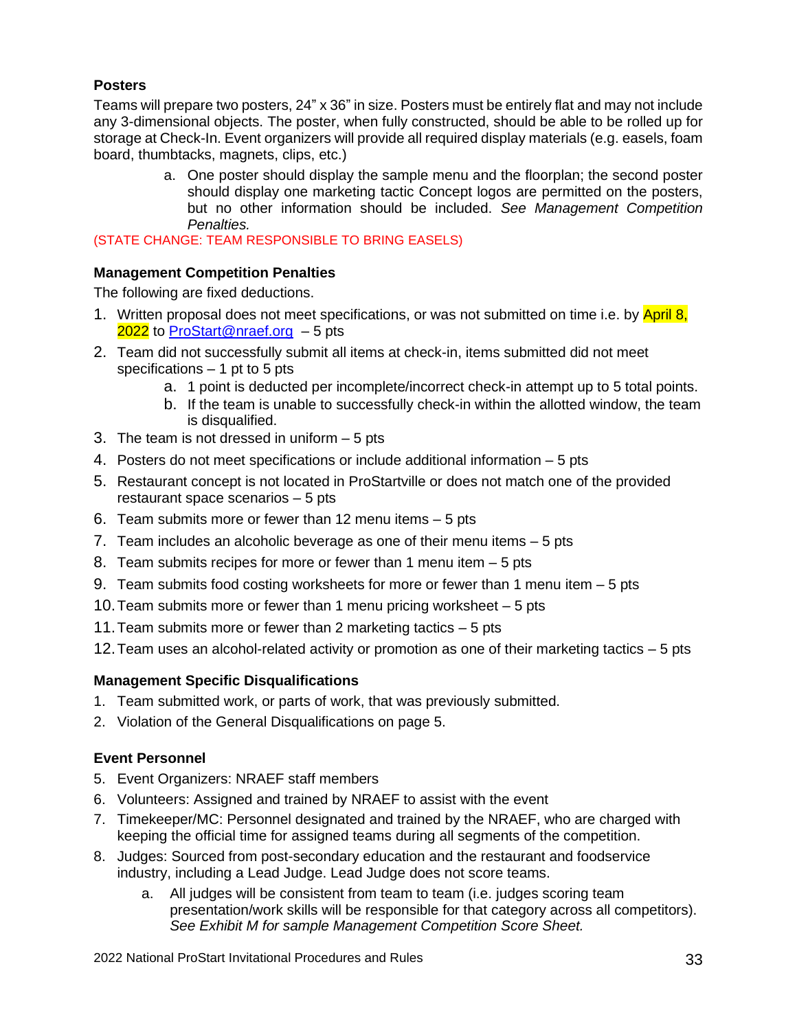**Posters**

Teams will prepare two posters, 24" x 36" in size. Posters must be entirely flat and may not include any 3-dimensional objects. The poster, when fully constructed, should be able to be rolled up for storage at Check-In. Event organizers will provide all required display materials (e.g. easels, foam board, thumbtacks, magnets, clips, etc.)

a. One poster should display the sample menu and the floorplan; the second poster should display one marketing tactic Concept logos are permitted on the posters, but no other information should be included. *See Management Competition Penalties.*

(STATE CHANGE: TEAM RESPONSIBLE TO BRING EASELS)

**Management Competition Penalties**

The following are fixed deductions.

1. Written proposal does not meet specifications, or was not submitted on time i.e. by April 8, 2022 to [ProStart@nraef.org](mailto:ProStart@nraef.org) – 5 pts
2. Team did not successfully submit all items at check-in, items submitted did not meet specifications – 1 pt to 5 pts
   a. 1 point is deducted per incomplete/incorrect check-in attempt up to 5 total points.
   b. If the team is unable to successfully check-in within the allotted window, the team is disqualified.
3. The team is not dressed in uniform – 5 pts
4. Posters do not meet specifications or include additional information – 5 pts
5. Restaurant concept is not located in ProStartville or does not match one of the provided restaurant space scenarios – 5 pts
6. Team submits more or fewer than 12 menu items – 5 pts
7. Team includes an alcoholic beverage as one of their menu items – 5 pts
8. Team submits recipes for more or fewer than 1 menu item – 5 pts
9. Team submits food costing worksheets for more or fewer than 1 menu item – 5 pts
10. Team submits more or fewer than 1 menu pricing worksheet – 5 pts
11. Team submits more or fewer than 2 marketing tactics – 5 pts
12. Team uses an alcohol-related activity or promotion as one of their marketing tactics – 5 pts

**Management Specific Disqualifications**

1. Team submitted work, or parts of work, that was previously submitted.
2. Violation of the General Disqualifications on page 5.

**Event Personnel**

5. Event Organizers: NRAEF staff members
6. Volunteers: Assigned and trained by NRAEF to assist with the event
7. Timekeeper/MC: Personnel designated and trained by the NRAEF, who are charged with keeping the official time for assigned teams during all segments of the competition.
8. Judges: Sourced from post-secondary education and the restaurant and foodservice industry, including a Lead Judge. Lead Judge does not score teams.
   a. All judges will be consistent from team to team (i.e. judges scoring team presentation/work skills will be responsible for that category across all competitors). *See Exhibit M for sample Management Competition Score Sheet.*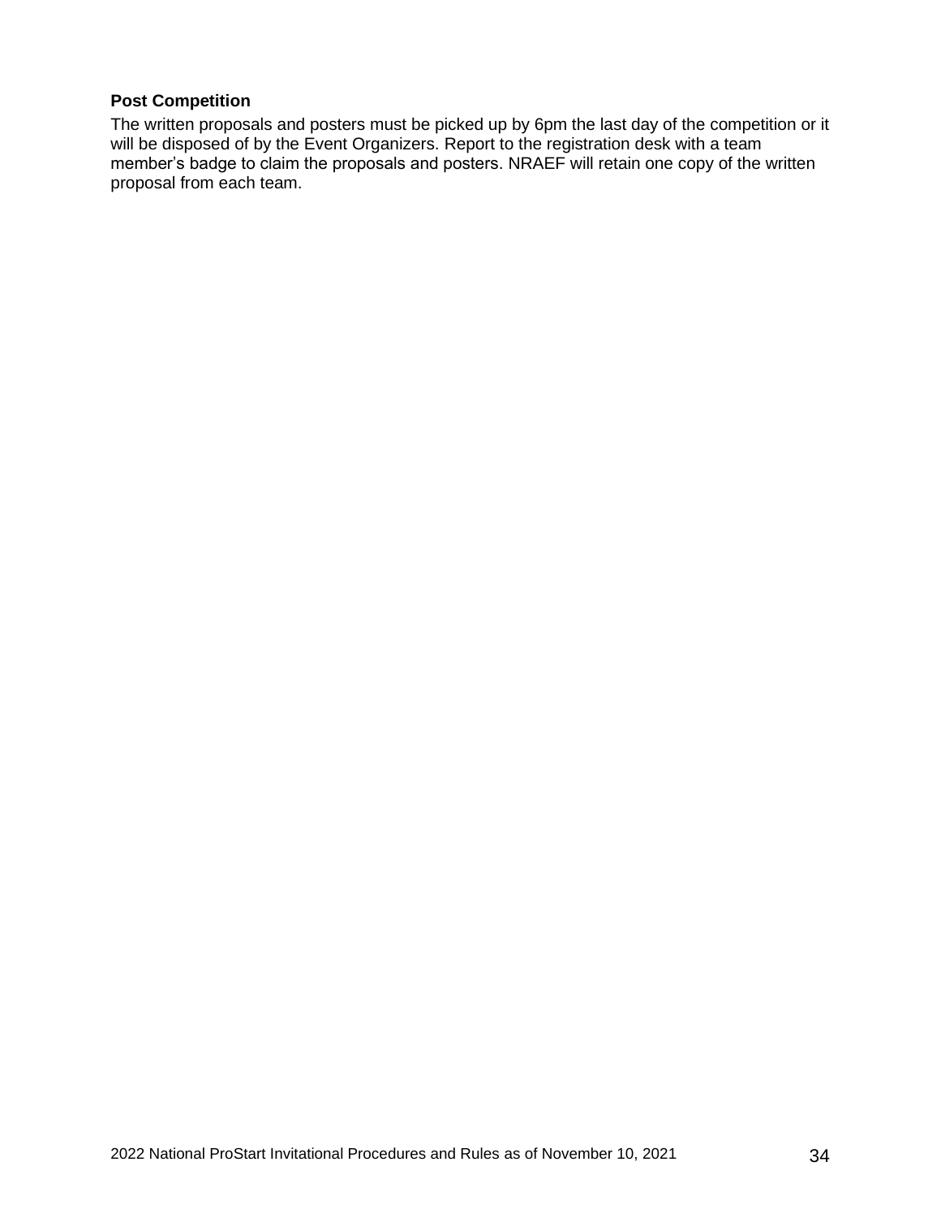**Post Competition**

The written proposals and posters must be picked up by 6pm the last day of the competition or it will be disposed of by the Event Organizers. Report to the registration desk with a team member's badge to claim the proposals and posters. NRAEF will retain one copy of the written proposal from each team.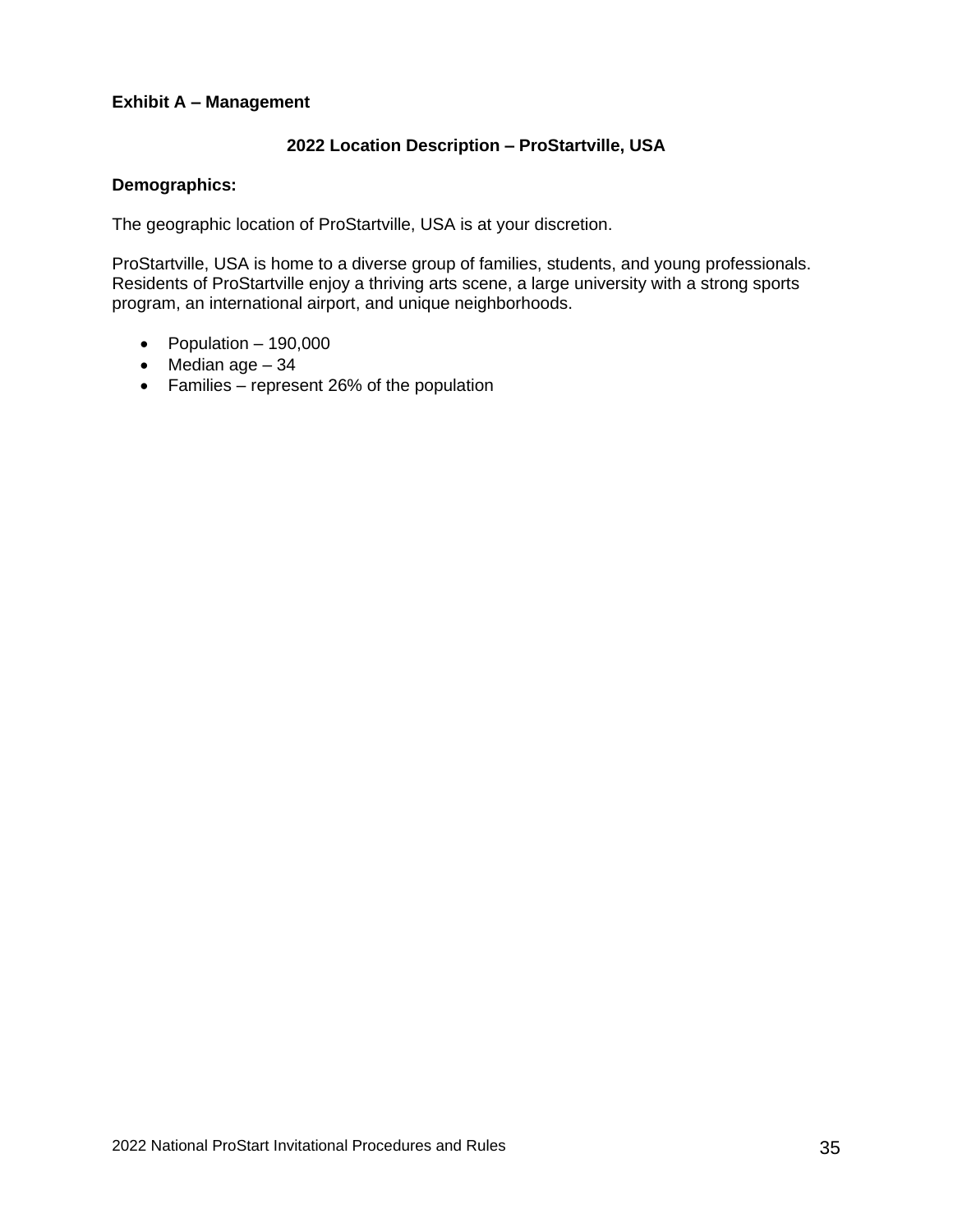**Exhibit A – Management**

## 2022 Location Description – ProStartville, USA

**Demographics:**

The geographic location of ProStartville, USA is at your discretion.

ProStartville, USA is home to a diverse group of families, students, and young professionals. Residents of ProStartville enjoy a thriving arts scene, a large university with a strong sports program, an international airport, and unique neighborhoods.

- Population – 190,000
- Median age – 34
- Families – represent 26% of the population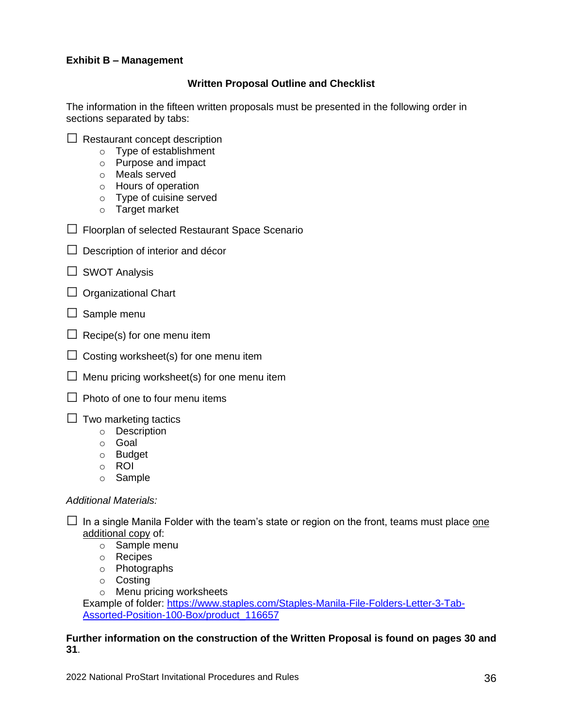**Exhibit B – Management**

**Written Proposal Outline and Checklist**

The information in the fifteen written proposals must be presented in the following order in sections separated by tabs:

- ☐ Restaurant concept description
  - Type of establishment
  - Purpose and impact
  - Meals served
  - Hours of operation
  - Type of cuisine served
  - Target market
- ☐ Floorplan of selected Restaurant Space Scenario
- ☐ Description of interior and décor
- ☐ SWOT Analysis
- ☐ Organizational Chart
- ☐ Sample menu
- ☐ Recipe(s) for one menu item
- ☐ Costing worksheet(s) for one menu item
- ☐ Menu pricing worksheet(s) for one menu item
- ☐ Photo of one to four menu items
- ☐ Two marketing tactics
  - Description
  - Goal
  - Budget
  - ROI
  - Sample

*Additional Materials:*

- ☐ In a single Manila Folder with the team's state or region on the front, teams must place <u>one additional copy</u> of:
  - Sample menu
  - Recipes
  - Photographs
  - Costing
  - Menu pricing worksheets

  Example of folder: [https://www.staples.com/Staples-Manila-File-Folders-Letter-3-Tab-Assorted-Position-100-Box/product_116657](https://www.staples.com/Staples-Manila-File-Folders-Letter-3-Tab-Assorted-Position-100-Box/product_116657)

**Further information on the construction of the Written Proposal is found on pages 30 and 31**.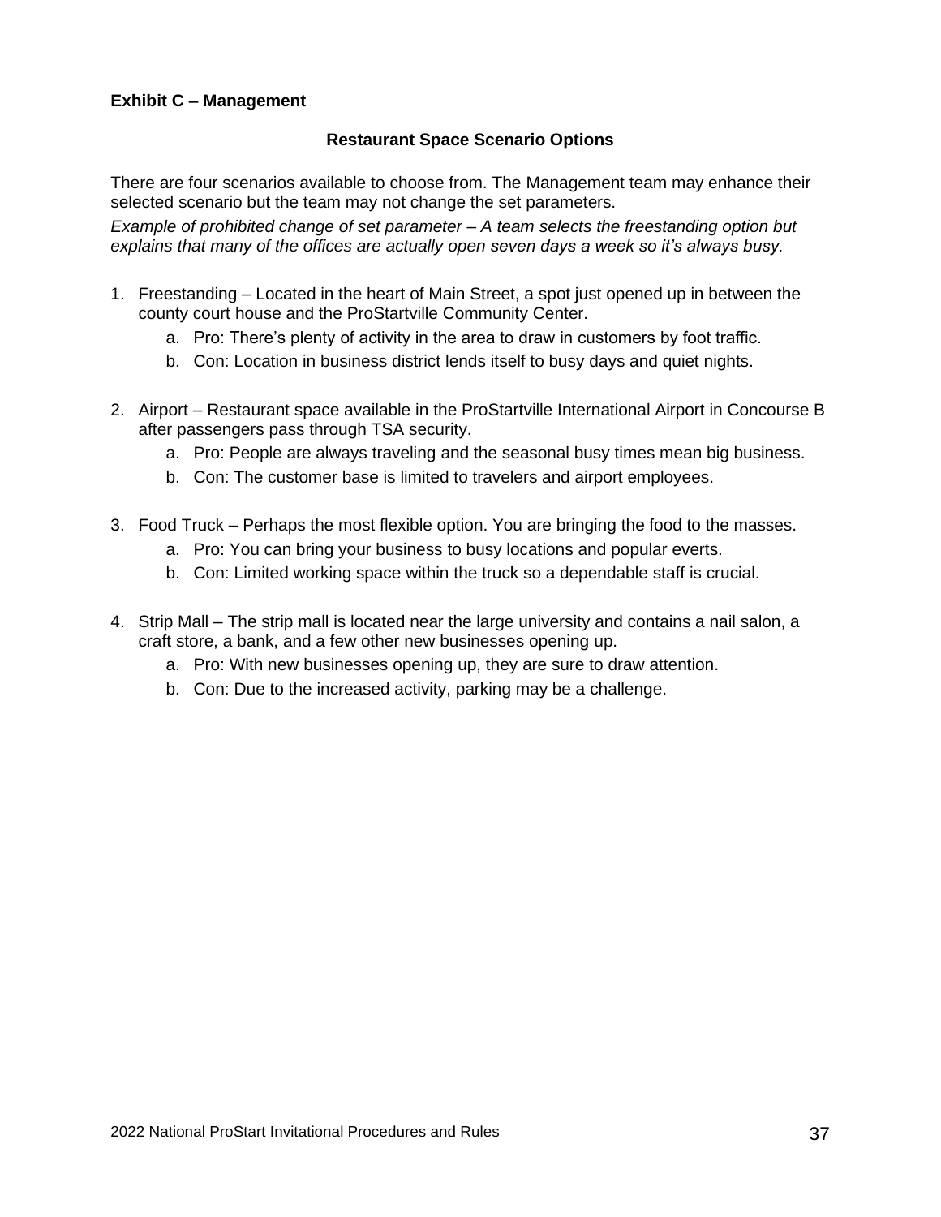**Exhibit C – Management**

**Restaurant Space Scenario Options**

There are four scenarios available to choose from. The Management team may enhance their selected scenario but the team may not change the set parameters.

*Example of prohibited change of set parameter – A team selects the freestanding option but explains that many of the offices are actually open seven days a week so it's always busy.*

1. Freestanding – Located in the heart of Main Street, a spot just opened up in between the county court house and the ProStartville Community Center.
   a. Pro: There's plenty of activity in the area to draw in customers by foot traffic.
   b. Con: Location in business district lends itself to busy days and quiet nights.

2. Airport – Restaurant space available in the ProStartville International Airport in Concourse B after passengers pass through TSA security.
   a. Pro: People are always traveling and the seasonal busy times mean big business.
   b. Con: The customer base is limited to travelers and airport employees.

3. Food Truck – Perhaps the most flexible option. You are bringing the food to the masses.
   a. Pro: You can bring your business to busy locations and popular everts.
   b. Con: Limited working space within the truck so a dependable staff is crucial.

4. Strip Mall – The strip mall is located near the large university and contains a nail salon, a craft store, a bank, and a few other new businesses opening up.
   a. Pro: With new businesses opening up, they are sure to draw attention.
   b. Con: Due to the increased activity, parking may be a challenge.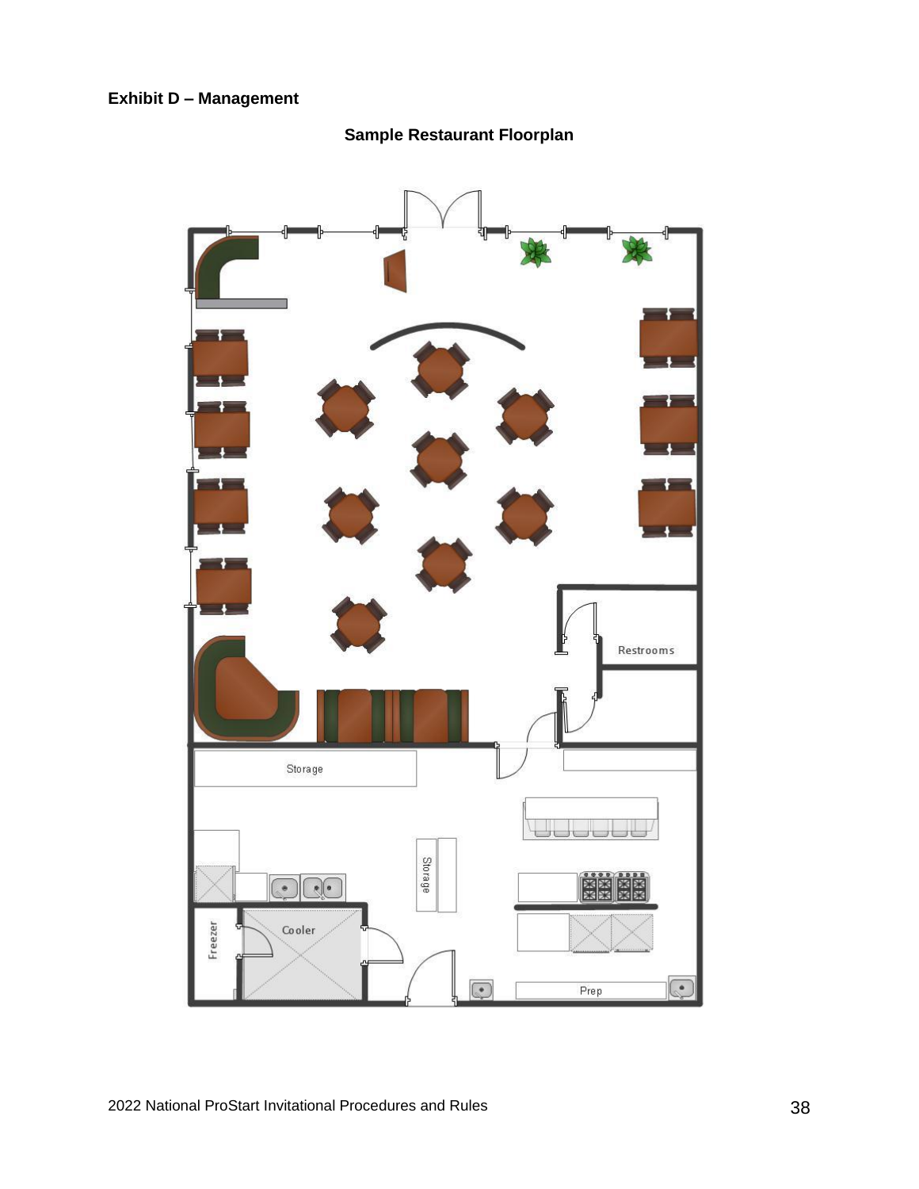**Exhibit D – Management**

**Sample Restaurant Floorplan**

Restrooms

Storage

Storage

Cooler

Freezer

Prep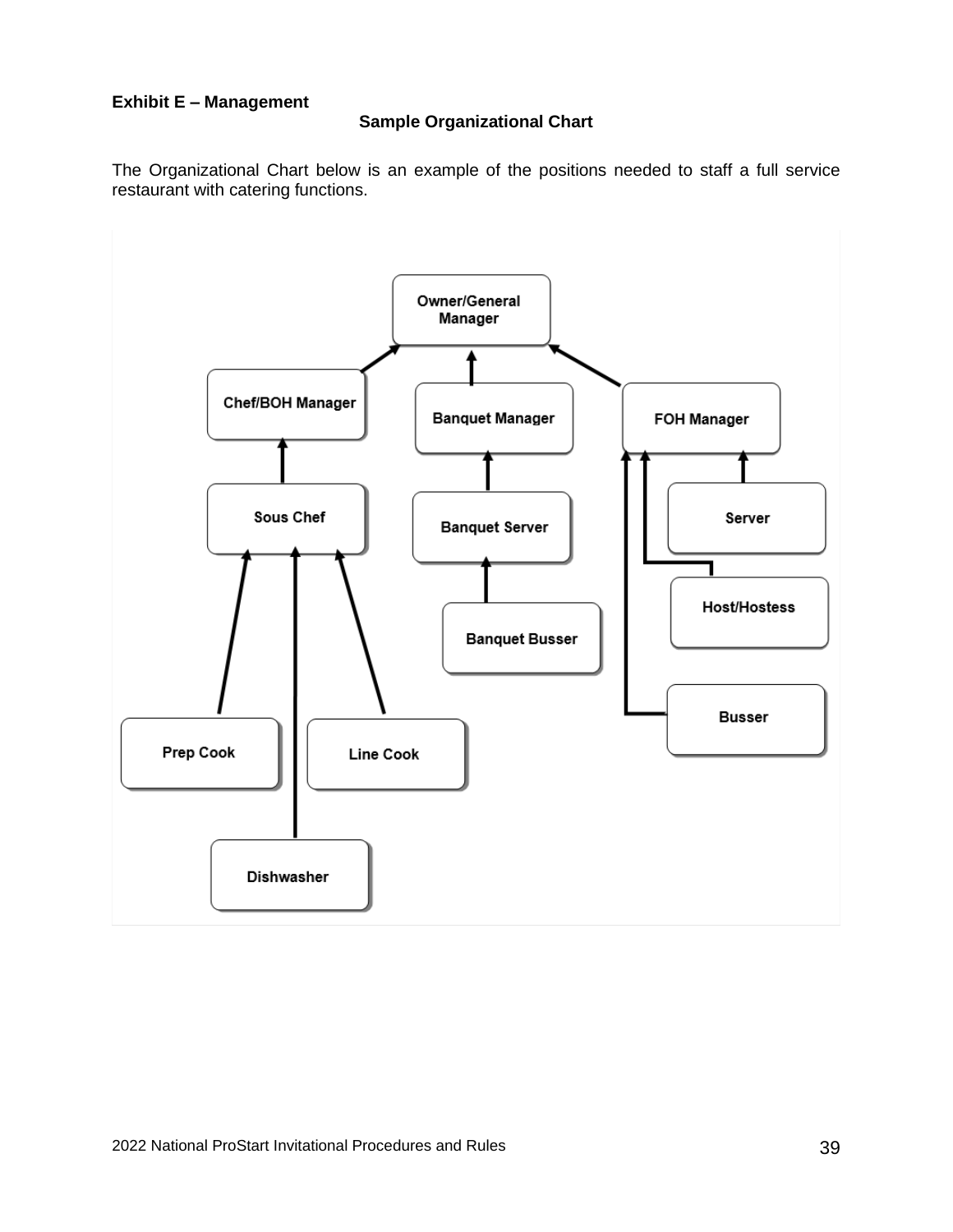**Exhibit E – Management**

**Sample Organizational Chart**

The Organizational Chart below is an example of the positions needed to staff a full service restaurant with catering functions.

Owner/General Manager

Chef/BOH Manager

Banquet Manager

FOH Manager

Sous Chef

Banquet Server

Server

Host/Hostess

Banquet Busser

Busser

Prep Cook

Line Cook

Dishwasher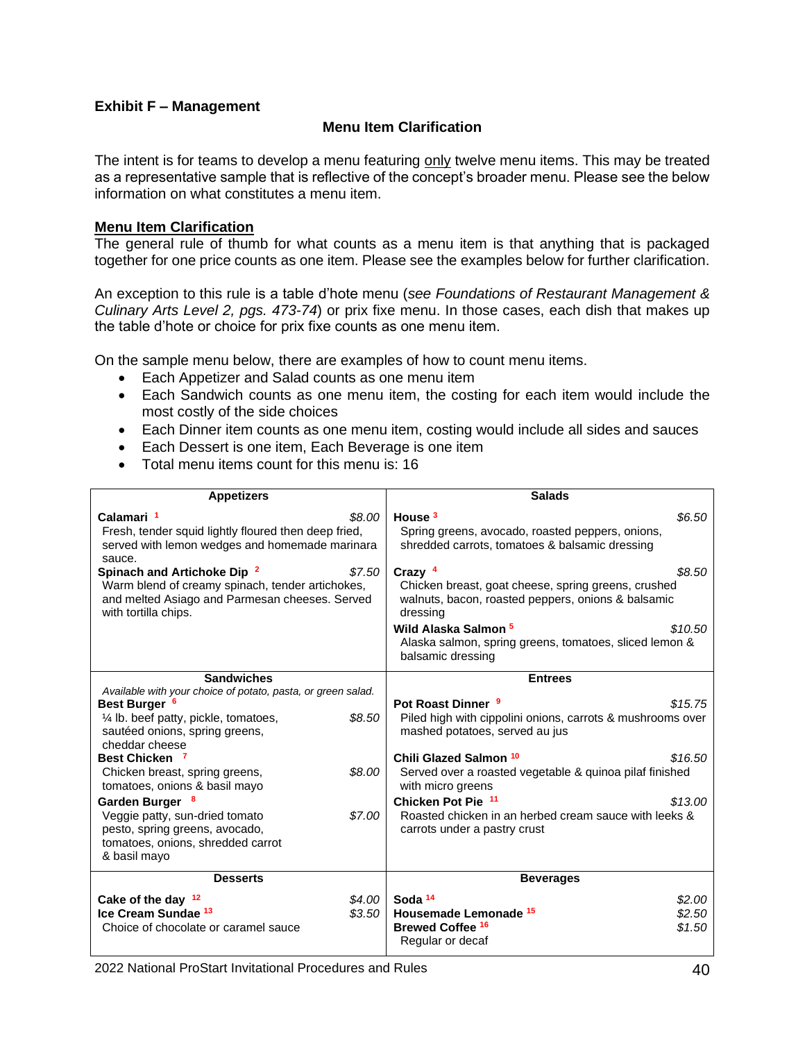**Exhibit F – Management**

## Menu Item Clarification

The intent is for teams to develop a menu featuring only twelve menu items. This may be treated as a representative sample that is reflective of the concept's broader menu. Please see the below information on what constitutes a menu item.

**Menu Item Clarification**

The general rule of thumb for what counts as a menu item is that anything that is packaged together for one price counts as one item. Please see the examples below for further clarification.

An exception to this rule is a table d'hote menu (*see Foundations of Restaurant Management & Culinary Arts Level 2, pgs. 473-74*) or prix fixe menu. In those cases, each dish that makes up the table d'hote or choice for prix fixe counts as one menu item.

On the sample menu below, there are examples of how to count menu items.

- Each Appetizer and Salad counts as one menu item
- Each Sandwich counts as one menu item, the costing for each item would include the most costly of the side choices
- Each Dinner item counts as one menu item, costing would include all sides and sauces
- Each Dessert is one item, Each Beverage is one item
- Total menu items count for this menu is: 16

| Appetizers | Salads |
|---|---|
| **Calamari** [1] *$8.00*<br>Fresh, tender squid lightly floured then deep fried, served with lemon wedges and homemade marinara sauce.<br>**Spinach and Artichoke Dip** [2] *$7.50*<br>Warm blend of creamy spinach, tender artichokes, and melted Asiago and Parmesan cheeses. Served with tortilla chips. | **House** [3] *$6.50*<br>Spring greens, avocado, roasted peppers, onions, shredded carrots, tomatoes & balsamic dressing<br>**Crazy** [4] *$8.50*<br>Chicken breast, goat cheese, spring greens, crushed walnuts, bacon, roasted peppers, onions & balsamic dressing<br>**Wild Alaska Salmon** [5] *$10.50*<br>Alaska salmon, spring greens, tomatoes, sliced lemon & balsamic dressing |
| **Sandwiches** | **Entrees** |
| *Available with your choice of potato, pasta, or green salad.*<br>**Best Burger** [6] *$8.50*<br>¼ lb. beef patty, pickle, tomatoes, sautéed onions, spring greens, cheddar cheese<br>**Best Chicken** [7] *$8.00*<br>Chicken breast, spring greens, tomatoes, onions & basil mayo<br>**Garden Burger** [8] *$7.00*<br>Veggie patty, sun-dried tomato pesto, spring greens, avocado, tomatoes, onions, shredded carrot & basil mayo | **Pot Roast Dinner** [9] *$15.75*<br>Piled high with cippolini onions, carrots & mushrooms over mashed potatoes, served au jus<br>**Chili Glazed Salmon** [10] *$16.50*<br>Served over a roasted vegetable & quinoa pilaf finished with micro greens<br>**Chicken Pot Pie** [11] *$13.00*<br>Roasted chicken in an herbed cream sauce with leeks & carrots under a pastry crust |
| **Desserts** | **Beverages** |
| **Cake of the day** [12] *$4.00*<br>**Ice Cream Sundae** [13] *$3.50*<br>Choice of chocolate or caramel sauce | **Soda** [14] *$2.00*<br>**Housemade Lemonade** [15] *$2.50*<br>**Brewed Coffee** [16] *$1.50*<br>Regular or decaf |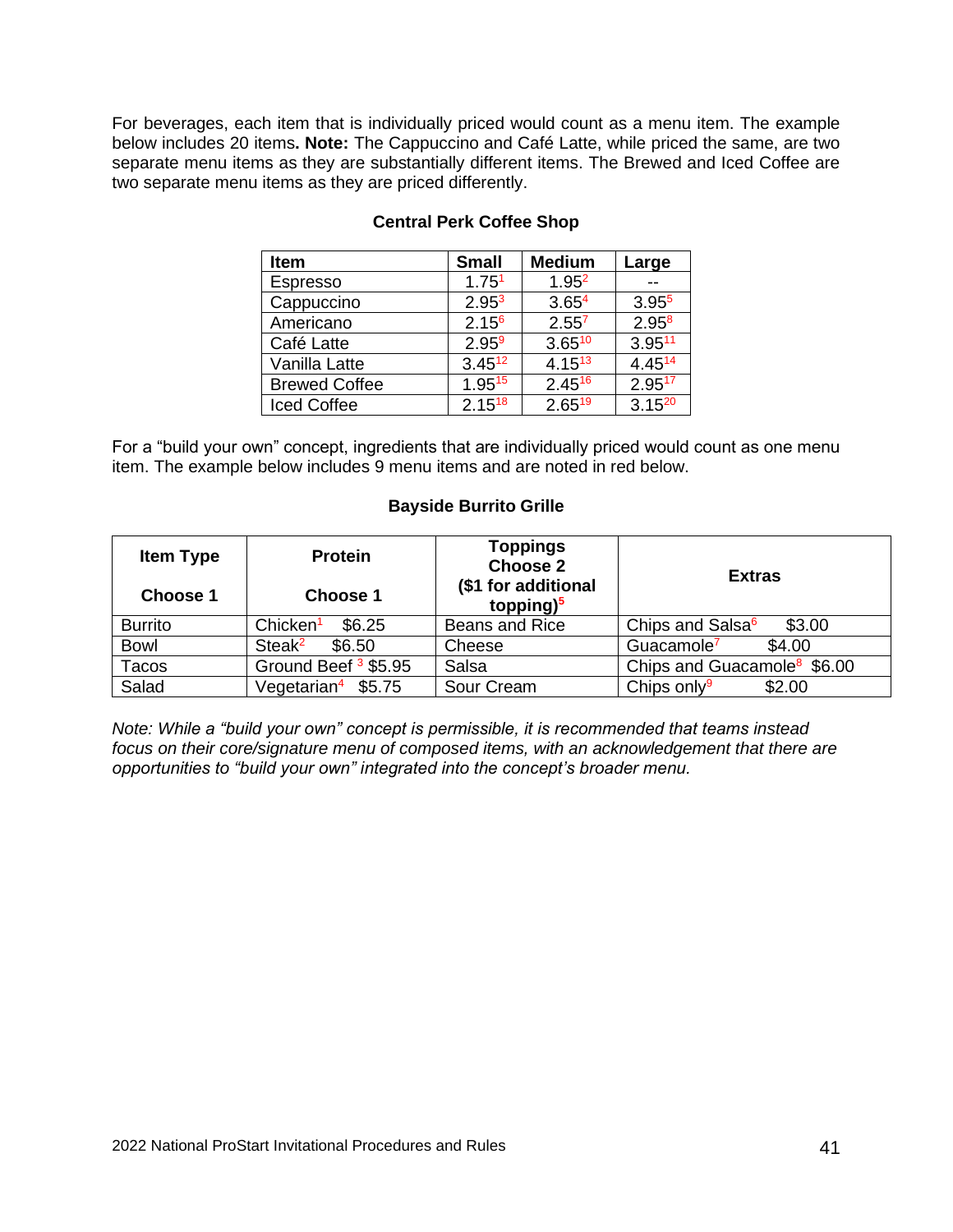For beverages, each item that is individually priced would count as a menu item. The example below includes 20 items**. Note:** The Cappuccino and Café Latte, while priced the same, are two separate menu items as they are substantially different items. The Brewed and Iced Coffee are two separate menu items as they are priced differently.

**Central Perk Coffee Shop**

| Item | Small | Medium | Large |
|---|---|---|---|
| Espresso | 1.75[1] | 1.95[2] | -- |
| Cappuccino | 2.95[3] | 3.65[4] | 3.95[5] |
| Americano | 2.15[6] | 2.55[7] | 2.95[8] |
| Café Latte | 2.95[9] | 3.65[10] | 3.95[11] |
| Vanilla Latte | 3.45[12] | 4.15[13] | 4.45[14] |
| Brewed Coffee | 1.95[15] | 2.45[16] | 2.95[17] |
| Iced Coffee | 2.15[18] | 2.65[19] | 3.15[20] |

For a "build your own" concept, ingredients that are individually priced would count as one menu item. The example below includes 9 menu items and are noted in red below.

**Bayside Burrito Grille**

| Item Type Choose 1 | Protein Choose 1 | Toppings Choose 2 ($1 for additional topping)[5] | Extras |
|---|---|---|---|
| Burrito | Chicken[1] $6.25 | Beans and Rice | Chips and Salsa[6] $3.00 |
| Bowl | Steak[2] $6.50 | Cheese | Guacamole[7] $4.00 |
| Tacos | Ground Beef [3] $5.95 | Salsa | Chips and Guacamole[8] $6.00 |
| Salad | Vegetarian[4] $5.75 | Sour Cream | Chips only[9] $2.00 |

*Note: While a "build your own" concept is permissible, it is recommended that teams instead focus on their core/signature menu of composed items, with an acknowledgement that there are opportunities to "build your own" integrated into the concept's broader menu.*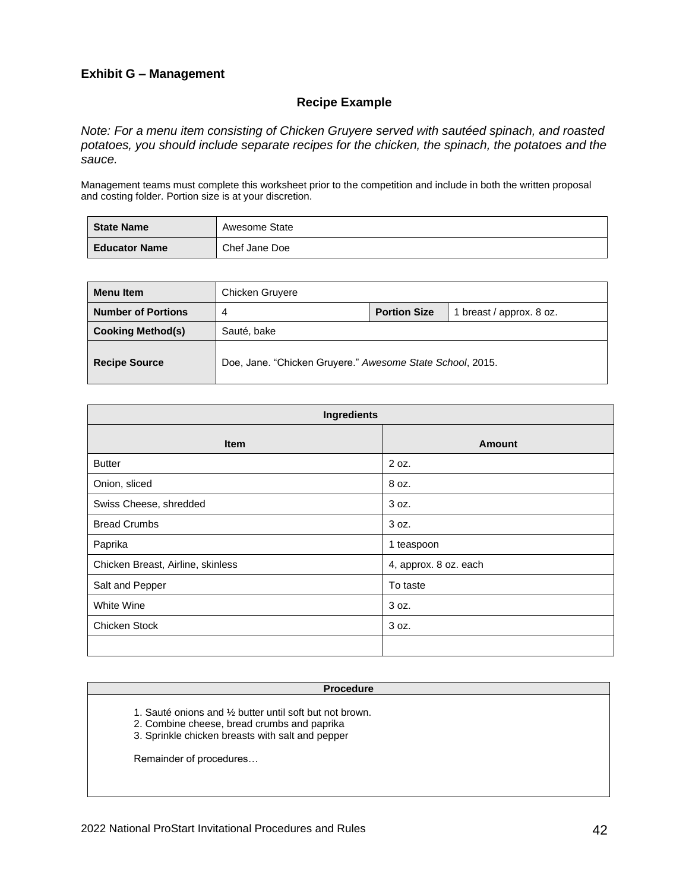**Exhibit G – Management**

## Recipe Example

*Note: For a menu item consisting of Chicken Gruyere served with sautéed spinach, and roasted potatoes, you should include separate recipes for the chicken, the spinach, the potatoes and the sauce.*

Management teams must complete this worksheet prior to the competition and include in both the written proposal and costing folder. Portion size is at your discretion.

| **State Name** | Awesome State |
|---|---|
| **Educator Name** | Chef Jane Doe |

| **Menu Item** | Chicken Gruyere | | |
|---|---|---|---|
| **Number of Portions** | 4 | **Portion Size** | 1 breast / approx. 8 oz. |
| **Cooking Method(s)** | Sauté, bake | | |
| **Recipe Source** | Doe, Jane. "Chicken Gruyere." *Awesome State School*, 2015. | | |

| **Ingredients** | |
|---|---|
| **Item** | **Amount** |
| Butter | 2 oz. |
| Onion, sliced | 8 oz. |
| Swiss Cheese, shredded | 3 oz. |
| Bread Crumbs | 3 oz. |
| Paprika | 1 teaspoon |
| Chicken Breast, Airline, skinless | 4, approx. 8 oz. each |
| Salt and Pepper | To taste |
| White Wine | 3 oz. |
| Chicken Stock | 3 oz. |
| | |

| **Procedure** |
|---|
| 1. Sauté onions and ½ butter until soft but not brown.<br>2. Combine cheese, bread crumbs and paprika<br>3. Sprinkle chicken breasts with salt and pepper<br><br>Remainder of procedures… |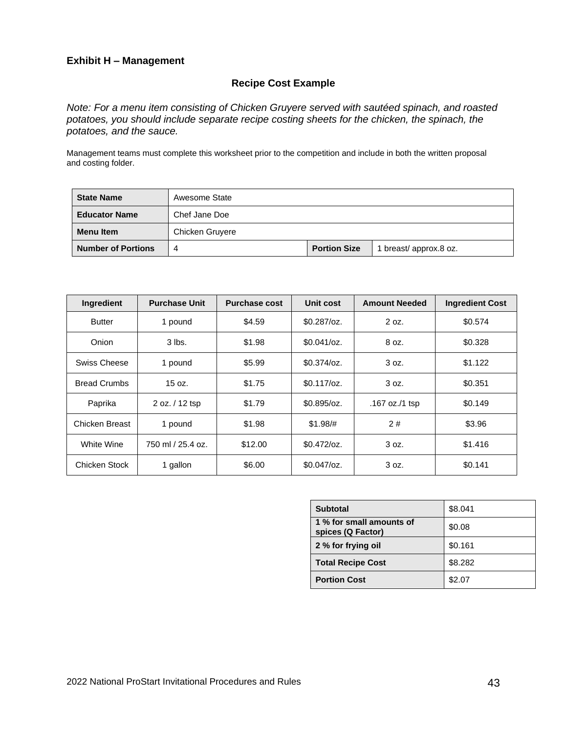**Exhibit H – Management**

## Recipe Cost Example

*Note: For a menu item consisting of Chicken Gruyere served with sautéed spinach, and roasted potatoes, you should include separate recipe costing sheets for the chicken, the spinach, the potatoes, and the sauce.*

Management teams must complete this worksheet prior to the competition and include in both the written proposal and costing folder.

| **State Name** | Awesome State | | |
|---|---|---|---|
| **Educator Name** | Chef Jane Doe | | |
| **Menu Item** | Chicken Gruyere | | |
| **Number of Portions** | 4 | **Portion Size** | 1 breast/ approx.8 oz. |

| Ingredient | Purchase Unit | Purchase cost | Unit cost | Amount Needed | Ingredient Cost |
|---|---|---|---|---|---|
| Butter | 1 pound | $4.59 | $0.287/oz. | 2 oz. | $0.574 |
| Onion | 3 lbs. | $1.98 | $0.041/oz. | 8 oz. | $0.328 |
| Swiss Cheese | 1 pound | $5.99 | $0.374/oz. | 3 oz. | $1.122 |
| Bread Crumbs | 15 oz. | $1.75 | $0.117/oz. | 3 oz. | $0.351 |
| Paprika | 2 oz. / 12 tsp | $1.79 | $0.895/oz. | .167 oz./1 tsp | $0.149 |
| Chicken Breast | 1 pound | $1.98 | $1.98/# | 2 # | $3.96 |
| White Wine | 750 ml / 25.4 oz. | $12.00 | $0.472/oz. | 3 oz. | $1.416 |
| Chicken Stock | 1 gallon | $6.00 | $0.047/oz. | 3 oz. | $0.141 |

| | |
|---|---|
| **Subtotal** | $8.041 |
| **1 % for small amounts of spices (Q Factor)** | $0.08 |
| **2 % for frying oil** | $0.161 |
| **Total Recipe Cost** | $8.282 |
| **Portion Cost** | $2.07 |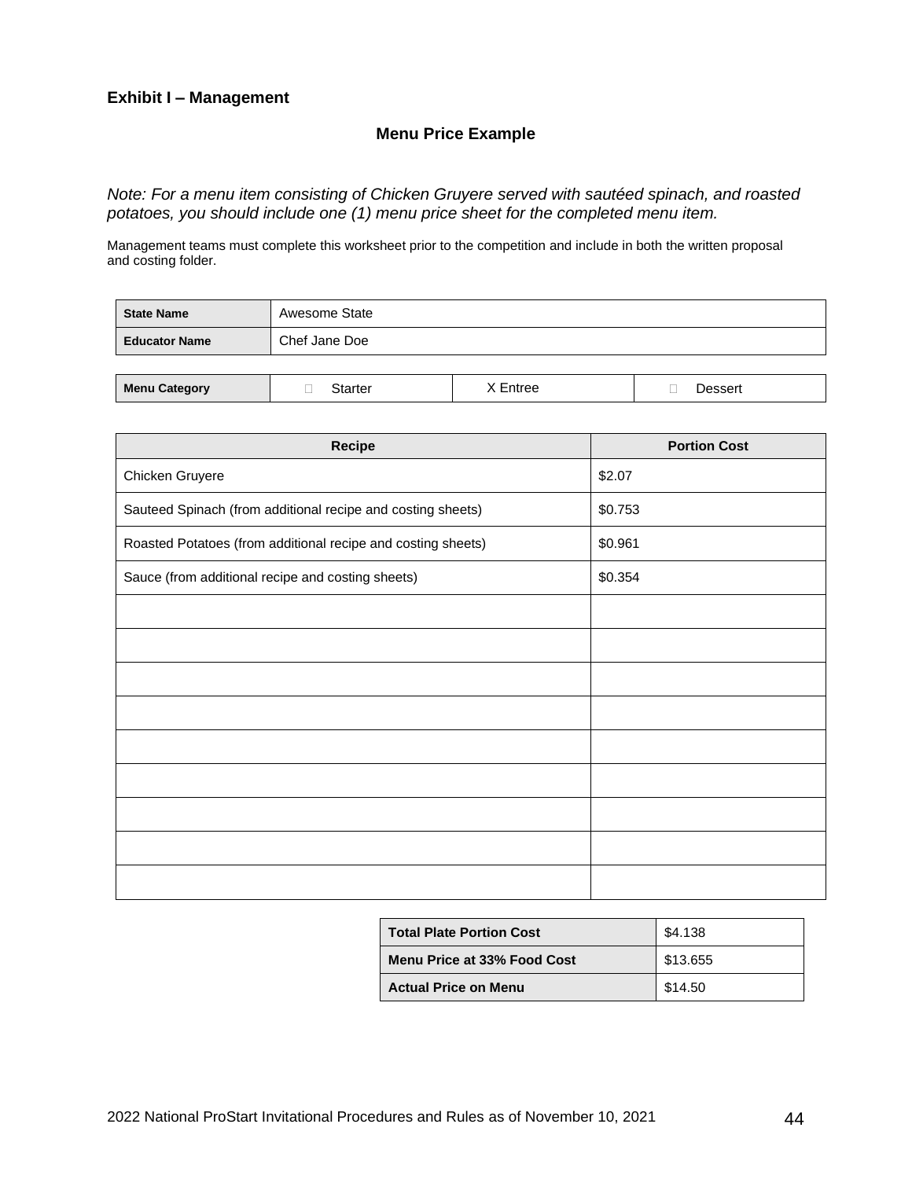**Exhibit I – Management**

## Menu Price Example

*Note: For a menu item consisting of Chicken Gruyere served with sautéed spinach, and roasted potatoes, you should include one (1) menu price sheet for the completed menu item.*

Management teams must complete this worksheet prior to the competition and include in both the written proposal and costing folder.

| **State Name** | Awesome State |
|---|---|
| **Educator Name** | Chef Jane Doe |

| **Menu Category** | ☐ Starter | X Entree | ☐ Dessert |
|---|---|---|---|

| Recipe | Portion Cost |
|---|---|
| Chicken Gruyere | $2.07 |
| Sauteed Spinach (from additional recipe and costing sheets) | $0.753 |
| Roasted Potatoes (from additional recipe and costing sheets) | $0.961 |
| Sauce (from additional recipe and costing sheets) | $0.354 |
| | |
| | |
| | |
| | |
| | |
| | |
| | |
| | |
| | |

| **Total Plate Portion Cost** | $4.138 |
|---|---|
| **Menu Price at 33% Food Cost** | $13.655 |
| **Actual Price on Menu** | $14.50 |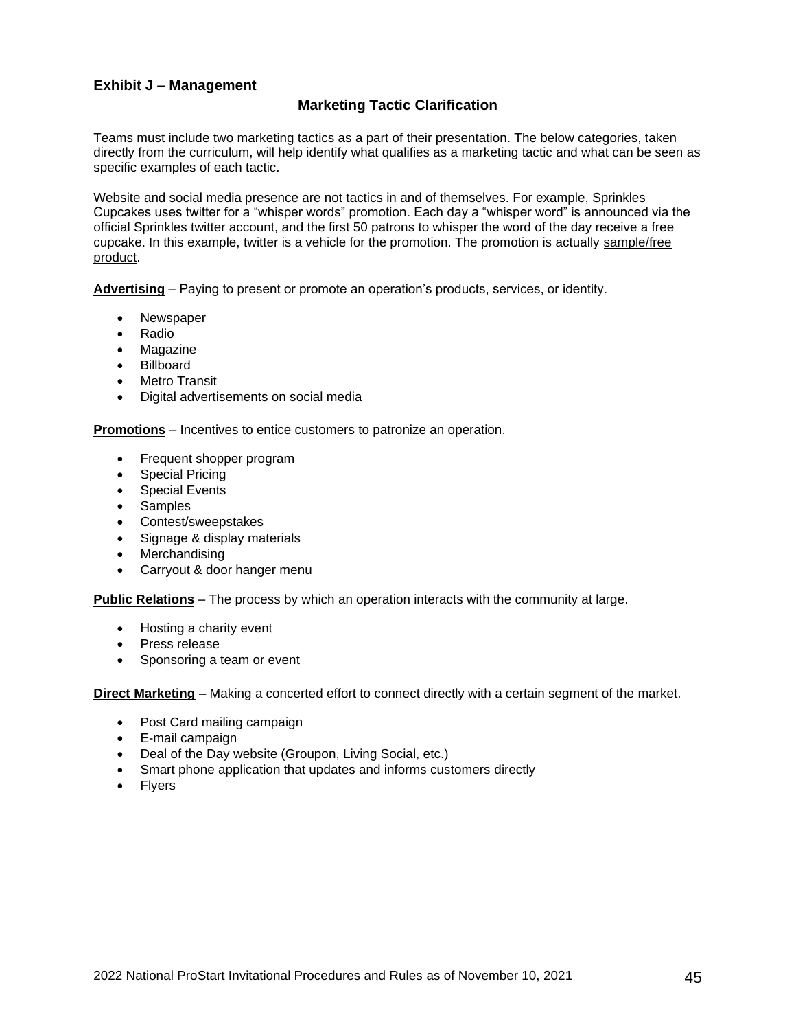## Exhibit J – Management

### Marketing Tactic Clarification

Teams must include two marketing tactics as a part of their presentation. The below categories, taken directly from the curriculum, will help identify what qualifies as a marketing tactic and what can be seen as specific examples of each tactic.

Website and social media presence are not tactics in and of themselves. For example, Sprinkles Cupcakes uses twitter for a "whisper words" promotion. Each day a "whisper word" is announced via the official Sprinkles twitter account, and the first 50 patrons to whisper the word of the day receive a free cupcake. In this example, twitter is a vehicle for the promotion. The promotion is actually sample/free product.

**Advertising** – Paying to present or promote an operation's products, services, or identity.

- Newspaper
- Radio
- Magazine
- Billboard
- Metro Transit
- Digital advertisements on social media

**Promotions** – Incentives to entice customers to patronize an operation.

- Frequent shopper program
- Special Pricing
- Special Events
- Samples
- Contest/sweepstakes
- Signage & display materials
- Merchandising
- Carryout & door hanger menu

**Public Relations** – The process by which an operation interacts with the community at large.

- Hosting a charity event
- Press release
- Sponsoring a team or event

**Direct Marketing** – Making a concerted effort to connect directly with a certain segment of the market.

- Post Card mailing campaign
- E-mail campaign
- Deal of the Day website (Groupon, Living Social, etc.)
- Smart phone application that updates and informs customers directly
- Flyers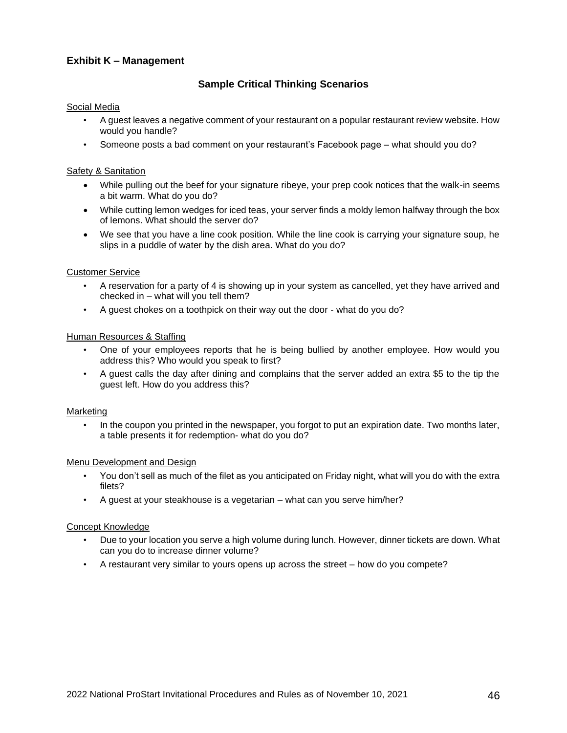## Exhibit K – Management

### Sample Critical Thinking Scenarios

Social Media

- A guest leaves a negative comment of your restaurant on a popular restaurant review website. How would you handle?
- Someone posts a bad comment on your restaurant's Facebook page – what should you do?

Safety & Sanitation

- While pulling out the beef for your signature ribeye, your prep cook notices that the walk-in seems a bit warm. What do you do?
- While cutting lemon wedges for iced teas, your server finds a moldy lemon halfway through the box of lemons. What should the server do?
- We see that you have a line cook position. While the line cook is carrying your signature soup, he slips in a puddle of water by the dish area. What do you do?

Customer Service

- A reservation for a party of 4 is showing up in your system as cancelled, yet they have arrived and checked in – what will you tell them?
- A guest chokes on a toothpick on their way out the door - what do you do?

Human Resources & Staffing

- One of your employees reports that he is being bullied by another employee. How would you address this? Who would you speak to first?
- A guest calls the day after dining and complains that the server added an extra $5 to the tip the guest left. How do you address this?

Marketing

- In the coupon you printed in the newspaper, you forgot to put an expiration date. Two months later, a table presents it for redemption- what do you do?

Menu Development and Design

- You don't sell as much of the filet as you anticipated on Friday night, what will you do with the extra filets?
- A guest at your steakhouse is a vegetarian – what can you serve him/her?

Concept Knowledge

- Due to your location you serve a high volume during lunch. However, dinner tickets are down. What can you do to increase dinner volume?
- A restaurant very similar to yours opens up across the street – how do you compete?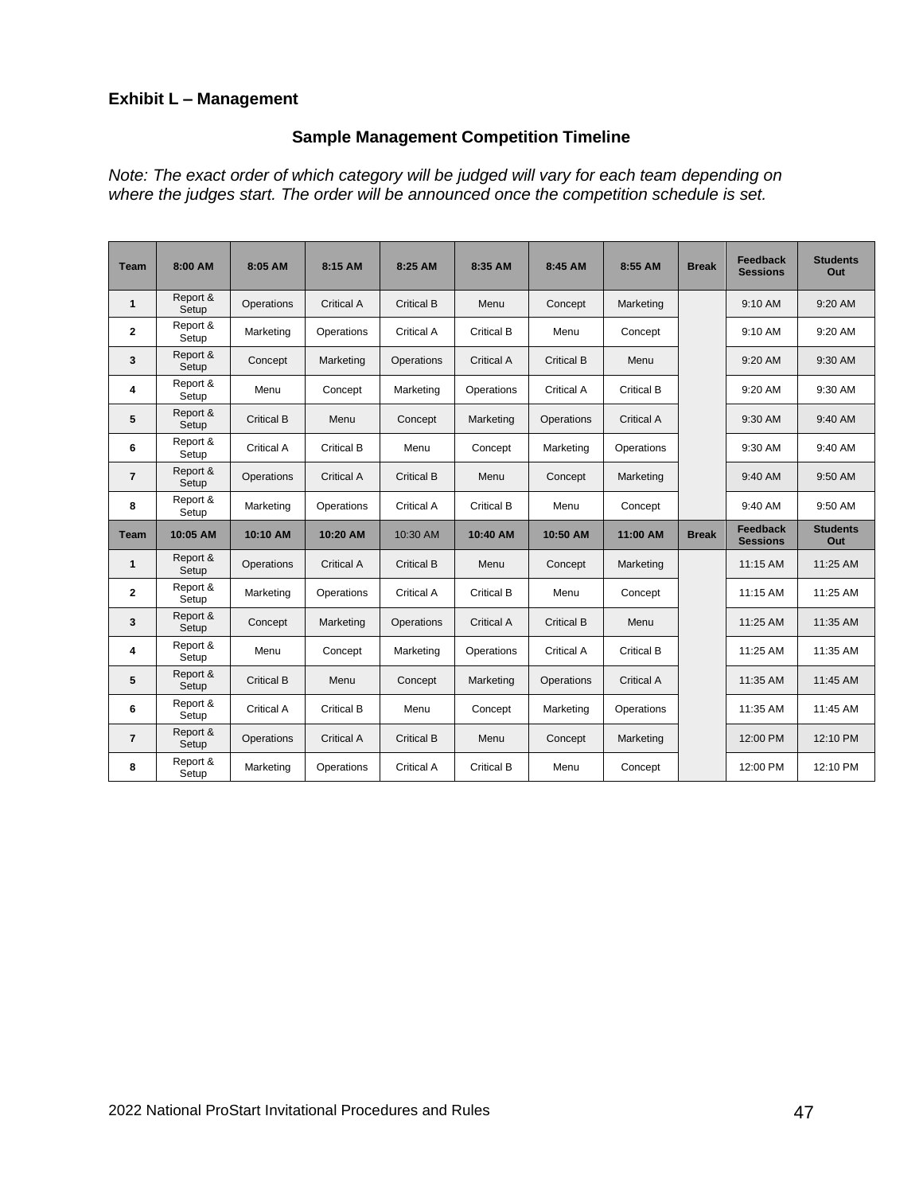**Exhibit L – Management**

### Sample Management Competition Timeline

*Note: The exact order of which category will be judged will vary for each team depending on where the judges start. The order will be announced once the competition schedule is set.*

| Team | 8:00 AM | 8:05 AM | 8:15 AM | 8:25 AM | 8:35 AM | 8:45 AM | 8:55 AM | Break | Feedback Sessions | Students Out |
|---|---|---|---|---|---|---|---|---|---|---|
| 1 | Report & Setup | Operations | Critical A | Critical B | Menu | Concept | Marketing | | 9:10 AM | 9:20 AM |
| 2 | Report & Setup | Marketing | Operations | Critical A | Critical B | Menu | Concept | | 9:10 AM | 9:20 AM |
| 3 | Report & Setup | Concept | Marketing | Operations | Critical A | Critical B | Menu | | 9:20 AM | 9:30 AM |
| 4 | Report & Setup | Menu | Concept | Marketing | Operations | Critical A | Critical B | | 9:20 AM | 9:30 AM |
| 5 | Report & Setup | Critical B | Menu | Concept | Marketing | Operations | Critical A | | 9:30 AM | 9:40 AM |
| 6 | Report & Setup | Critical A | Critical B | Menu | Concept | Marketing | Operations | | 9:30 AM | 9:40 AM |
| 7 | Report & Setup | Operations | Critical A | Critical B | Menu | Concept | Marketing | | 9:40 AM | 9:50 AM |
| 8 | Report & Setup | Marketing | Operations | Critical A | Critical B | Menu | Concept | | 9:40 AM | 9:50 AM |
| **Team** | **10:05 AM** | **10:10 AM** | **10:20 AM** | 10:30 AM | **10:40 AM** | **10:50 AM** | **11:00 AM** | **Break** | **Feedback Sessions** | **Students Out** |
| 1 | Report & Setup | Operations | Critical A | Critical B | Menu | Concept | Marketing | | 11:15 AM | 11:25 AM |
| 2 | Report & Setup | Marketing | Operations | Critical A | Critical B | Menu | Concept | | 11:15 AM | 11:25 AM |
| 3 | Report & Setup | Concept | Marketing | Operations | Critical A | Critical B | Menu | | 11:25 AM | 11:35 AM |
| 4 | Report & Setup | Menu | Concept | Marketing | Operations | Critical A | Critical B | | 11:25 AM | 11:35 AM |
| 5 | Report & Setup | Critical B | Menu | Concept | Marketing | Operations | Critical A | | 11:35 AM | 11:45 AM |
| 6 | Report & Setup | Critical A | Critical B | Menu | Concept | Marketing | Operations | | 11:35 AM | 11:45 AM |
| 7 | Report & Setup | Operations | Critical A | Critical B | Menu | Concept | Marketing | | 12:00 PM | 12:10 PM |
| 8 | Report & Setup | Marketing | Operations | Critical A | Critical B | Menu | Concept | | 12:00 PM | 12:10 PM |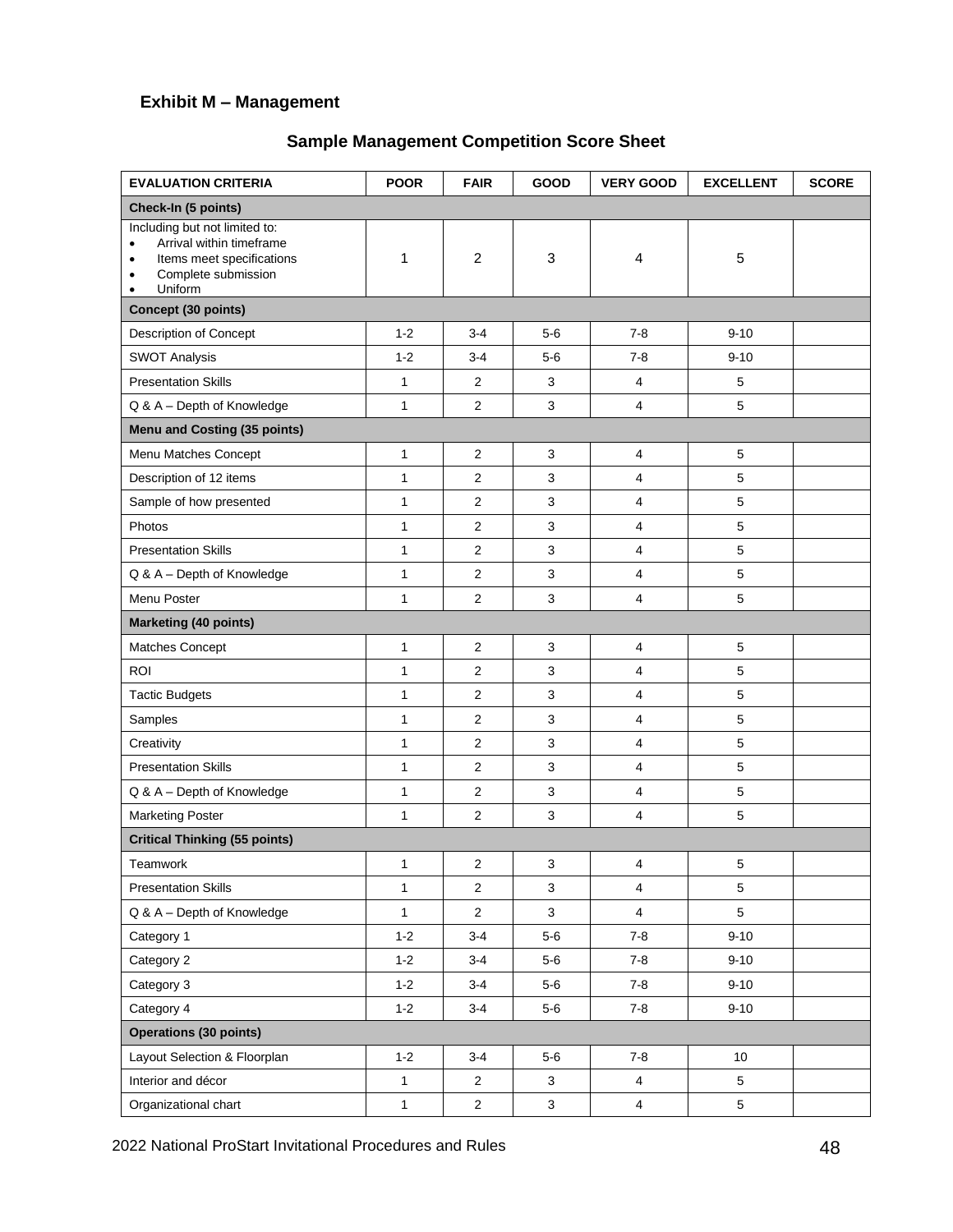## Exhibit M – Management

### Sample Management Competition Score Sheet

| EVALUATION CRITERIA | POOR | FAIR | GOOD | VERY GOOD | EXCELLENT | SCORE |
|---|---|---|---|---|---|---|
| **Check-In (5 points)** | | | | | | |
| Including but not limited to: <br>• Arrival within timeframe <br>• Items meet specifications <br>• Complete submission <br>• Uniform | 1 | 2 | 3 | 4 | 5 | |
| **Concept (30 points)** | | | | | | |
| Description of Concept | 1-2 | 3-4 | 5-6 | 7-8 | 9-10 | |
| SWOT Analysis | 1-2 | 3-4 | 5-6 | 7-8 | 9-10 | |
| Presentation Skills | 1 | 2 | 3 | 4 | 5 | |
| Q & A – Depth of Knowledge | 1 | 2 | 3 | 4 | 5 | |
| **Menu and Costing (35 points)** | | | | | | |
| Menu Matches Concept | 1 | 2 | 3 | 4 | 5 | |
| Description of 12 items | 1 | 2 | 3 | 4 | 5 | |
| Sample of how presented | 1 | 2 | 3 | 4 | 5 | |
| Photos | 1 | 2 | 3 | 4 | 5 | |
| Presentation Skills | 1 | 2 | 3 | 4 | 5 | |
| Q & A – Depth of Knowledge | 1 | 2 | 3 | 4 | 5 | |
| Menu Poster | 1 | 2 | 3 | 4 | 5 | |
| **Marketing (40 points)** | | | | | | |
| Matches Concept | 1 | 2 | 3 | 4 | 5 | |
| ROI | 1 | 2 | 3 | 4 | 5 | |
| Tactic Budgets | 1 | 2 | 3 | 4 | 5 | |
| Samples | 1 | 2 | 3 | 4 | 5 | |
| Creativity | 1 | 2 | 3 | 4 | 5 | |
| Presentation Skills | 1 | 2 | 3 | 4 | 5 | |
| Q & A – Depth of Knowledge | 1 | 2 | 3 | 4 | 5 | |
| Marketing Poster | 1 | 2 | 3 | 4 | 5 | |
| **Critical Thinking (55 points)** | | | | | | |
| Teamwork | 1 | 2 | 3 | 4 | 5 | |
| Presentation Skills | 1 | 2 | 3 | 4 | 5 | |
| Q & A – Depth of Knowledge | 1 | 2 | 3 | 4 | 5 | |
| Category 1 | 1-2 | 3-4 | 5-6 | 7-8 | 9-10 | |
| Category 2 | 1-2 | 3-4 | 5-6 | 7-8 | 9-10 | |
| Category 3 | 1-2 | 3-4 | 5-6 | 7-8 | 9-10 | |
| Category 4 | 1-2 | 3-4 | 5-6 | 7-8 | 9-10 | |
| **Operations (30 points)** | | | | | | |
| Layout Selection & Floorplan | 1-2 | 3-4 | 5-6 | 7-8 | 10 | |
| Interior and décor | 1 | 2 | 3 | 4 | 5 | |
| Organizational chart | 1 | 2 | 3 | 4 | 5 | |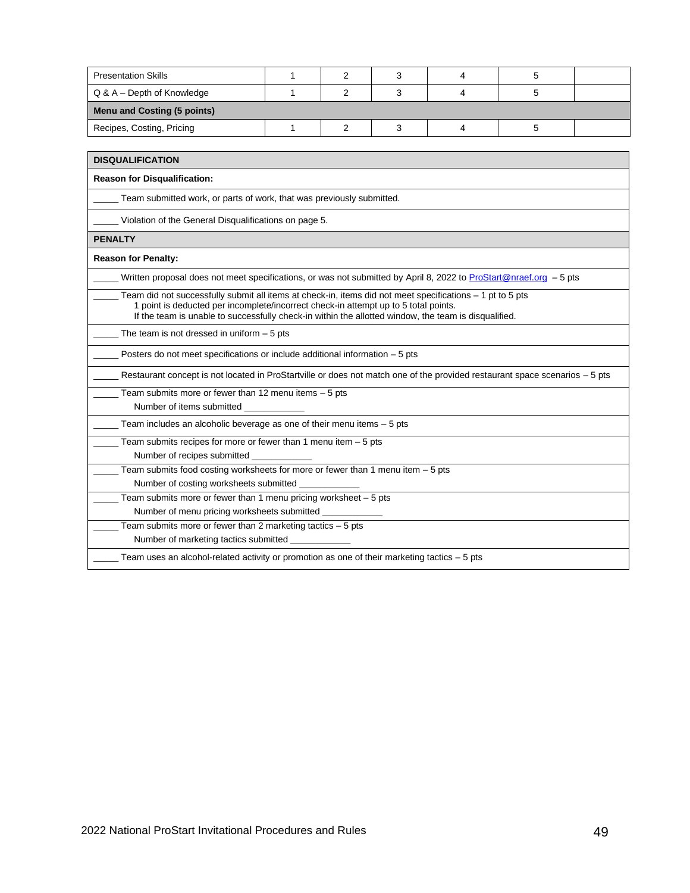| | | | | | | |
|---|---|---|---|---|---|---|
| Presentation Skills | 1 | 2 | 3 | 4 | 5 | |
| Q & A – Depth of Knowledge | 1 | 2 | 3 | 4 | 5 | |
| **Menu and Costing (5 points)** | | | | | | |
| Recipes, Costing, Pricing | 1 | 2 | 3 | 4 | 5 | |

| **DISQUALIFICATION** |
|---|
| **Reason for Disqualification:** |
| _____ Team submitted work, or parts of work, that was previously submitted. |
| _____ Violation of the General Disqualifications on page 5. |
| **PENALTY** |
| **Reason for Penalty:** |
| _____ Written proposal does not meet specifications, or was not submitted by April 8, 2022 to ProStart@nraef.org – 5 pts |
| _____ Team did not successfully submit all items at check-in, items did not meet specifications – 1 pt to 5 pts<br>1 point is deducted per incomplete/incorrect check-in attempt up to 5 total points.<br>If the team is unable to successfully check-in within the allotted window, the team is disqualified. |
| _____ The team is not dressed in uniform – 5 pts |
| _____ Posters do not meet specifications or include additional information – 5 pts |
| _____ Restaurant concept is not located in ProStartville or does not match one of the provided restaurant space scenarios – 5 pts |
| _____ Team submits more or fewer than 12 menu items – 5 pts<br>Number of items submitted ____________ |
| _____ Team includes an alcoholic beverage as one of their menu items – 5 pts |
| _____ Team submits recipes for more or fewer than 1 menu item – 5 pts<br>Number of recipes submitted ____________ |
| _____ Team submits food costing worksheets for more or fewer than 1 menu item – 5 pts<br>Number of costing worksheets submitted ____________ |
| _____ Team submits more or fewer than 1 menu pricing worksheet – 5 pts<br>Number of menu pricing worksheets submitted ____________ |
| _____ Team submits more or fewer than 2 marketing tactics – 5 pts<br>Number of marketing tactics submitted ____________ |
| _____ Team uses an alcohol-related activity or promotion as one of their marketing tactics – 5 pts |